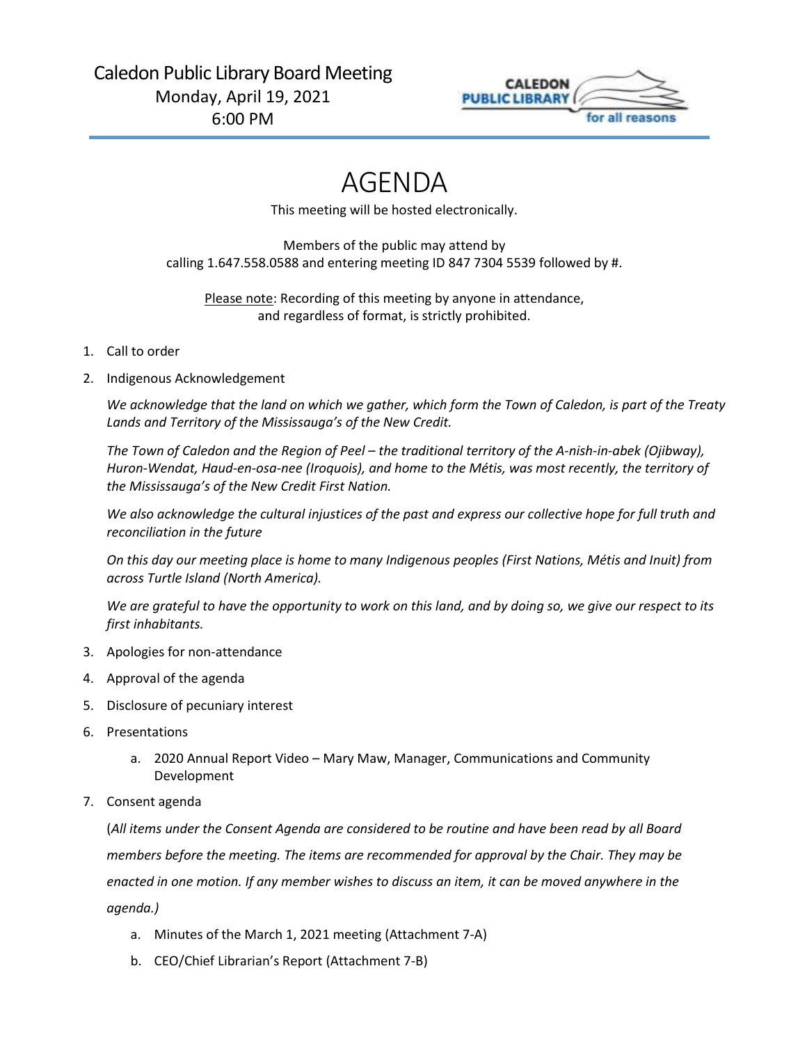Caledon Public Library Board Meeting
Monday, April 19, 2021
6:00 PM

CALEDON PUBLIC LIBRARY
for all reasons

# AGENDA

This meeting will be hosted electronically.

Members of the public may attend by
calling 1.647.558.0588 and entering meeting ID 847 7304 5539 followed by #.

Please note: Recording of this meeting by anyone in attendance,
and regardless of format, is strictly prohibited.

1. Call to order
2. Indigenous Acknowledgement

   *We acknowledge that the land on which we gather, which form the Town of Caledon, is part of the Treaty Lands and Territory of the Mississauga's of the New Credit.*

   *The Town of Caledon and the Region of Peel – the traditional territory of the A-nish-in-abek (Ojibway), Huron-Wendat, Haud-en-osa-nee (Iroquois), and home to the Métis, was most recently, the territory of the Mississauga's of the New Credit First Nation.*

   *We also acknowledge the cultural injustices of the past and express our collective hope for full truth and reconciliation in the future*

   *On this day our meeting place is home to many Indigenous peoples (First Nations, Métis and Inuit) from across Turtle Island (North America).*

   *We are grateful to have the opportunity to work on this land, and by doing so, we give our respect to its first inhabitants.*

3. Apologies for non-attendance
4. Approval of the agenda
5. Disclosure of pecuniary interest
6. Presentations
   a. 2020 Annual Report Video – Mary Maw, Manager, Communications and Community Development
7. Consent agenda

   (*All items under the Consent Agenda are considered to be routine and have been read by all Board members before the meeting. The items are recommended for approval by the Chair. They may be enacted in one motion. If any member wishes to discuss an item, it can be moved anywhere in the agenda.)*

   a. Minutes of the March 1, 2021 meeting (Attachment 7-A)
   b. CEO/Chief Librarian's Report (Attachment 7-B)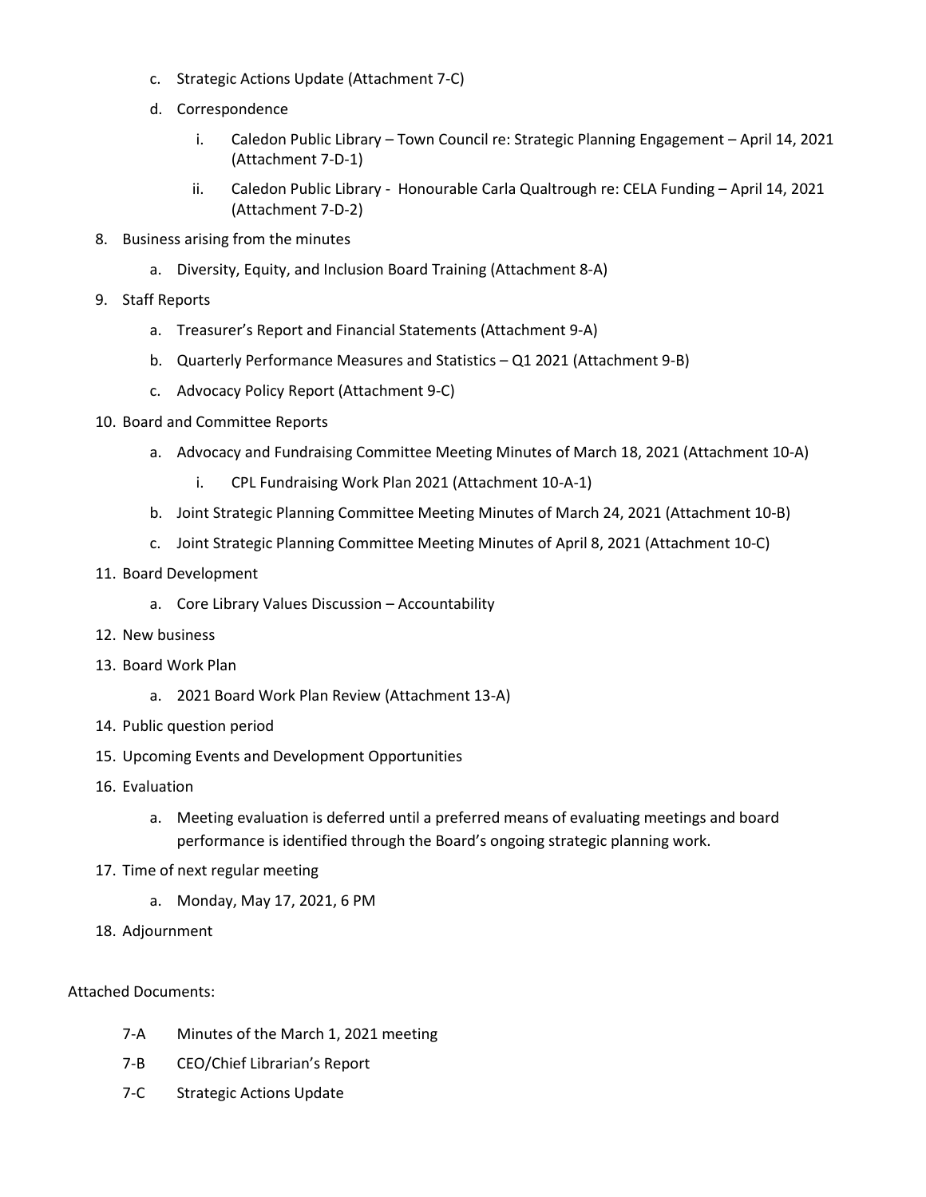c. Strategic Actions Update (Attachment 7-C)
   d. Correspondence
      i. Caledon Public Library – Town Council re: Strategic Planning Engagement – April 14, 2021 (Attachment 7-D-1)
      ii. Caledon Public Library - Honourable Carla Qualtrough re: CELA Funding – April 14, 2021 (Attachment 7-D-2)

8. Business arising from the minutes
   a. Diversity, Equity, and Inclusion Board Training (Attachment 8-A)
9. Staff Reports
   a. Treasurer's Report and Financial Statements (Attachment 9-A)
   b. Quarterly Performance Measures and Statistics – Q1 2021 (Attachment 9-B)
   c. Advocacy Policy Report (Attachment 9-C)
10. Board and Committee Reports
    a. Advocacy and Fundraising Committee Meeting Minutes of March 18, 2021 (Attachment 10-A)
       i. CPL Fundraising Work Plan 2021 (Attachment 10-A-1)
    b. Joint Strategic Planning Committee Meeting Minutes of March 24, 2021 (Attachment 10-B)
    c. Joint Strategic Planning Committee Meeting Minutes of April 8, 2021 (Attachment 10-C)
11. Board Development
    a. Core Library Values Discussion – Accountability
12. New business
13. Board Work Plan
    a. 2021 Board Work Plan Review (Attachment 13-A)
14. Public question period
15. Upcoming Events and Development Opportunities
16. Evaluation
    a. Meeting evaluation is deferred until a preferred means of evaluating meetings and board performance is identified through the Board's ongoing strategic planning work.
17. Time of next regular meeting
    a. Monday, May 17, 2021, 6 PM
18. Adjournment

Attached Documents:

- 7-A Minutes of the March 1, 2021 meeting
- 7-B CEO/Chief Librarian's Report
- 7-C Strategic Actions Update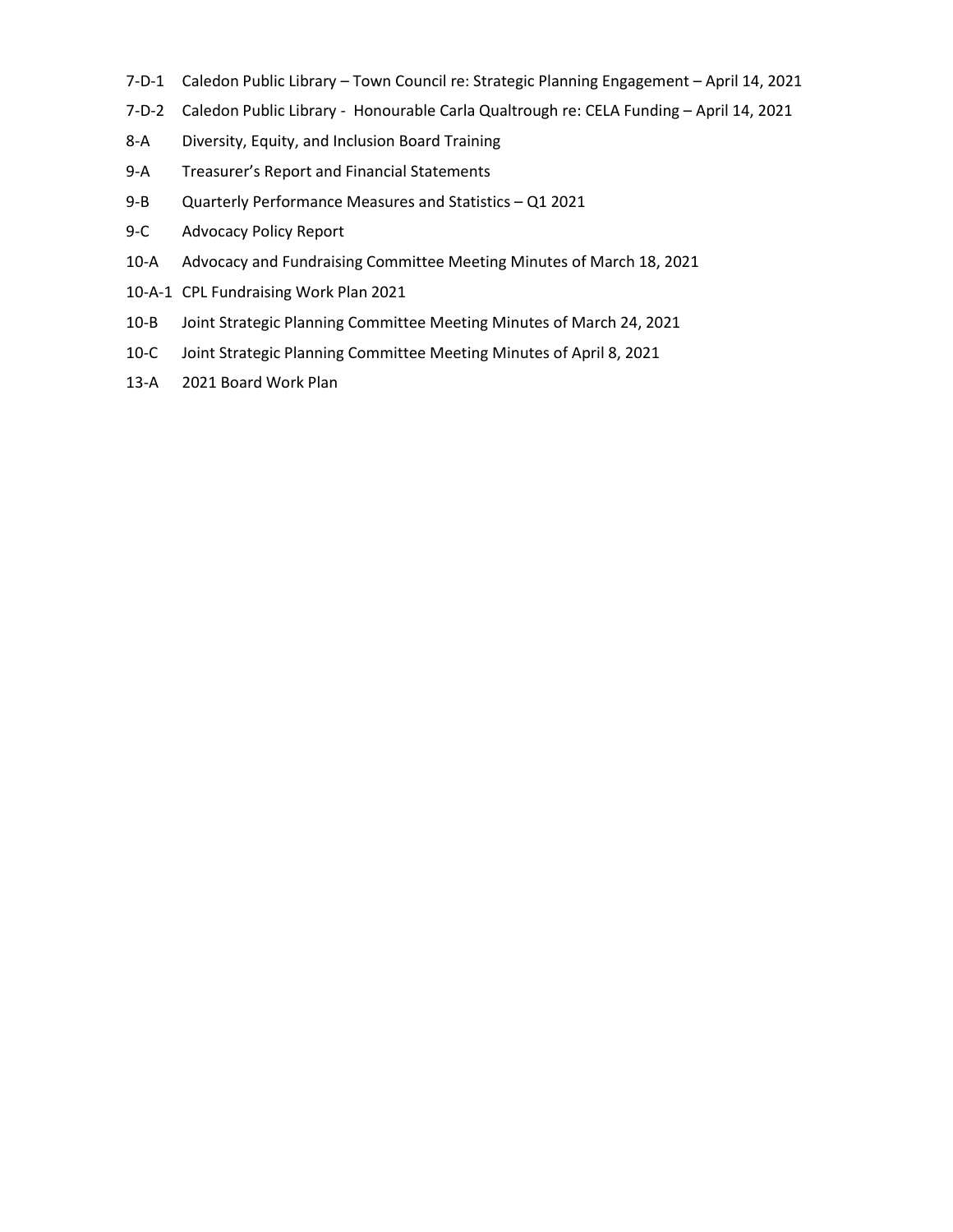7-D-1 Caledon Public Library – Town Council re: Strategic Planning Engagement – April 14, 2021

7-D-2 Caledon Public Library - Honourable Carla Qualtrough re: CELA Funding – April 14, 2021

8-A Diversity, Equity, and Inclusion Board Training

9-A Treasurer's Report and Financial Statements

9-B Quarterly Performance Measures and Statistics – Q1 2021

9-C Advocacy Policy Report

10-A Advocacy and Fundraising Committee Meeting Minutes of March 18, 2021

10-A-1 CPL Fundraising Work Plan 2021

10-B Joint Strategic Planning Committee Meeting Minutes of March 24, 2021

10-C Joint Strategic Planning Committee Meeting Minutes of April 8, 2021

13-A 2021 Board Work Plan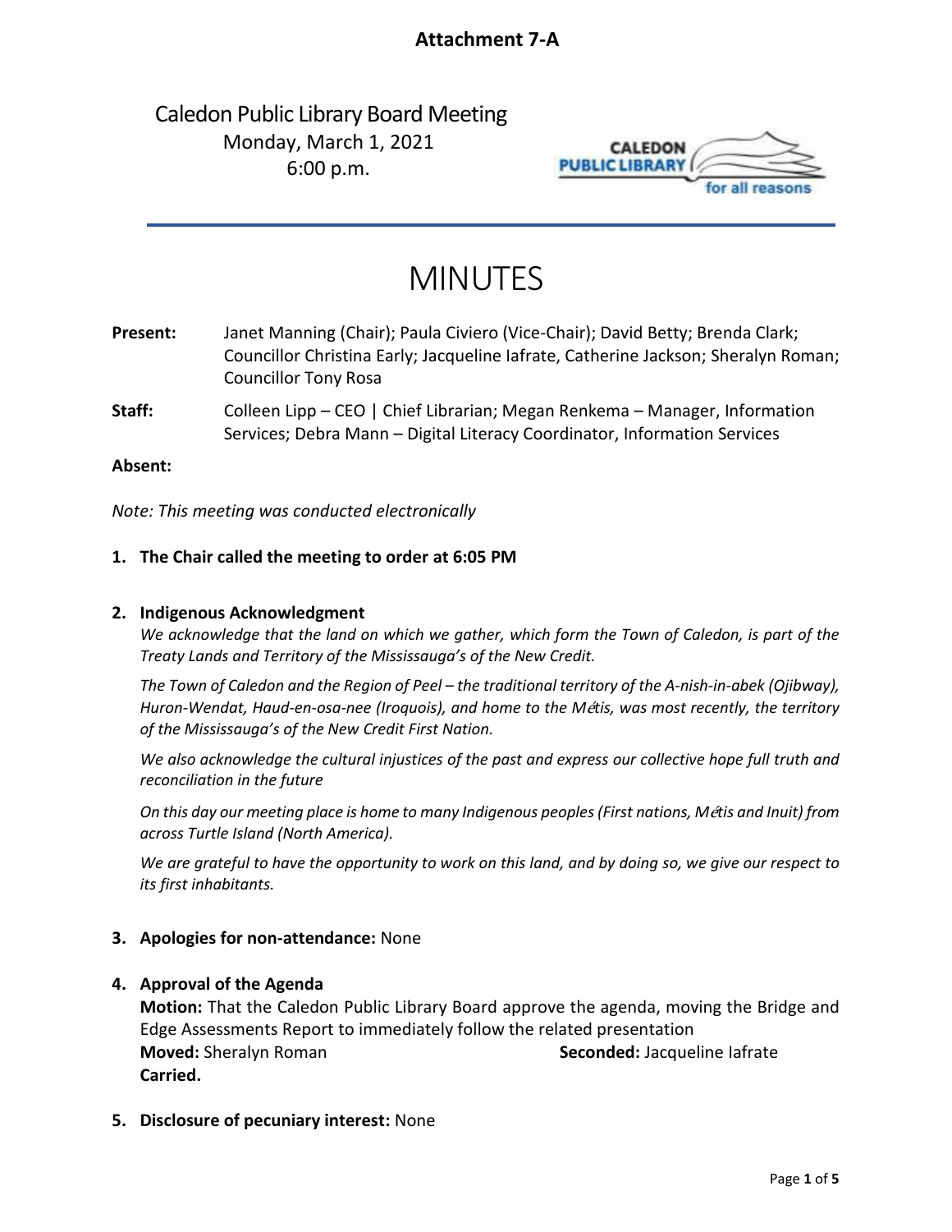**Attachment 7-A**

Caledon Public Library Board Meeting
Monday, March 1, 2021
6:00 p.m.

# MINUTES

**Present:** Janet Manning (Chair); Paula Civiero (Vice-Chair); David Betty; Brenda Clark; Councillor Christina Early; Jacqueline Iafrate, Catherine Jackson; Sheralyn Roman; Councillor Tony Rosa

**Staff:** Colleen Lipp – CEO | Chief Librarian; Megan Renkema – Manager, Information Services; Debra Mann – Digital Literacy Coordinator, Information Services

**Absent:**

*Note: This meeting was conducted electronically*

1. **The Chair called the meeting to order at 6:05 PM**

2. **Indigenous Acknowledgment**

   *We acknowledge that the land on which we gather, which form the Town of Caledon, is part of the Treaty Lands and Territory of the Mississauga's of the New Credit.*

   *The Town of Caledon and the Region of Peel – the traditional territory of the A-nish-in-abek (Ojibway), Huron-Wendat, Haud-en-osa-nee (Iroquois), and home to the Métis, was most recently, the territory of the Mississauga's of the New Credit First Nation.*

   *We also acknowledge the cultural injustices of the past and express our collective hope full truth and reconciliation in the future*

   *On this day our meeting place is home to many Indigenous peoples (First nations, Métis and Inuit) from across Turtle Island (North America).*

   *We are grateful to have the opportunity to work on this land, and by doing so, we give our respect to its first inhabitants.*

3. **Apologies for non-attendance:** None

4. **Approval of the Agenda**

   **Motion:** That the Caledon Public Library Board approve the agenda, moving the Bridge and Edge Assessments Report to immediately follow the related presentation
   **Moved:** Sheralyn Roman **Seconded:** Jacqueline Iafrate
   **Carried.**

5. **Disclosure of pecuniary interest:** None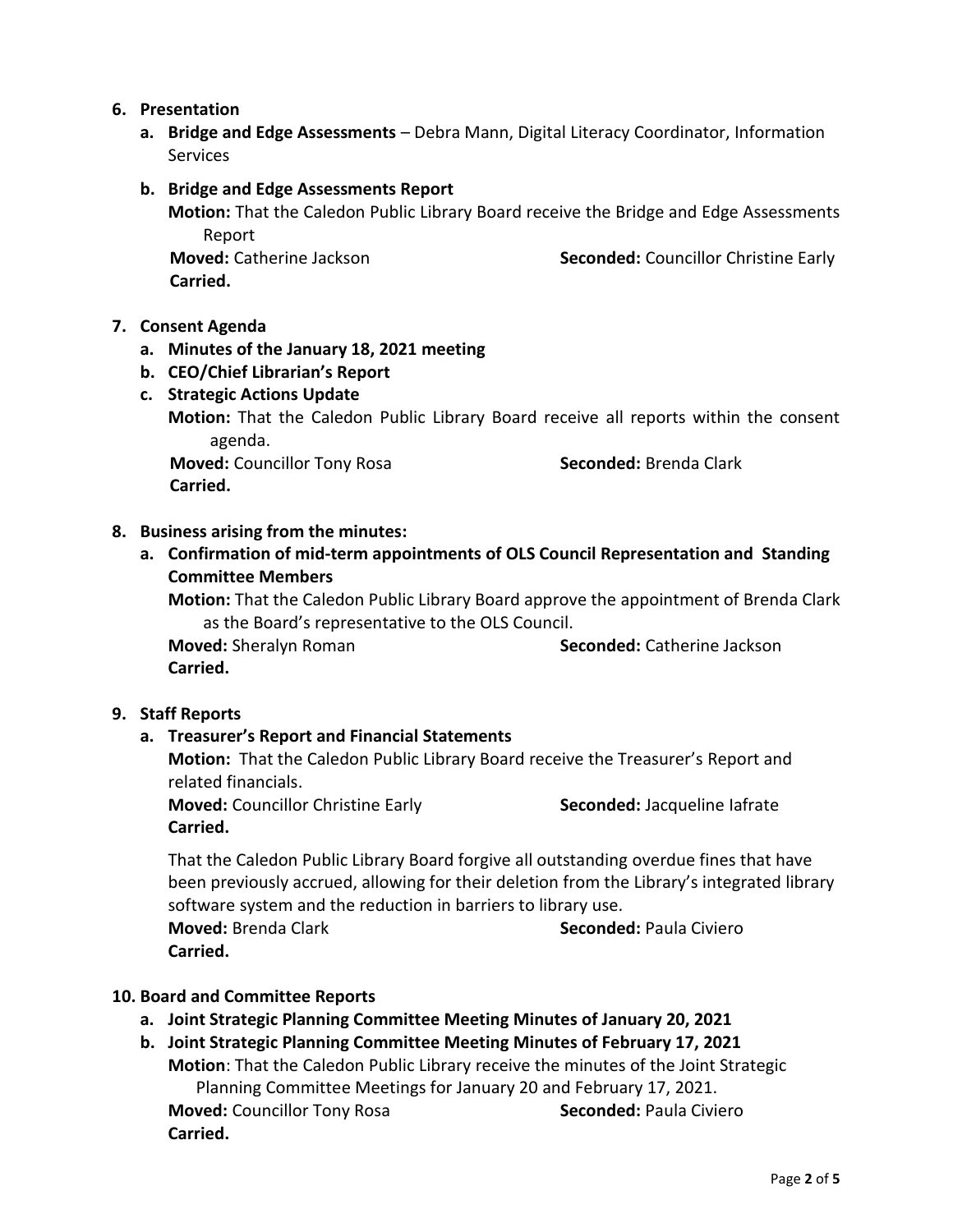6. **Presentation**
   a. **Bridge and Edge Assessments** – Debra Mann, Digital Literacy Coordinator, Information Services

   b. **Bridge and Edge Assessments Report**
   **Motion:** That the Caledon Public Library Board receive the Bridge and Edge Assessments Report
   **Moved:** Catherine Jackson **Seconded:** Councillor Christine Early
   **Carried.**

7. **Consent Agenda**
   a. **Minutes of the January 18, 2021 meeting**
   b. **CEO/Chief Librarian's Report**
   c. **Strategic Actions Update**
   **Motion:** That the Caledon Public Library Board receive all reports within the consent agenda.
   **Moved:** Councillor Tony Rosa **Seconded:** Brenda Clark
   **Carried.**

8. **Business arising from the minutes:**
   a. **Confirmation of mid-term appointments of OLS Council Representation and Standing Committee Members**
   **Motion:** That the Caledon Public Library Board approve the appointment of Brenda Clark as the Board's representative to the OLS Council.
   **Moved:** Sheralyn Roman **Seconded:** Catherine Jackson
   **Carried.**

9. **Staff Reports**
   a. **Treasurer's Report and Financial Statements**
   **Motion:** That the Caledon Public Library Board receive the Treasurer's Report and related financials.
   **Moved:** Councillor Christine Early **Seconded:** Jacqueline Iafrate
   **Carried.**

   That the Caledon Public Library Board forgive all outstanding overdue fines that have been previously accrued, allowing for their deletion from the Library's integrated library software system and the reduction in barriers to library use.
   **Moved:** Brenda Clark **Seconded:** Paula Civiero
   **Carried.**

10. **Board and Committee Reports**
    a. **Joint Strategic Planning Committee Meeting Minutes of January 20, 2021**
    b. **Joint Strategic Planning Committee Meeting Minutes of February 17, 2021**
    **Motion**: That the Caledon Public Library receive the minutes of the Joint Strategic Planning Committee Meetings for January 20 and February 17, 2021.
    **Moved:** Councillor Tony Rosa **Seconded:** Paula Civiero
    **Carried.**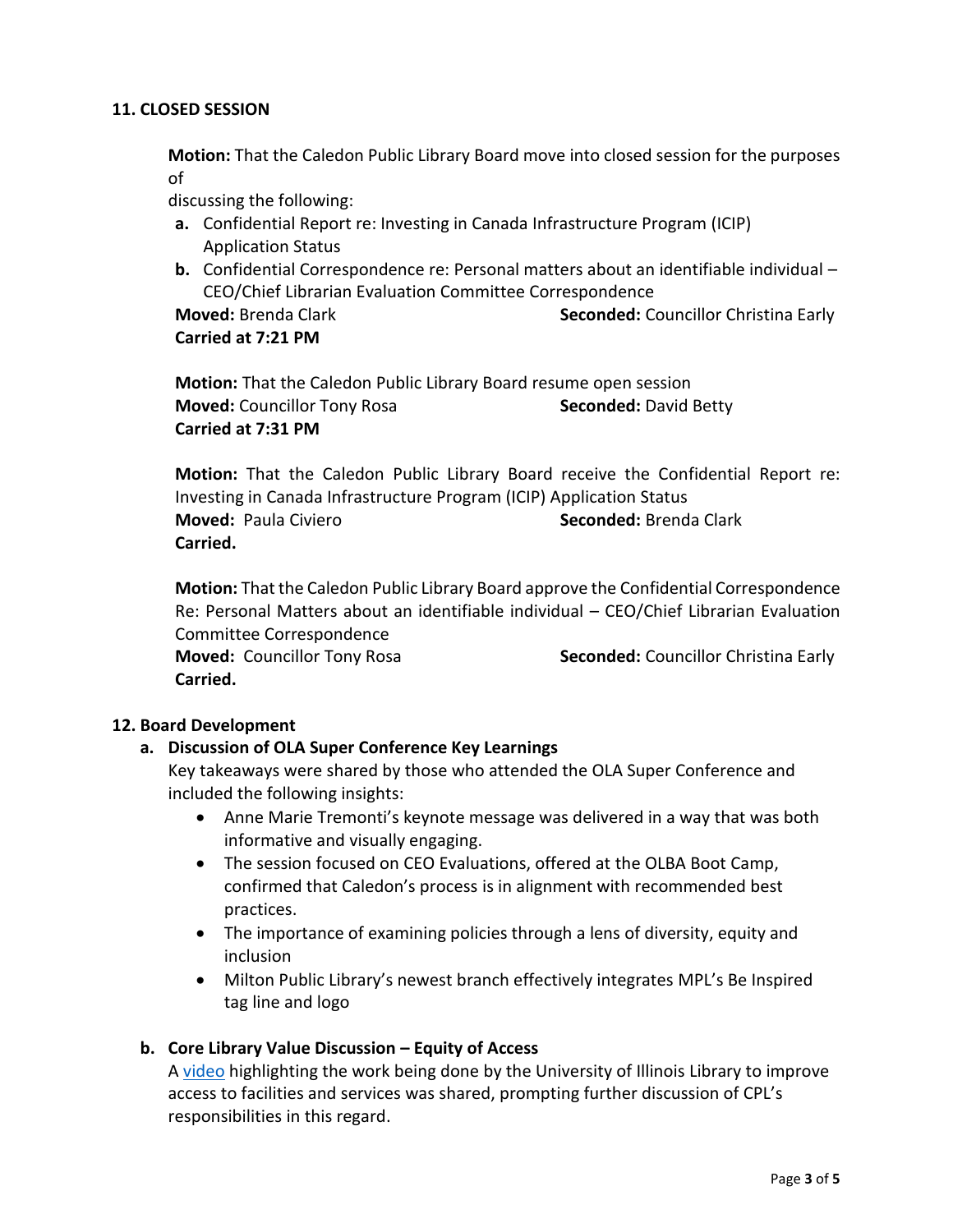## 11. CLOSED SESSION

**Motion:** That the Caledon Public Library Board move into closed session for the purposes of
discussing the following:

a. Confidential Report re: Investing in Canada Infrastructure Program (ICIP) Application Status
b. Confidential Correspondence re: Personal matters about an identifiable individual – CEO/Chief Librarian Evaluation Committee Correspondence

**Moved:** Brenda Clark **Seconded:** Councillor Christina Early
**Carried at 7:21 PM**

**Motion:** That the Caledon Public Library Board resume open session
**Moved:** Councillor Tony Rosa **Seconded:** David Betty
**Carried at 7:31 PM**

**Motion:** That the Caledon Public Library Board receive the Confidential Report re: Investing in Canada Infrastructure Program (ICIP) Application Status
**Moved:** Paula Civiero **Seconded:** Brenda Clark
**Carried.**

**Motion:** That the Caledon Public Library Board approve the Confidential Correspondence Re: Personal Matters about an identifiable individual – CEO/Chief Librarian Evaluation Committee Correspondence
**Moved:** Councillor Tony Rosa **Seconded:** Councillor Christina Early
**Carried.**

## 12. Board Development

### a. Discussion of OLA Super Conference Key Learnings

Key takeaways were shared by those who attended the OLA Super Conference and included the following insights:

- Anne Marie Tremonti's keynote message was delivered in a way that was both informative and visually engaging.
- The session focused on CEO Evaluations, offered at the OLBA Boot Camp, confirmed that Caledon's process is in alignment with recommended best practices.
- The importance of examining policies through a lens of diversity, equity and inclusion
- Milton Public Library's newest branch effectively integrates MPL's Be Inspired tag line and logo

### b. Core Library Value Discussion – Equity of Access

A video highlighting the work being done by the University of Illinois Library to improve access to facilities and services was shared, prompting further discussion of CPL's responsibilities in this regard.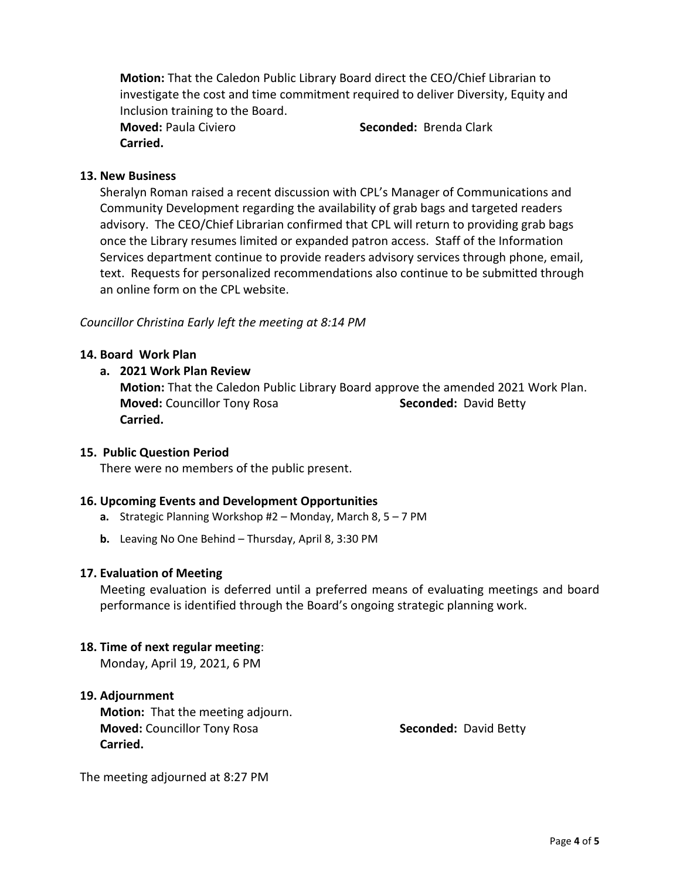**Motion:** That the Caledon Public Library Board direct the CEO/Chief Librarian to investigate the cost and time commitment required to deliver Diversity, Equity and Inclusion training to the Board.
**Moved:** Paula Civiero **Seconded:** Brenda Clark
**Carried.**

**13. New Business**

Sheralyn Roman raised a recent discussion with CPL's Manager of Communications and Community Development regarding the availability of grab bags and targeted readers advisory. The CEO/Chief Librarian confirmed that CPL will return to providing grab bags once the Library resumes limited or expanded patron access. Staff of the Information Services department continue to provide readers advisory services through phone, email, text. Requests for personalized recommendations also continue to be submitted through an online form on the CPL website.

*Councillor Christina Early left the meeting at 8:14 PM*

**14. Board Work Plan**

**a. 2021 Work Plan Review**

**Motion:** That the Caledon Public Library Board approve the amended 2021 Work Plan.
**Moved:** Councillor Tony Rosa **Seconded:** David Betty
**Carried.**

**15. Public Question Period**

There were no members of the public present.

**16. Upcoming Events and Development Opportunities**

- **a.** Strategic Planning Workshop #2 – Monday, March 8, 5 – 7 PM
- **b.** Leaving No One Behind – Thursday, April 8, 3:30 PM

**17. Evaluation of Meeting**

Meeting evaluation is deferred until a preferred means of evaluating meetings and board performance is identified through the Board's ongoing strategic planning work.

**18. Time of next regular meeting**:

Monday, April 19, 2021, 6 PM

**19. Adjournment**

**Motion:** That the meeting adjourn.
**Moved:** Councillor Tony Rosa **Seconded:** David Betty
**Carried.**

The meeting adjourned at 8:27 PM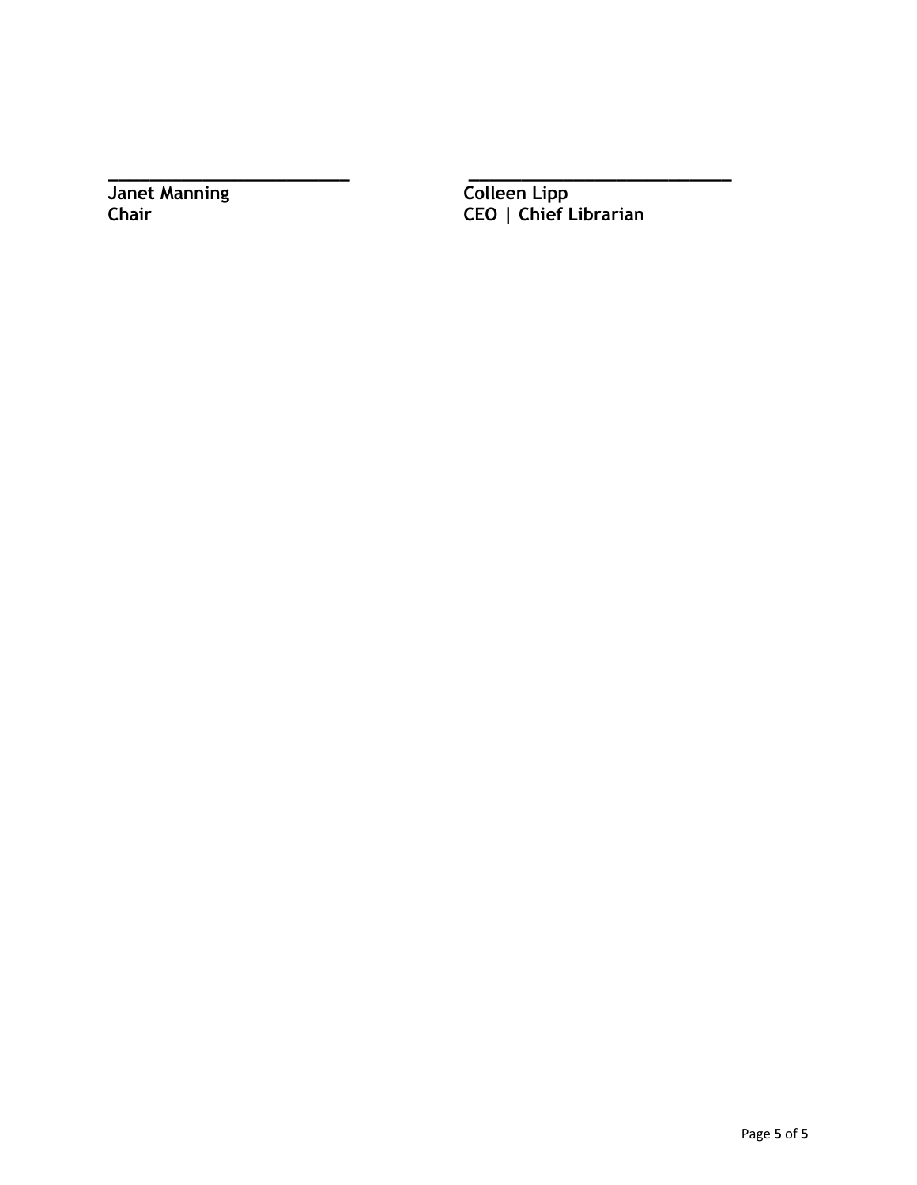_________________________ _____________________________

**Janet Manning**
**Chair**

**Colleen Lipp**
**CEO | Chief Librarian**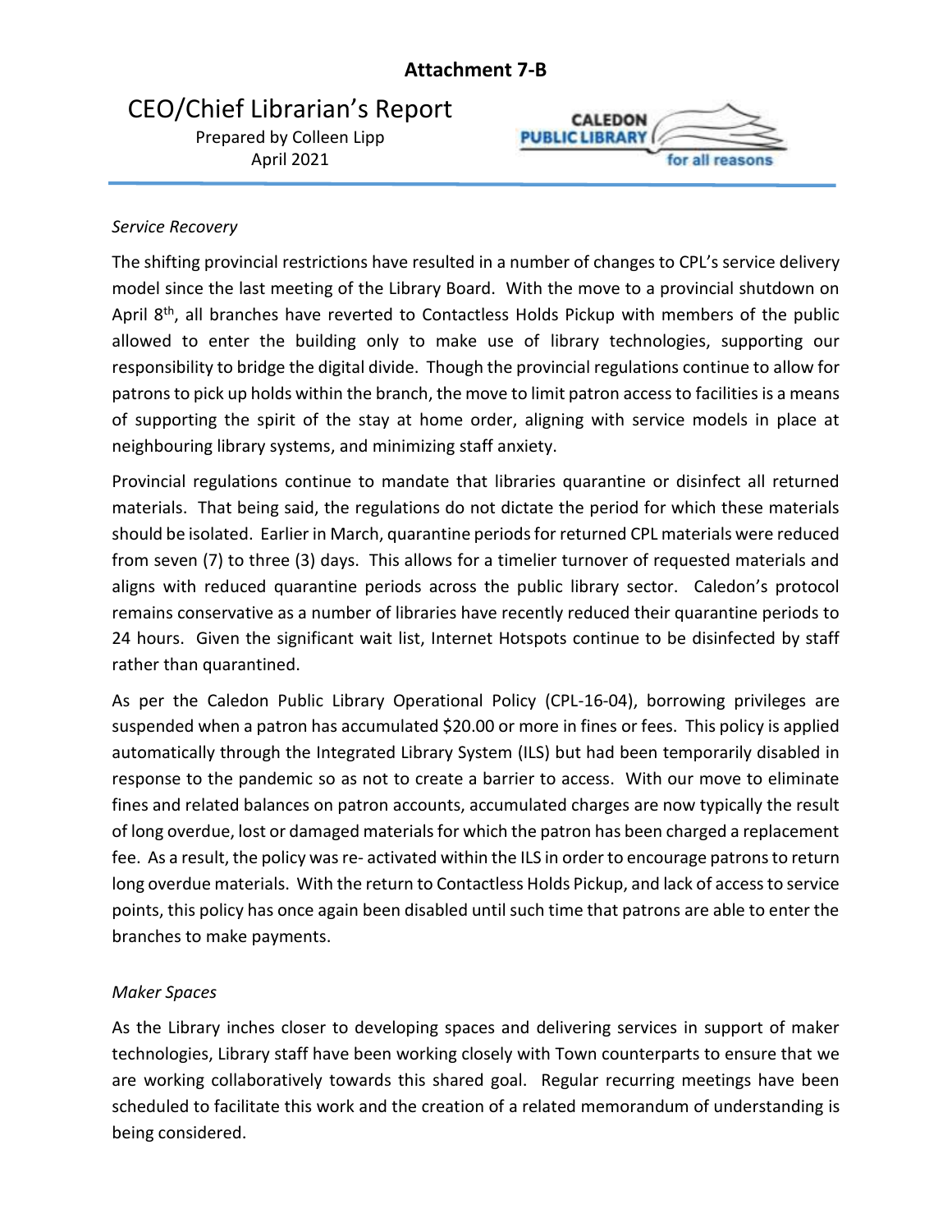**Attachment 7-B**

# CEO/Chief Librarian's Report

Prepared by Colleen Lipp
April 2021

CALEDON PUBLIC LIBRARY for all reasons

*Service Recovery*

The shifting provincial restrictions have resulted in a number of changes to CPL's service delivery model since the last meeting of the Library Board. With the move to a provincial shutdown on April 8th, all branches have reverted to Contactless Holds Pickup with members of the public allowed to enter the building only to make use of library technologies, supporting our responsibility to bridge the digital divide. Though the provincial regulations continue to allow for patrons to pick up holds within the branch, the move to limit patron access to facilities is a means of supporting the spirit of the stay at home order, aligning with service models in place at neighbouring library systems, and minimizing staff anxiety.

Provincial regulations continue to mandate that libraries quarantine or disinfect all returned materials. That being said, the regulations do not dictate the period for which these materials should be isolated. Earlier in March, quarantine periods for returned CPL materials were reduced from seven (7) to three (3) days. This allows for a timelier turnover of requested materials and aligns with reduced quarantine periods across the public library sector. Caledon's protocol remains conservative as a number of libraries have recently reduced their quarantine periods to 24 hours. Given the significant wait list, Internet Hotspots continue to be disinfected by staff rather than quarantined.

As per the Caledon Public Library Operational Policy (CPL-16-04), borrowing privileges are suspended when a patron has accumulated $20.00 or more in fines or fees. This policy is applied automatically through the Integrated Library System (ILS) but had been temporarily disabled in response to the pandemic so as not to create a barrier to access. With our move to eliminate fines and related balances on patron accounts, accumulated charges are now typically the result of long overdue, lost or damaged materials for which the patron has been charged a replacement fee. As a result, the policy was re- activated within the ILS in order to encourage patrons to return long overdue materials. With the return to Contactless Holds Pickup, and lack of access to service points, this policy has once again been disabled until such time that patrons are able to enter the branches to make payments.

*Maker Spaces*

As the Library inches closer to developing spaces and delivering services in support of maker technologies, Library staff have been working closely with Town counterparts to ensure that we are working collaboratively towards this shared goal. Regular recurring meetings have been scheduled to facilitate this work and the creation of a related memorandum of understanding is being considered.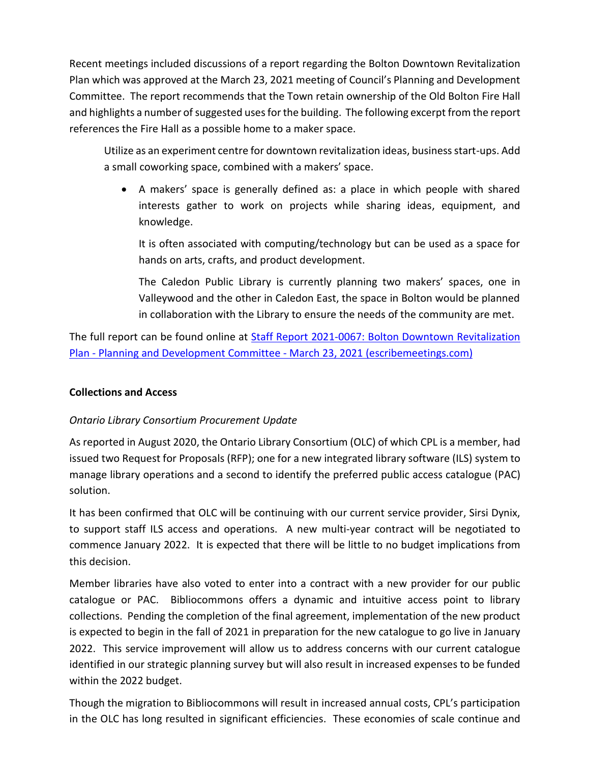Recent meetings included discussions of a report regarding the Bolton Downtown Revitalization Plan which was approved at the March 23, 2021 meeting of Council's Planning and Development Committee. The report recommends that the Town retain ownership of the Old Bolton Fire Hall and highlights a number of suggested uses for the building. The following excerpt from the report references the Fire Hall as a possible home to a maker space.

> Utilize as an experiment centre for downtown revitalization ideas, business start-ups. Add a small coworking space, combined with a makers' space.
>
> - A makers' space is generally defined as: a place in which people with shared interests gather to work on projects while sharing ideas, equipment, and knowledge.
>
>   It is often associated with computing/technology but can be used as a space for hands on arts, crafts, and product development.
>
>   The Caledon Public Library is currently planning two makers' spaces, one in Valleywood and the other in Caledon East, the space in Bolton would be planned in collaboration with the Library to ensure the needs of the community are met.

The full report can be found online at [Staff Report 2021-0067: Bolton Downtown Revitalization Plan - Planning and Development Committee - March 23, 2021 (escribemeetings.com)]

**Collections and Access**

*Ontario Library Consortium Procurement Update*

As reported in August 2020, the Ontario Library Consortium (OLC) of which CPL is a member, had issued two Request for Proposals (RFP); one for a new integrated library software (ILS) system to manage library operations and a second to identify the preferred public access catalogue (PAC) solution.

It has been confirmed that OLC will be continuing with our current service provider, Sirsi Dynix, to support staff ILS access and operations. A new multi-year contract will be negotiated to commence January 2022. It is expected that there will be little to no budget implications from this decision.

Member libraries have also voted to enter into a contract with a new provider for our public catalogue or PAC. Bibliocommons offers a dynamic and intuitive access point to library collections. Pending the completion of the final agreement, implementation of the new product is expected to begin in the fall of 2021 in preparation for the new catalogue to go live in January 2022. This service improvement will allow us to address concerns with our current catalogue identified in our strategic planning survey but will also result in increased expenses to be funded within the 2022 budget.

Though the migration to Bibliocommons will result in increased annual costs, CPL's participation in the OLC has long resulted in significant efficiencies. These economies of scale continue and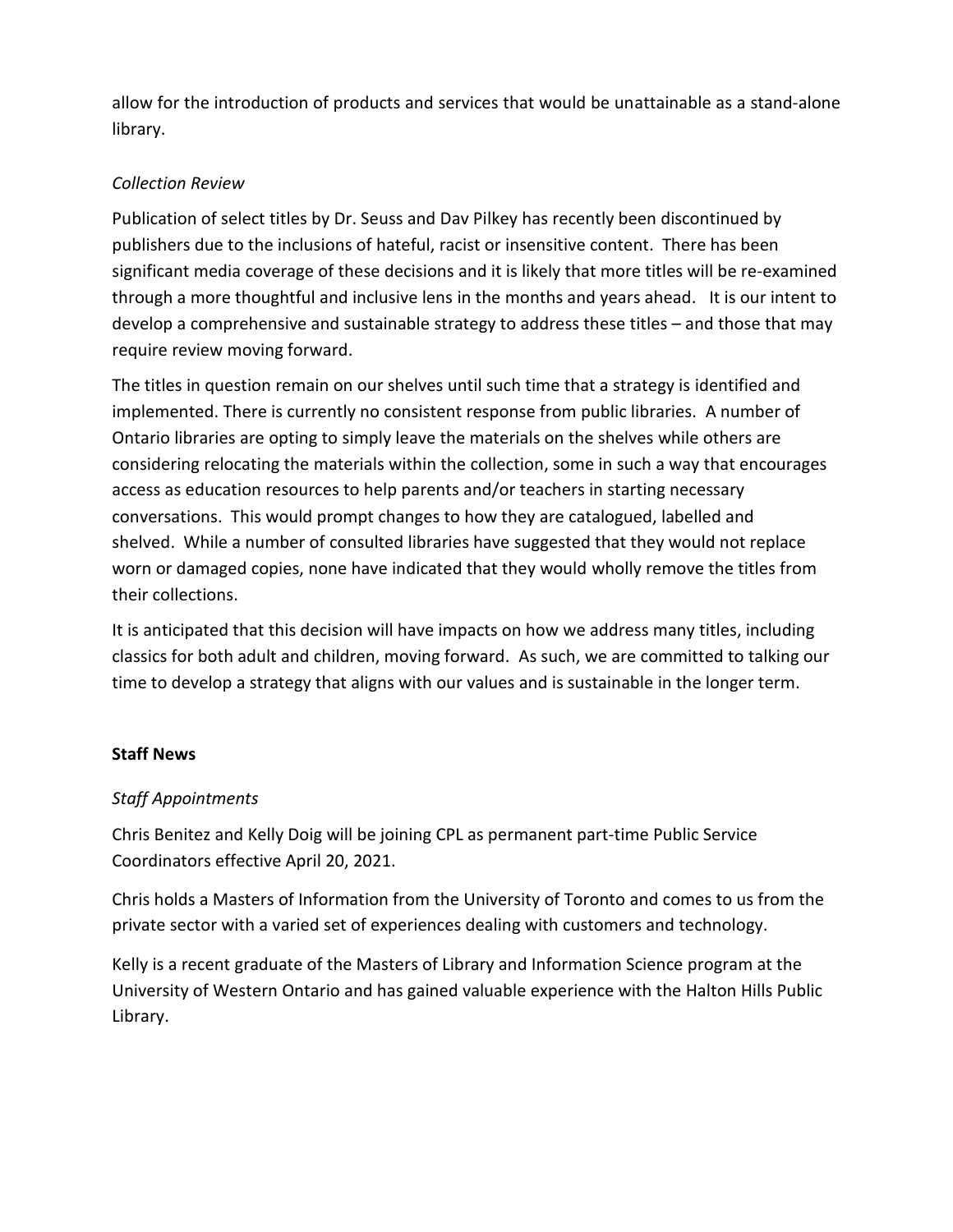allow for the introduction of products and services that would be unattainable as a stand-alone library.

*Collection Review*

Publication of select titles by Dr. Seuss and Dav Pilkey has recently been discontinued by publishers due to the inclusions of hateful, racist or insensitive content. There has been significant media coverage of these decisions and it is likely that more titles will be re-examined through a more thoughtful and inclusive lens in the months and years ahead. It is our intent to develop a comprehensive and sustainable strategy to address these titles – and those that may require review moving forward.

The titles in question remain on our shelves until such time that a strategy is identified and implemented. There is currently no consistent response from public libraries. A number of Ontario libraries are opting to simply leave the materials on the shelves while others are considering relocating the materials within the collection, some in such a way that encourages access as education resources to help parents and/or teachers in starting necessary conversations. This would prompt changes to how they are catalogued, labelled and shelved. While a number of consulted libraries have suggested that they would not replace worn or damaged copies, none have indicated that they would wholly remove the titles from their collections.

It is anticipated that this decision will have impacts on how we address many titles, including classics for both adult and children, moving forward. As such, we are committed to talking our time to develop a strategy that aligns with our values and is sustainable in the longer term.

**Staff News**

*Staff Appointments*

Chris Benitez and Kelly Doig will be joining CPL as permanent part-time Public Service Coordinators effective April 20, 2021.

Chris holds a Masters of Information from the University of Toronto and comes to us from the private sector with a varied set of experiences dealing with customers and technology.

Kelly is a recent graduate of the Masters of Library and Information Science program at the University of Western Ontario and has gained valuable experience with the Halton Hills Public Library.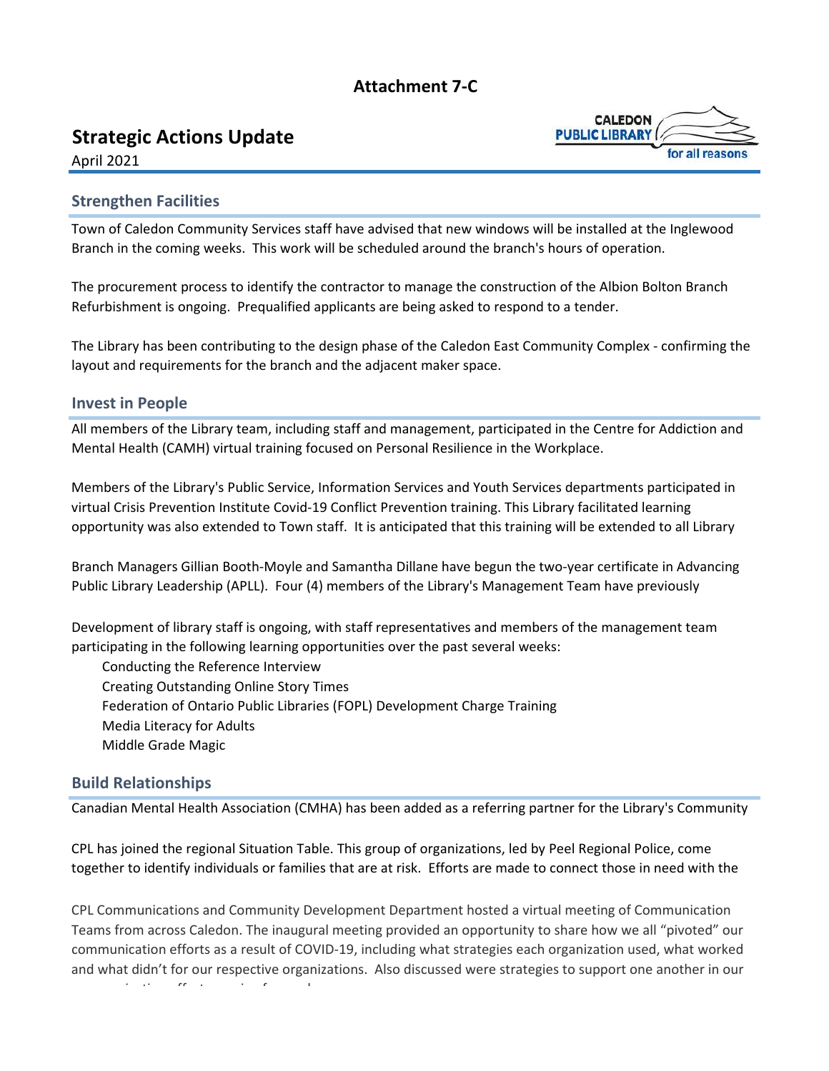**Attachment 7-C**

# Strategic Actions Update

April 2021

## Strengthen Facilities

Town of Caledon Community Services staff have advised that new windows will be installed at the Inglewood Branch in the coming weeks. This work will be scheduled around the branch's hours of operation.

The procurement process to identify the contractor to manage the construction of the Albion Bolton Branch Refurbishment is ongoing. Prequalified applicants are being asked to respond to a tender.

The Library has been contributing to the design phase of the Caledon East Community Complex - confirming the layout and requirements for the branch and the adjacent maker space.

## Invest in People

All members of the Library team, including staff and management, participated in the Centre for Addiction and Mental Health (CAMH) virtual training focused on Personal Resilience in the Workplace.

Members of the Library's Public Service, Information Services and Youth Services departments participated in virtual Crisis Prevention Institute Covid-19 Conflict Prevention training. This Library facilitated learning opportunity was also extended to Town staff. It is anticipated that this training will be extended to all Library

Branch Managers Gillian Booth-Moyle and Samantha Dillane have begun the two-year certificate in Advancing Public Library Leadership (APLL). Four (4) members of the Library's Management Team have previously

Development of library staff is ongoing, with staff representatives and members of the management team participating in the following learning opportunities over the past several weeks:

- Conducting the Reference Interview
- Creating Outstanding Online Story Times
- Federation of Ontario Public Libraries (FOPL) Development Charge Training
- Media Literacy for Adults
- Middle Grade Magic

## Build Relationships

Canadian Mental Health Association (CMHA) has been added as a referring partner for the Library's Community

CPL has joined the regional Situation Table. This group of organizations, led by Peel Regional Police, come together to identify individuals or families that are at risk. Efforts are made to connect those in need with the

CPL Communications and Community Development Department hosted a virtual meeting of Communication Teams from across Caledon. The inaugural meeting provided an opportunity to share how we all "pivoted" our communication efforts as a result of COVID-19, including what strategies each organization used, what worked and what didn't for our respective organizations. Also discussed were strategies to support one another in our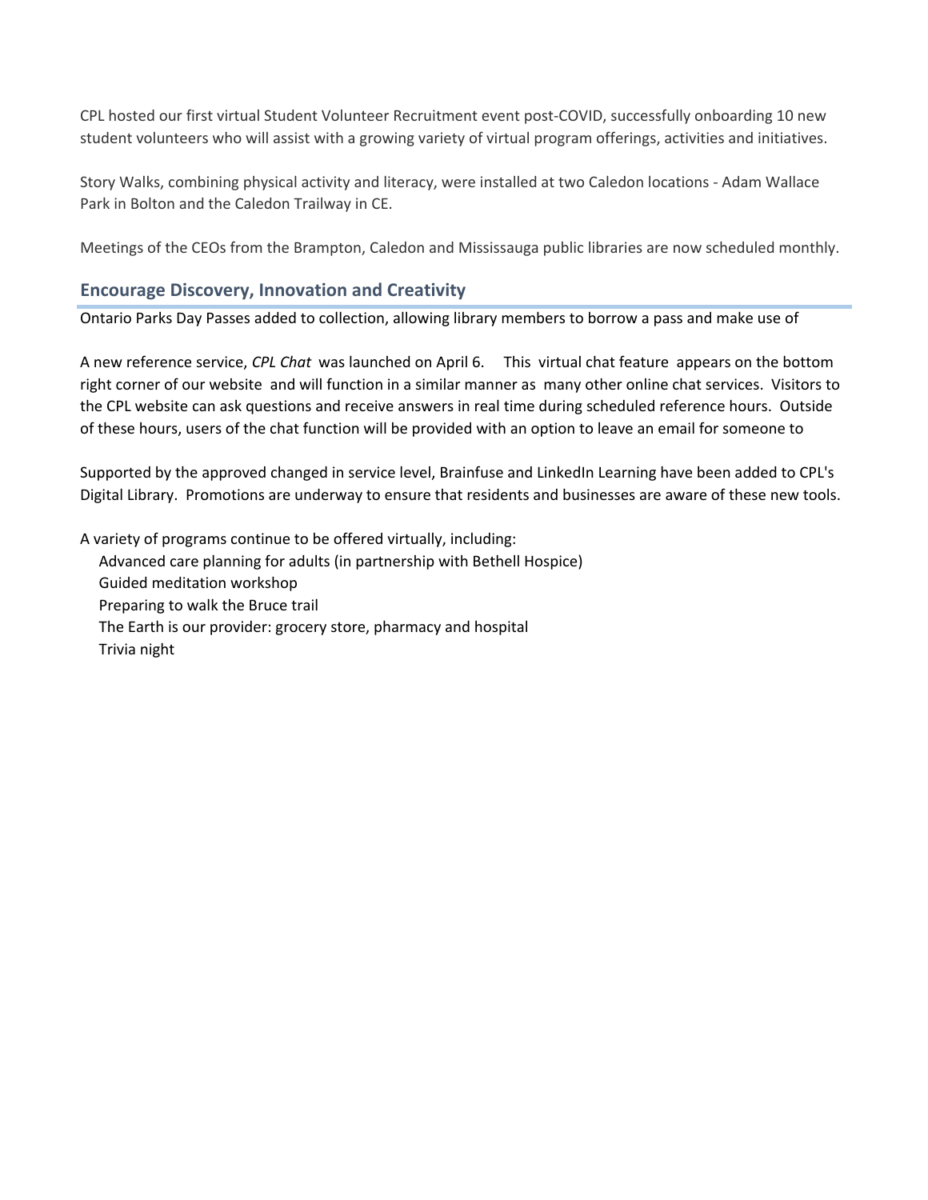CPL hosted our first virtual Student Volunteer Recruitment event post-COVID, successfully onboarding 10 new student volunteers who will assist with a growing variety of virtual program offerings, activities and initiatives.

Story Walks, combining physical activity and literacy, were installed at two Caledon locations - Adam Wallace Park in Bolton and the Caledon Trailway in CE.

Meetings of the CEOs from the Brampton, Caledon and Mississauga public libraries are now scheduled monthly.

## Encourage Discovery, Innovation and Creativity

Ontario Parks Day Passes added to collection, allowing library members to borrow a pass and make use of

A new reference service, *CPL Chat* was launched on April 6. This virtual chat feature appears on the bottom right corner of our website and will function in a similar manner as many other online chat services. Visitors to the CPL website can ask questions and receive answers in real time during scheduled reference hours. Outside of these hours, users of the chat function will be provided with an option to leave an email for someone to

Supported by the approved changed in service level, Brainfuse and LinkedIn Learning have been added to CPL's Digital Library. Promotions are underway to ensure that residents and businesses are aware of these new tools.

A variety of programs continue to be offered virtually, including:

- Advanced care planning for adults (in partnership with Bethell Hospice)
- Guided meditation workshop
- Preparing to walk the Bruce trail
- The Earth is our provider: grocery store, pharmacy and hospital
- Trivia night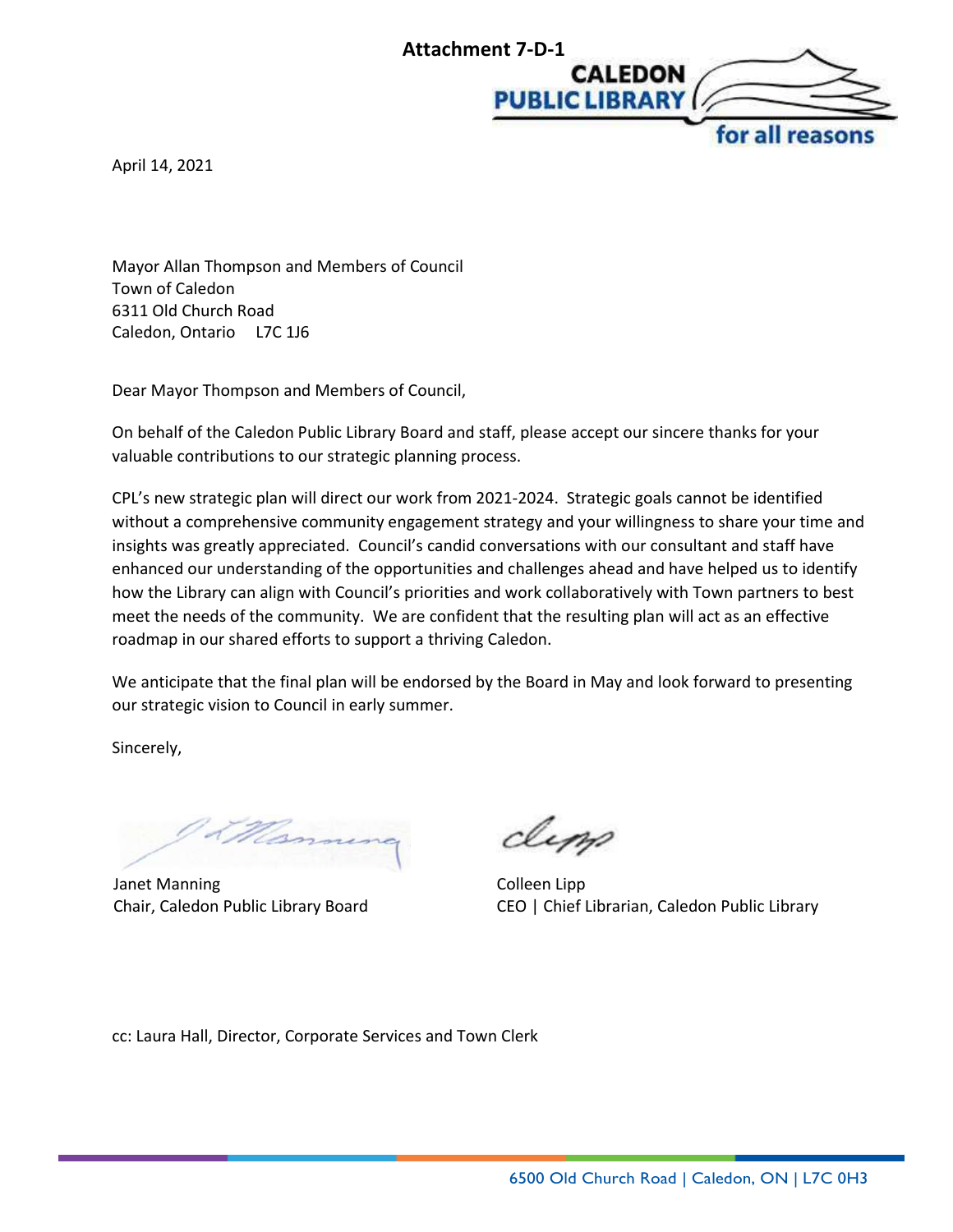**Attachment 7-D-1**

CALEDON PUBLIC LIBRARY
for all reasons

April 14, 2021

Mayor Allan Thompson and Members of Council
Town of Caledon
6311 Old Church Road
Caledon, Ontario L7C 1J6

Dear Mayor Thompson and Members of Council,

On behalf of the Caledon Public Library Board and staff, please accept our sincere thanks for your valuable contributions to our strategic planning process.

CPL's new strategic plan will direct our work from 2021-2024. Strategic goals cannot be identified without a comprehensive community engagement strategy and your willingness to share your time and insights was greatly appreciated. Council's candid conversations with our consultant and staff have enhanced our understanding of the opportunities and challenges ahead and have helped us to identify how the Library can align with Council's priorities and work collaboratively with Town partners to best meet the needs of the community. We are confident that the resulting plan will act as an effective roadmap in our shared efforts to support a thriving Caledon.

We anticipate that the final plan will be endorsed by the Board in May and look forward to presenting our strategic vision to Council in early summer.

Sincerely,

Janet Manning
Chair, Caledon Public Library Board

Colleen Lipp
CEO | Chief Librarian, Caledon Public Library

cc: Laura Hall, Director, Corporate Services and Town Clerk

6500 Old Church Road | Caledon, ON | L7C 0H3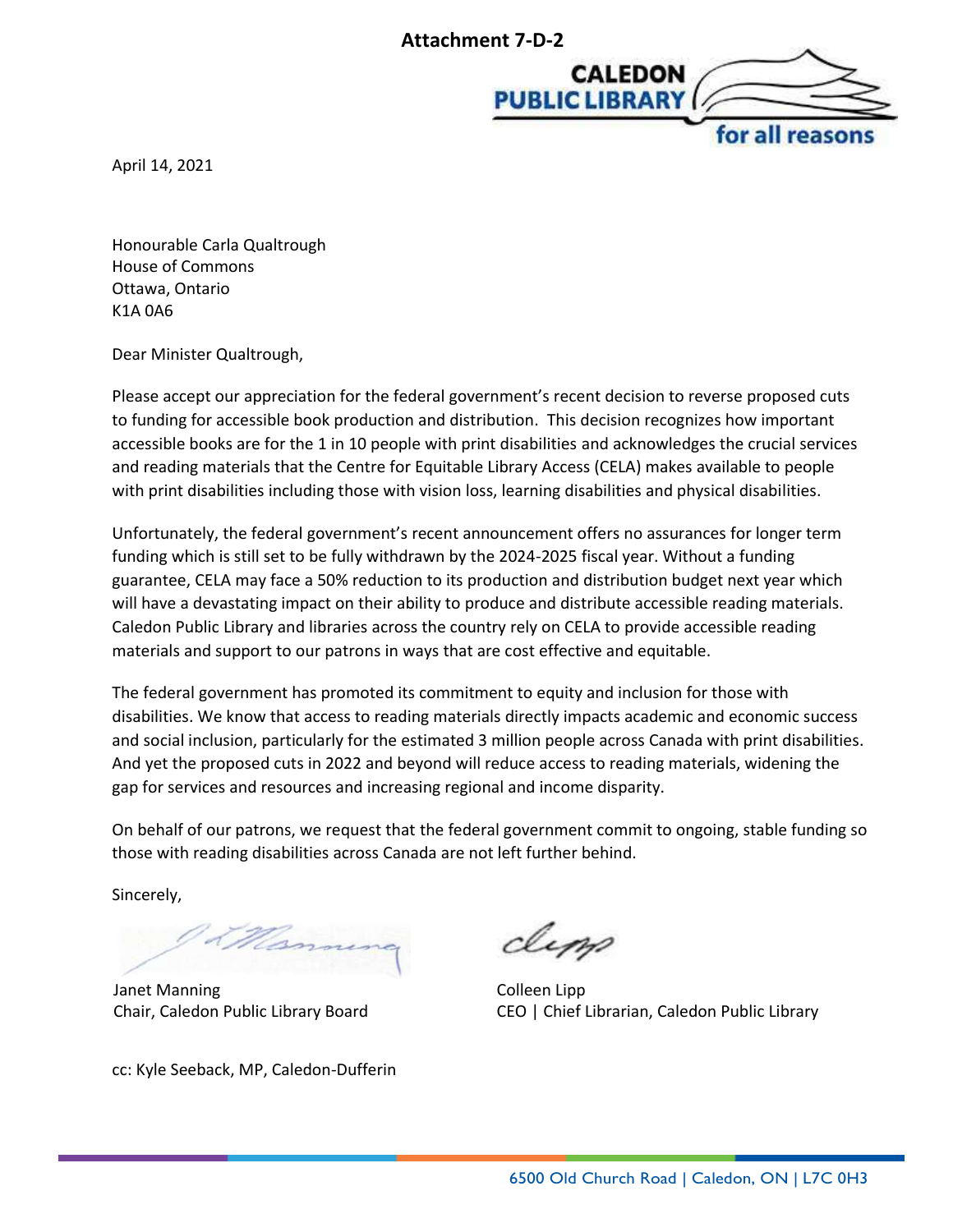**Attachment 7-D-2**

CALEDON PUBLIC LIBRARY
for all reasons

April 14, 2021

Honourable Carla Qualtrough
House of Commons
Ottawa, Ontario
K1A 0A6

Dear Minister Qualtrough,

Please accept our appreciation for the federal government's recent decision to reverse proposed cuts to funding for accessible book production and distribution. This decision recognizes how important accessible books are for the 1 in 10 people with print disabilities and acknowledges the crucial services and reading materials that the Centre for Equitable Library Access (CELA) makes available to people with print disabilities including those with vision loss, learning disabilities and physical disabilities.

Unfortunately, the federal government's recent announcement offers no assurances for longer term funding which is still set to be fully withdrawn by the 2024-2025 fiscal year. Without a funding guarantee, CELA may face a 50% reduction to its production and distribution budget next year which will have a devastating impact on their ability to produce and distribute accessible reading materials. Caledon Public Library and libraries across the country rely on CELA to provide accessible reading materials and support to our patrons in ways that are cost effective and equitable.

The federal government has promoted its commitment to equity and inclusion for those with disabilities. We know that access to reading materials directly impacts academic and economic success and social inclusion, particularly for the estimated 3 million people across Canada with print disabilities. And yet the proposed cuts in 2022 and beyond will reduce access to reading materials, widening the gap for services and resources and increasing regional and income disparity.

On behalf of our patrons, we request that the federal government commit to ongoing, stable funding so those with reading disabilities across Canada are not left further behind.

Sincerely,

Janet Manning
Chair, Caledon Public Library Board

Colleen Lipp
CEO | Chief Librarian, Caledon Public Library

cc: Kyle Seeback, MP, Caledon-Dufferin

6500 Old Church Road | Caledon, ON | L7C 0H3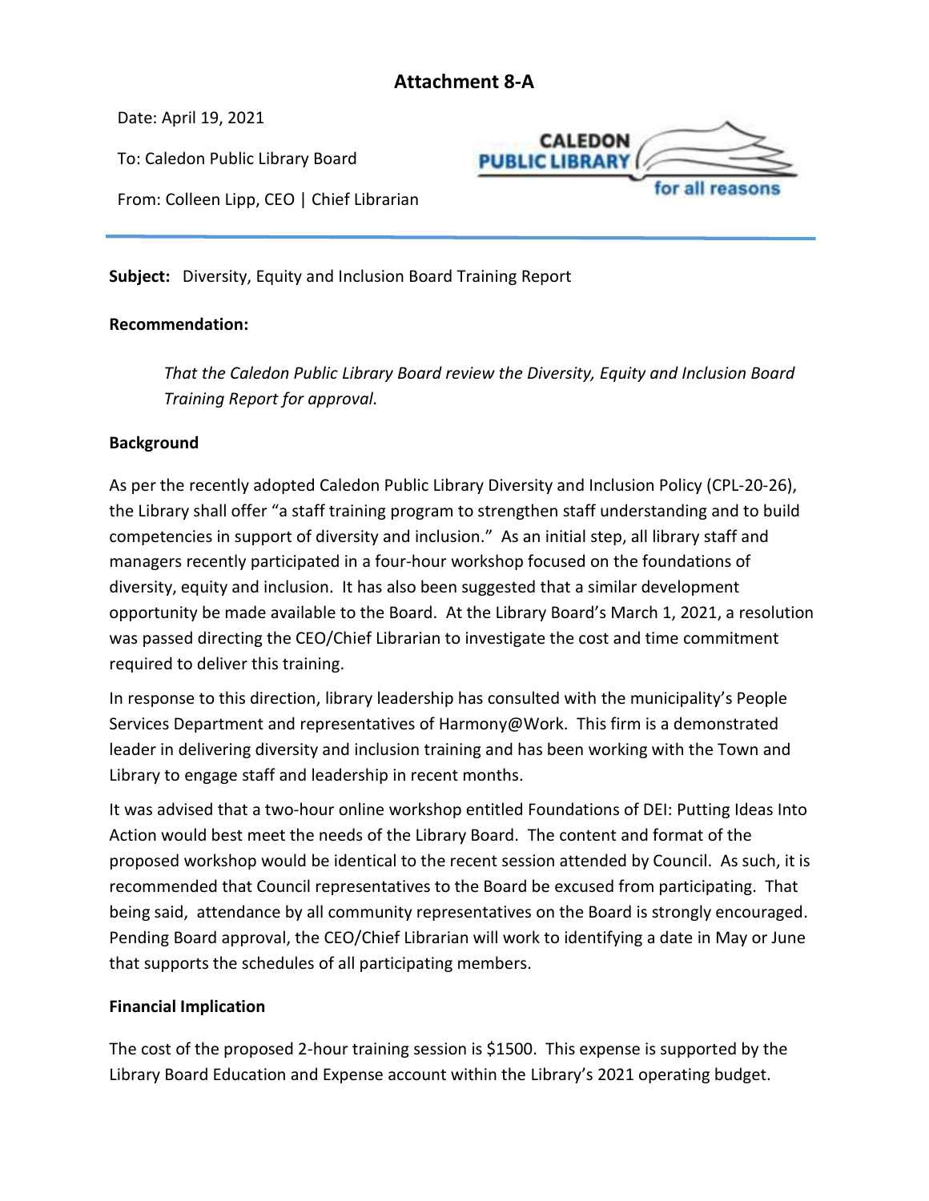# Attachment 8-A

Date: April 19, 2021

To: Caledon Public Library Board

From: Colleen Lipp, CEO | Chief Librarian

**Subject:** Diversity, Equity and Inclusion Board Training Report

**Recommendation:**

> *That the Caledon Public Library Board review the Diversity, Equity and Inclusion Board Training Report for approval.*

**Background**

As per the recently adopted Caledon Public Library Diversity and Inclusion Policy (CPL-20-26), the Library shall offer "a staff training program to strengthen staff understanding and to build competencies in support of diversity and inclusion." As an initial step, all library staff and managers recently participated in a four-hour workshop focused on the foundations of diversity, equity and inclusion. It has also been suggested that a similar development opportunity be made available to the Board. At the Library Board's March 1, 2021, a resolution was passed directing the CEO/Chief Librarian to investigate the cost and time commitment required to deliver this training.

In response to this direction, library leadership has consulted with the municipality's People Services Department and representatives of Harmony@Work. This firm is a demonstrated leader in delivering diversity and inclusion training and has been working with the Town and Library to engage staff and leadership in recent months.

It was advised that a two-hour online workshop entitled Foundations of DEI: Putting Ideas Into Action would best meet the needs of the Library Board. The content and format of the proposed workshop would be identical to the recent session attended by Council. As such, it is recommended that Council representatives to the Board be excused from participating. That being said, attendance by all community representatives on the Board is strongly encouraged. Pending Board approval, the CEO/Chief Librarian will work to identifying a date in May or June that supports the schedules of all participating members.

**Financial Implication**

The cost of the proposed 2-hour training session is $1500. This expense is supported by the Library Board Education and Expense account within the Library's 2021 operating budget.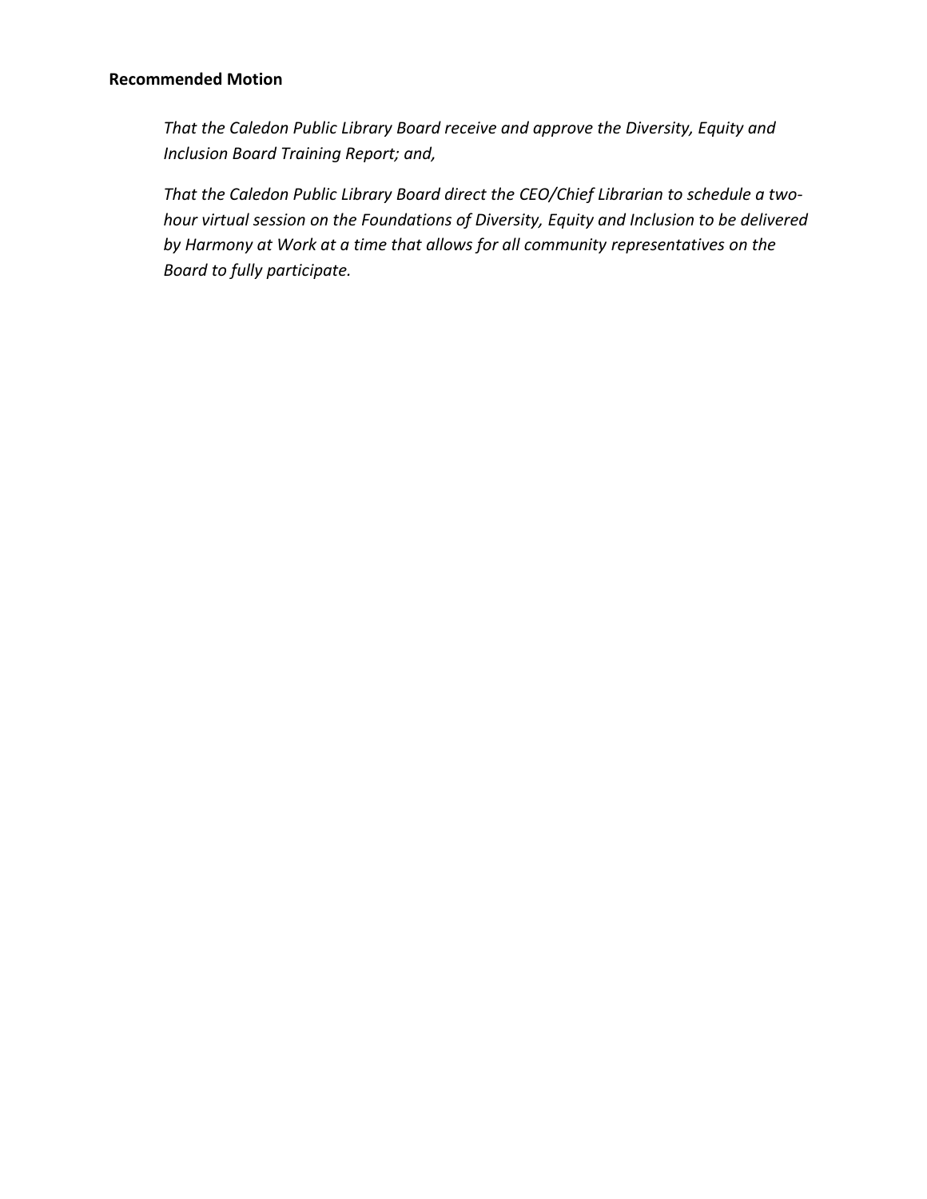**Recommended Motion**

*That the Caledon Public Library Board receive and approve the Diversity, Equity and Inclusion Board Training Report; and,*

*That the Caledon Public Library Board direct the CEO/Chief Librarian to schedule a two-hour virtual session on the Foundations of Diversity, Equity and Inclusion to be delivered by Harmony at Work at a time that allows for all community representatives on the Board to fully participate.*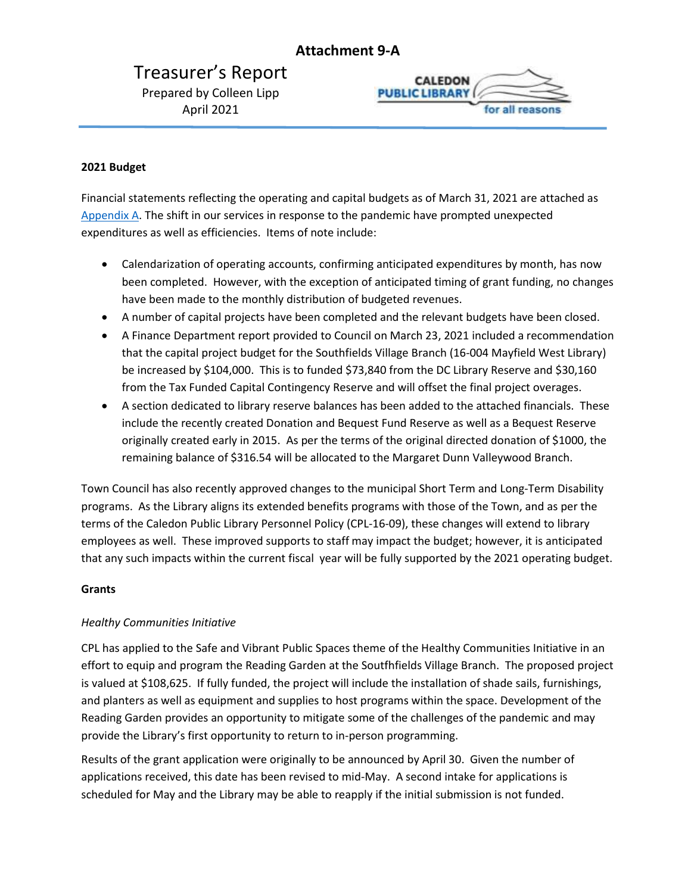**Attachment 9-A**

# Treasurer's Report

Prepared by Colleen Lipp
April 2021

CALEDON PUBLIC LIBRARY
for all reasons

**2021 Budget**

Financial statements reflecting the operating and capital budgets as of March 31, 2021 are attached as Appendix A. The shift in our services in response to the pandemic have prompted unexpected expenditures as well as efficiencies. Items of note include:

- Calendarization of operating accounts, confirming anticipated expenditures by month, has now been completed. However, with the exception of anticipated timing of grant funding, no changes have been made to the monthly distribution of budgeted revenues.
- A number of capital projects have been completed and the relevant budgets have been closed.
- A Finance Department report provided to Council on March 23, 2021 included a recommendation that the capital project budget for the Southfields Village Branch (16-004 Mayfield West Library) be increased by $104,000. This is to funded $73,840 from the DC Library Reserve and $30,160 from the Tax Funded Capital Contingency Reserve and will offset the final project overages.
- A section dedicated to library reserve balances has been added to the attached financials. These include the recently created Donation and Bequest Fund Reserve as well as a Bequest Reserve originally created early in 2015. As per the terms of the original directed donation of $1000, the remaining balance of $316.54 will be allocated to the Margaret Dunn Valleywood Branch.

Town Council has also recently approved changes to the municipal Short Term and Long-Term Disability programs. As the Library aligns its extended benefits programs with those of the Town, and as per the terms of the Caledon Public Library Personnel Policy (CPL-16-09), these changes will extend to library employees as well. These improved supports to staff may impact the budget; however, it is anticipated that any such impacts within the current fiscal year will be fully supported by the 2021 operating budget.

**Grants**

*Healthy Communities Initiative*

CPL has applied to the Safe and Vibrant Public Spaces theme of the Healthy Communities Initiative in an effort to equip and program the Reading Garden at the Southfhfields Village Branch. The proposed project is valued at $108,625. If fully funded, the project will include the installation of shade sails, furnishings, and planters as well as equipment and supplies to host programs within the space. Development of the Reading Garden provides an opportunity to mitigate some of the challenges of the pandemic and may provide the Library's first opportunity to return to in-person programming.

Results of the grant application were originally to be announced by April 30. Given the number of applications received, this date has been revised to mid-May. A second intake for applications is scheduled for May and the Library may be able to reapply if the initial submission is not funded.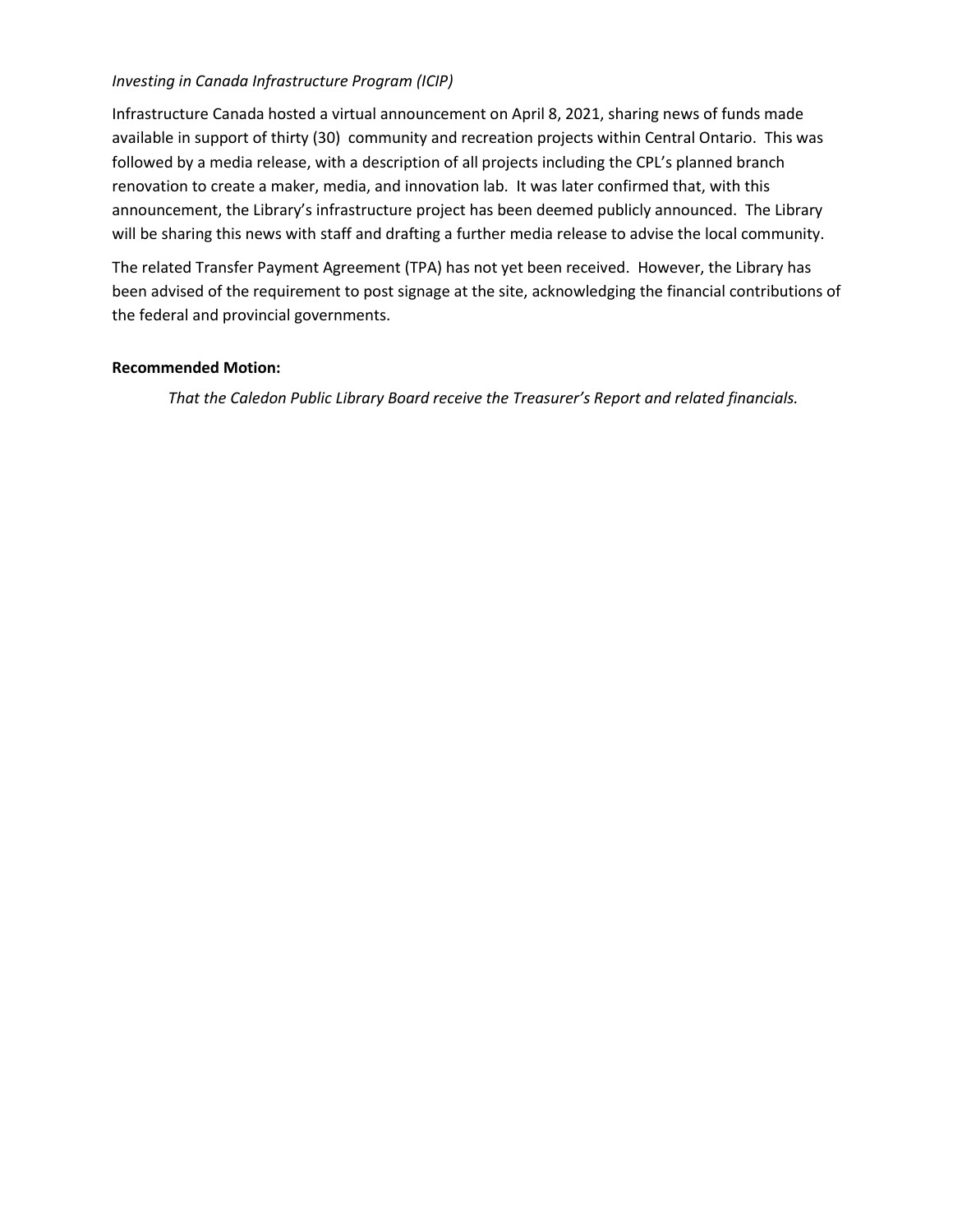*Investing in Canada Infrastructure Program (ICIP)*

Infrastructure Canada hosted a virtual announcement on April 8, 2021, sharing news of funds made available in support of thirty (30) community and recreation projects within Central Ontario. This was followed by a media release, with a description of all projects including the CPL's planned branch renovation to create a maker, media, and innovation lab. It was later confirmed that, with this announcement, the Library's infrastructure project has been deemed publicly announced. The Library will be sharing this news with staff and drafting a further media release to advise the local community.

The related Transfer Payment Agreement (TPA) has not yet been received. However, the Library has been advised of the requirement to post signage at the site, acknowledging the financial contributions of the federal and provincial governments.

**Recommended Motion:**

*That the Caledon Public Library Board receive the Treasurer's Report and related financials.*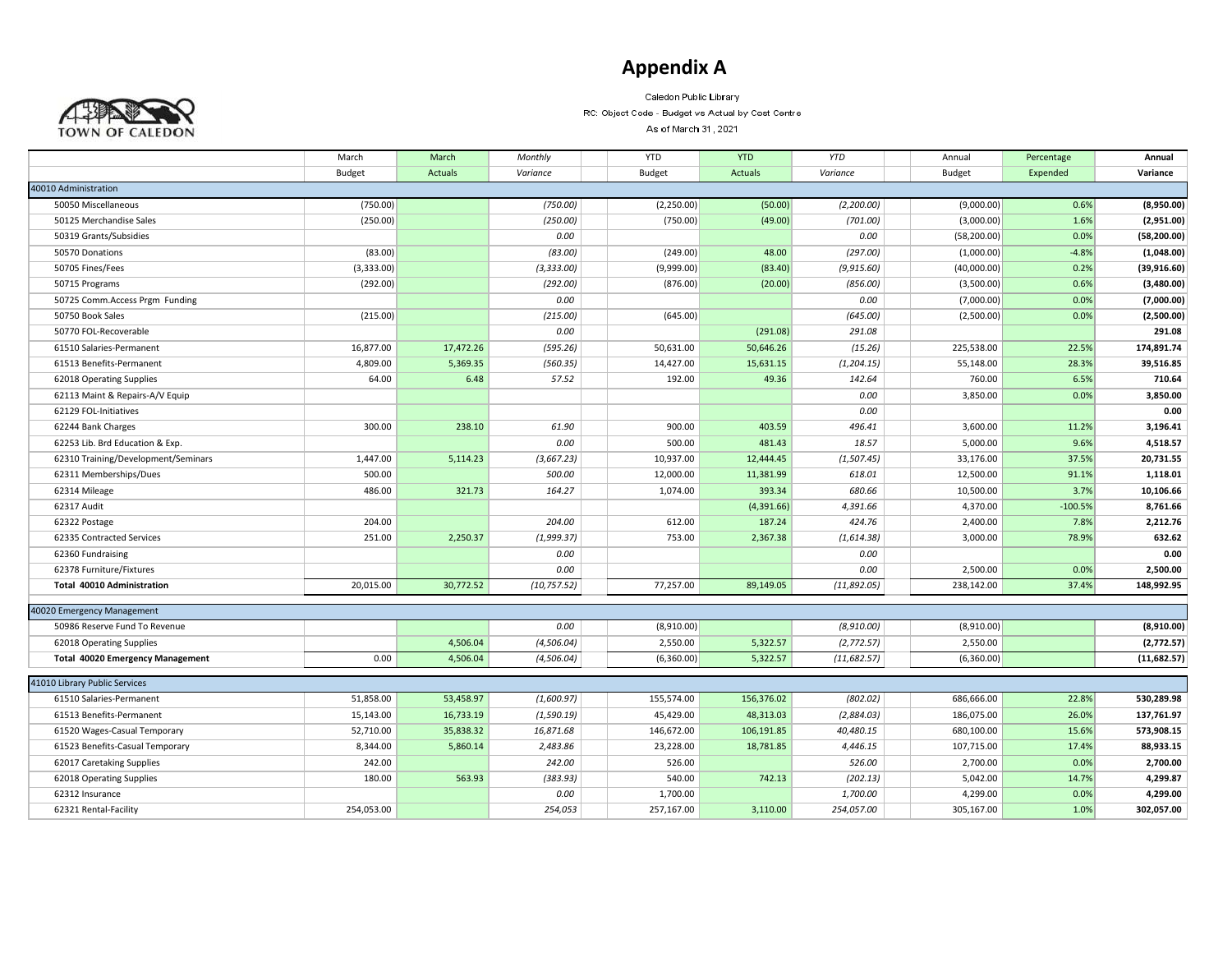# Appendix A

TOWN OF CALEDON

Caledon Public Library

RC: Object Code - Budget vs Actual by Cost Centre

As of March 31, 2021

| | March Budget | March Actuals | *Monthly Variance* | YTD Budget | YTD Actuals | *YTD Variance* | Annual Budget | Percentage Expended | **Annual Variance** |
|---|---|---|---|---|---|---|---|---|---|
| 40010 Administration | | | | | | | | | |
| 50050 Miscellaneous | (750.00) | | *(750.00)* | (2,250.00) | (50.00) | *(2,200.00)* | (9,000.00) | 0.6% | **(8,950.00)** |
| 50125 Merchandise Sales | (250.00) | | *(250.00)* | (750.00) | (49.00) | *(701.00)* | (3,000.00) | 1.6% | **(2,951.00)** |
| 50319 Grants/Subsidies | | | *0.00* | | | *0.00* | (58,200.00) | 0.0% | **(58,200.00)** |
| 50570 Donations | (83.00) | | *(83.00)* | (249.00) | 48.00 | *(297.00)* | (1,000.00) | -4.8% | **(1,048.00)** |
| 50705 Fines/Fees | (3,333.00) | | *(3,333.00)* | (9,999.00) | (83.40) | *(9,915.60)* | (40,000.00) | 0.2% | **(39,916.60)** |
| 50715 Programs | (292.00) | | *(292.00)* | (876.00) | (20.00) | *(856.00)* | (3,500.00) | 0.6% | **(3,480.00)** |
| 50725 Comm.Access Prgm Funding | | | *0.00* | | | *0.00* | (7,000.00) | 0.0% | **(7,000.00)** |
| 50750 Book Sales | (215.00) | | *(215.00)* | (645.00) | | *(645.00)* | (2,500.00) | 0.0% | **(2,500.00)** |
| 50770 FOL-Recoverable | | | *0.00* | | (291.08) | *291.08* | | | **291.08** |
| 61510 Salaries-Permanent | 16,877.00 | 17,472.26 | *(595.26)* | 50,631.00 | 50,646.26 | *(15.26)* | 225,538.00 | 22.5% | **174,891.74** |
| 61513 Benefits-Permanent | 4,809.00 | 5,369.35 | *(560.35)* | 14,427.00 | 15,631.15 | *(1,204.15)* | 55,148.00 | 28.3% | **39,516.85** |
| 62018 Operating Supplies | 64.00 | 6.48 | *57.52* | 192.00 | 49.36 | *142.64* | 760.00 | 6.5% | **710.64** |
| 62113 Maint & Repairs-A/V Equip | | | | | | *0.00* | 3,850.00 | 0.0% | **3,850.00** |
| 62129 FOL-Initiatives | | | | | | *0.00* | | | **0.00** |
| 62244 Bank Charges | 300.00 | 238.10 | *61.90* | 900.00 | 403.59 | *496.41* | 3,600.00 | 11.2% | **3,196.41** |
| 62253 Lib. Brd Education & Exp. | | | *0.00* | 500.00 | 481.43 | *18.57* | 5,000.00 | 9.6% | **4,518.57** |
| 62310 Training/Development/Seminars | 1,447.00 | 5,114.23 | *(3,667.23)* | 10,937.00 | 12,444.45 | *(1,507.45)* | 33,176.00 | 37.5% | **20,731.55** |
| 62311 Memberships/Dues | 500.00 | | *500.00* | 12,000.00 | 11,381.99 | *618.01* | 12,500.00 | 91.1% | **1,118.01** |
| 62314 Mileage | 486.00 | 321.73 | *164.27* | 1,074.00 | 393.34 | *680.66* | 10,500.00 | 3.7% | **10,106.66** |
| 62317 Audit | | | | | (4,391.66) | *4,391.66* | 4,370.00 | -100.5% | **8,761.66** |
| 62322 Postage | 204.00 | | *204.00* | 612.00 | 187.24 | *424.76* | 2,400.00 | 7.8% | **2,212.76** |
| 62335 Contracted Services | 251.00 | 2,250.37 | *(1,999.37)* | 753.00 | 2,367.38 | *(1,614.38)* | 3,000.00 | 78.9% | **632.62** |
| 62360 Fundraising | | | *0.00* | | | *0.00* | | | **0.00** |
| 62378 Furniture/Fixtures | | | *0.00* | | | *0.00* | 2,500.00 | 0.0% | **2,500.00** |
| **Total 40010 Administration** | 20,015.00 | 30,772.52 | *(10,757.52)* | 77,257.00 | 89,149.05 | *(11,892.05)* | 238,142.00 | 37.4% | **148,992.95** |
| 40020 Emergency Management | | | | | | | | | |
| 50986 Reserve Fund To Revenue | | | *0.00* | (8,910.00) | | *(8,910.00)* | (8,910.00) | | **(8,910.00)** |
| 62018 Operating Supplies | | 4,506.04 | *(4,506.04)* | 2,550.00 | 5,322.57 | *(2,772.57)* | 2,550.00 | | **(2,772.57)** |
| **Total 40020 Emergency Management** | 0.00 | 4,506.04 | *(4,506.04)* | (6,360.00) | 5,322.57 | *(11,682.57)* | (6,360.00) | | **(11,682.57)** |
| 41010 Library Public Services | | | | | | | | | |
| 61510 Salaries-Permanent | 51,858.00 | 53,458.97 | *(1,600.97)* | 155,574.00 | 156,376.02 | *(802.02)* | 686,666.00 | 22.8% | **530,289.98** |
| 61513 Benefits-Permanent | 15,143.00 | 16,733.19 | *(1,590.19)* | 45,429.00 | 48,313.03 | *(2,884.03)* | 186,075.00 | 26.0% | **137,761.97** |
| 61520 Wages-Casual Temporary | 52,710.00 | 35,838.32 | *16,871.68* | 146,672.00 | 106,191.85 | *40,480.15* | 680,100.00 | 15.6% | **573,908.15** |
| 61523 Benefits-Casual Temporary | 8,344.00 | 5,860.14 | *2,483.86* | 23,228.00 | 18,781.85 | *4,446.15* | 107,715.00 | 17.4% | **88,933.15** |
| 62017 Caretaking Supplies | 242.00 | | *242.00* | 526.00 | | *526.00* | 2,700.00 | 0.0% | **2,700.00** |
| 62018 Operating Supplies | 180.00 | 563.93 | *(383.93)* | 540.00 | 742.13 | *(202.13)* | 5,042.00 | 14.7% | **4,299.87** |
| 62312 Insurance | | | *0.00* | 1,700.00 | | *1,700.00* | 4,299.00 | 0.0% | **4,299.00** |
| 62321 Rental-Facility | 254,053.00 | | *254,053* | 257,167.00 | 3,110.00 | *254,057.00* | 305,167.00 | 1.0% | **302,057.00** |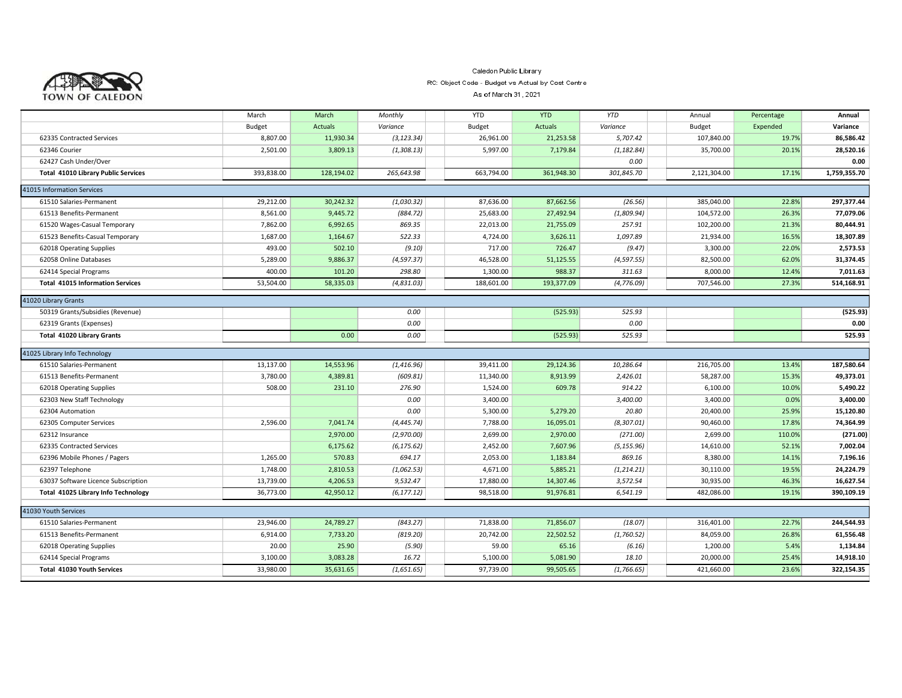TOWN OF CALEDON

Caledon Public Library

RC: Object Code - Budget vs Actual by Cost Centre

As of March 31, 2021

| | March Budget | March Actuals | Monthly Variance | YTD Budget | YTD Actuals | YTD Variance | Annual Budget | Percentage Expended | Annual Variance |
|---|---|---|---|---|---|---|---|---|---|
| 62335 Contracted Services | 8,807.00 | 11,930.34 | (3,123.34) | 26,961.00 | 21,253.58 | 5,707.42 | 107,840.00 | 19.7% | 86,586.42 |
| 62346 Courier | 2,501.00 | 3,809.13 | (1,308.13) | 5,997.00 | 7,179.84 | (1,182.84) | 35,700.00 | 20.1% | 28,520.16 |
| 62427 Cash Under/Over | | | | | | 0.00 | | | 0.00 |
| **Total 41010 Library Public Services** | 393,838.00 | 128,194.02 | 265,643.98 | 663,794.00 | 361,948.30 | 301,845.70 | 2,121,304.00 | 17.1% | 1,759,355.70 |
| **41015 Information Services** | | | | | | | | | |
| 61510 Salaries-Permanent | 29,212.00 | 30,242.32 | (1,030.32) | 87,636.00 | 87,662.56 | (26.56) | 385,040.00 | 22.8% | 297,377.44 |
| 61513 Benefits-Permanent | 8,561.00 | 9,445.72 | (884.72) | 25,683.00 | 27,492.94 | (1,809.94) | 104,572.00 | 26.3% | 77,079.06 |
| 61520 Wages-Casual Temporary | 7,862.00 | 6,992.65 | 869.35 | 22,013.00 | 21,755.09 | 257.91 | 102,200.00 | 21.3% | 80,444.91 |
| 61523 Benefits-Casual Temporary | 1,687.00 | 1,164.67 | 522.33 | 4,724.00 | 3,626.11 | 1,097.89 | 21,934.00 | 16.5% | 18,307.89 |
| 62018 Operating Supplies | 493.00 | 502.10 | (9.10) | 717.00 | 726.47 | (9.47) | 3,300.00 | 22.0% | 2,573.53 |
| 62058 Online Databases | 5,289.00 | 9,886.37 | (4,597.37) | 46,528.00 | 51,125.55 | (4,597.55) | 82,500.00 | 62.0% | 31,374.45 |
| 62414 Special Programs | 400.00 | 101.20 | 298.80 | 1,300.00 | 988.37 | 311.63 | 8,000.00 | 12.4% | 7,011.63 |
| **Total 41015 Information Services** | 53,504.00 | 58,335.03 | (4,831.03) | 188,601.00 | 193,377.09 | (4,776.09) | 707,546.00 | 27.3% | 514,168.91 |
| **41020 Library Grants** | | | | | | | | | |
| 50319 Grants/Subsidies (Revenue) | | | 0.00 | | (525.93) | 525.93 | | | (525.93) |
| 62319 Grants (Expenses) | | | 0.00 | | | 0.00 | | | 0.00 |
| **Total 41020 Library Grants** | | 0.00 | 0.00 | | (525.93) | 525.93 | | | 525.93 |
| **41025 Library Info Technology** | | | | | | | | | |
| 61510 Salaries-Permanent | 13,137.00 | 14,553.96 | (1,416.96) | 39,411.00 | 29,124.36 | 10,286.64 | 216,705.00 | 13.4% | 187,580.64 |
| 61513 Benefits-Permanent | 3,780.00 | 4,389.81 | (609.81) | 11,340.00 | 8,913.99 | 2,426.01 | 58,287.00 | 15.3% | 49,373.01 |
| 62018 Operating Supplies | 508.00 | 231.10 | 276.90 | 1,524.00 | 609.78 | 914.22 | 6,100.00 | 10.0% | 5,490.22 |
| 62303 New Staff Technology | | | 0.00 | 3,400.00 | | 3,400.00 | 3,400.00 | 0.0% | 3,400.00 |
| 62304 Automation | | | 0.00 | 5,300.00 | 5,279.20 | 20.80 | 20,400.00 | 25.9% | 15,120.80 |
| 62305 Computer Services | 2,596.00 | 7,041.74 | (4,445.74) | 7,788.00 | 16,095.01 | (8,307.01) | 90,460.00 | 17.8% | 74,364.99 |
| 62312 Insurance | | 2,970.00 | (2,970.00) | 2,699.00 | 2,970.00 | (271.00) | 2,699.00 | 110.0% | (271.00) |
| 62335 Contracted Services | | 6,175.62 | (6,175.62) | 2,452.00 | 7,607.96 | (5,155.96) | 14,610.00 | 52.1% | 7,002.04 |
| 62396 Mobile Phones / Pagers | 1,265.00 | 570.83 | 694.17 | 2,053.00 | 1,183.84 | 869.16 | 8,380.00 | 14.1% | 7,196.16 |
| 62397 Telephone | 1,748.00 | 2,810.53 | (1,062.53) | 4,671.00 | 5,885.21 | (1,214.21) | 30,110.00 | 19.5% | 24,224.79 |
| 63037 Software Licence Subscription | 13,739.00 | 4,206.53 | 9,532.47 | 17,880.00 | 14,307.46 | 3,572.54 | 30,935.00 | 46.3% | 16,627.54 |
| **Total 41025 Library Info Technology** | 36,773.00 | 42,950.12 | (6,177.12) | 98,518.00 | 91,976.81 | 6,541.19 | 482,086.00 | 19.1% | 390,109.19 |
| **41030 Youth Services** | | | | | | | | | |
| 61510 Salaries-Permanent | 23,946.00 | 24,789.27 | (843.27) | 71,838.00 | 71,856.07 | (18.07) | 316,401.00 | 22.7% | 244,544.93 |
| 61513 Benefits-Permanent | 6,914.00 | 7,733.20 | (819.20) | 20,742.00 | 22,502.52 | (1,760.52) | 84,059.00 | 26.8% | 61,556.48 |
| 62018 Operating Supplies | 20.00 | 25.90 | (5.90) | 59.00 | 65.16 | (6.16) | 1,200.00 | 5.4% | 1,134.84 |
| 62414 Special Programs | 3,100.00 | 3,083.28 | 16.72 | 5,100.00 | 5,081.90 | 18.10 | 20,000.00 | 25.4% | 14,918.10 |
| **Total 41030 Youth Services** | 33,980.00 | 35,631.65 | (1,651.65) | 97,739.00 | 99,505.65 | (1,766.65) | 421,660.00 | 23.6% | 322,154.35 |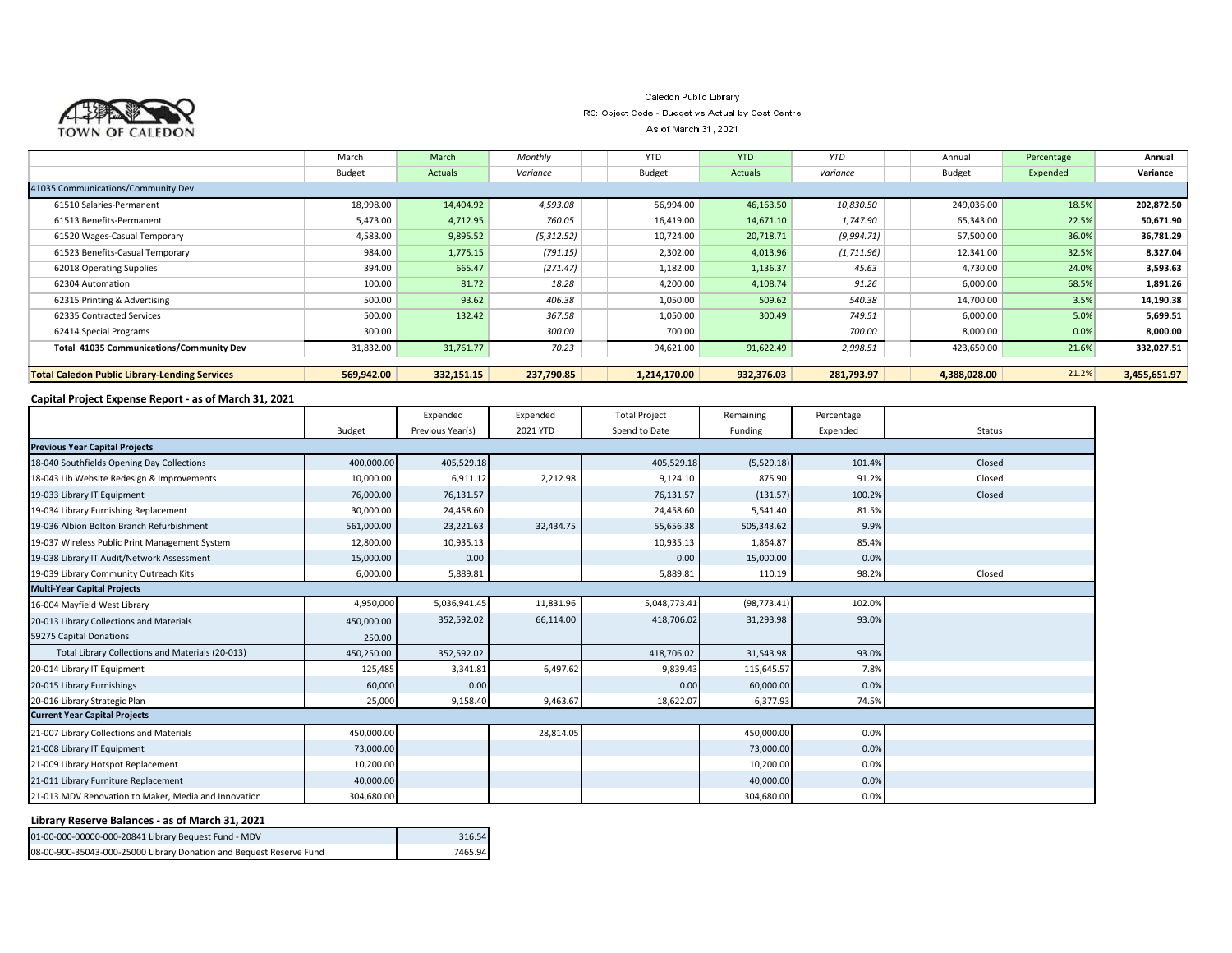TOWN OF CALEDON

Caledon Public Library

RC: Object Code - Budget vs Actual by Cost Centre

As of March 31 , 2021

|  | March Budget | March Actuals | Monthly Variance | YTD Budget | YTD Actuals | YTD Variance | Annual Budget | Percentage Expended | Annual Variance |
|---|---|---|---|---|---|---|---|---|---|
| 41035 Communications/Community Dev | | | | | | | | | |
| 61510 Salaries-Permanent | 18,998.00 | 14,404.92 | 4,593.08 | 56,994.00 | 46,163.50 | 10,830.50 | 249,036.00 | 18.5% | 202,872.50 |
| 61513 Benefits-Permanent | 5,473.00 | 4,712.95 | 760.05 | 16,419.00 | 14,671.10 | 1,747.90 | 65,343.00 | 22.5% | 50,671.90 |
| 61520 Wages-Casual Temporary | 4,583.00 | 9,895.52 | (5,312.52) | 10,724.00 | 20,718.71 | (9,994.71) | 57,500.00 | 36.0% | 36,781.29 |
| 61523 Benefits-Casual Temporary | 984.00 | 1,775.15 | (791.15) | 2,302.00 | 4,013.96 | (1,711.96) | 12,341.00 | 32.5% | 8,327.04 |
| 62018 Operating Supplies | 394.00 | 665.47 | (271.47) | 1,182.00 | 1,136.37 | 45.63 | 4,730.00 | 24.0% | 3,593.63 |
| 62304 Automation | 100.00 | 81.72 | 18.28 | 4,200.00 | 4,108.74 | 91.26 | 6,000.00 | 68.5% | 1,891.26 |
| 62315 Printing & Advertising | 500.00 | 93.62 | 406.38 | 1,050.00 | 509.62 | 540.38 | 14,700.00 | 3.5% | 14,190.38 |
| 62335 Contracted Services | 500.00 | 132.42 | 367.58 | 1,050.00 | 300.49 | 749.51 | 6,000.00 | 5.0% | 5,699.51 |
| 62414 Special Programs | 300.00 | | 300.00 | 700.00 | | 700.00 | 8,000.00 | 0.0% | 8,000.00 |
| **Total 41035 Communications/Community Dev** | 31,832.00 | 31,761.77 | 70.23 | 94,621.00 | 91,622.49 | 2,998.51 | 423,650.00 | 21.6% | 332,027.51 |
| **Total Caledon Public Library-Lending Services** | **569,942.00** | **332,151.15** | **237,790.85** | **1,214,170.00** | **932,376.03** | **281,793.97** | **4,388,028.00** | 21.2% | **3,455,651.97** |

**Capital Project Expense Report - as of March 31, 2021**

|  | Budget | Expended Previous Year(s) | Expended 2021 YTD | Total Project Spend to Date | Remaining Funding | Percentage Expended | Status |
|---|---|---|---|---|---|---|---|
| **Previous Year Capital Projects** | | | | | | | |
| 18-040 Southfields Opening Day Collections | 400,000.00 | 405,529.18 | | 405,529.18 | (5,529.18) | 101.4% | Closed |
| 18-043 Lib Website Redesign & Improvements | 10,000.00 | 6,911.12 | 2,212.98 | 9,124.10 | 875.90 | 91.2% | Closed |
| 19-033 Library IT Equipment | 76,000.00 | 76,131.57 | | 76,131.57 | (131.57) | 100.2% | Closed |
| 19-034 Library Furnishing Replacement | 30,000.00 | 24,458.60 | | 24,458.60 | 5,541.40 | 81.5% | |
| 19-036 Albion Bolton Branch Refurbishment | 561,000.00 | 23,221.63 | 32,434.75 | 55,656.38 | 505,343.62 | 9.9% | |
| 19-037 Wireless Public Print Management System | 12,800.00 | 10,935.13 | | 10,935.13 | 1,864.87 | 85.4% | |
| 19-038 Library IT Audit/Network Assessment | 15,000.00 | 0.00 | | 0.00 | 15,000.00 | 0.0% | |
| 19-039 Library Community Outreach Kits | 6,000.00 | 5,889.81 | | 5,889.81 | 110.19 | 98.2% | Closed |
| **Multi-Year Capital Projects** | | | | | | | |
| 16-004 Mayfield West Library | 4,950,000 | 5,036,941.45 | 11,831.96 | 5,048,773.41 | (98,773.41) | 102.0% | |
| 20-013 Library Collections and Materials | 450,000.00 | 352,592.02 | 66,114.00 | 418,706.02 | 31,293.98 | 93.0% | |
| 59275 Capital Donations | 250.00 | | | | | | |
| Total Library Collections and Materials (20-013) | 450,250.00 | 352,592.02 | | 418,706.02 | 31,543.98 | 93.0% | |
| 20-014 Library IT Equipment | 125,485 | 3,341.81 | 6,497.62 | 9,839.43 | 115,645.57 | 7.8% | |
| 20-015 Library Furnishings | 60,000 | 0.00 | | 0.00 | 60,000.00 | 0.0% | |
| 20-016 Library Strategic Plan | 25,000 | 9,158.40 | 9,463.67 | 18,622.07 | 6,377.93 | 74.5% | |
| **Current Year Capital Projects** | | | | | | | |
| 21-007 Library Collections and Materials | 450,000.00 | | 28,814.05 | | 450,000.00 | 0.0% | |
| 21-008 Library IT Equipment | 73,000.00 | | | | 73,000.00 | 0.0% | |
| 21-009 Library Hotspot Replacement | 10,200.00 | | | | 10,200.00 | 0.0% | |
| 21-011 Library Furniture Replacement | 40,000.00 | | | | 40,000.00 | 0.0% | |
| 21-013 MDV Renovation to Maker, Media and Innovation | 304,680.00 | | | | 304,680.00 | 0.0% | |

**Library Reserve Balances - as of March 31, 2021**

| | |
|---|---|
| 01-00-000-00000-000-20841 Library Bequest Fund - MDV | 316.54 |
| 08-00-900-35043-000-25000 Library Donation and Bequest Reserve Fund | 7465.94 |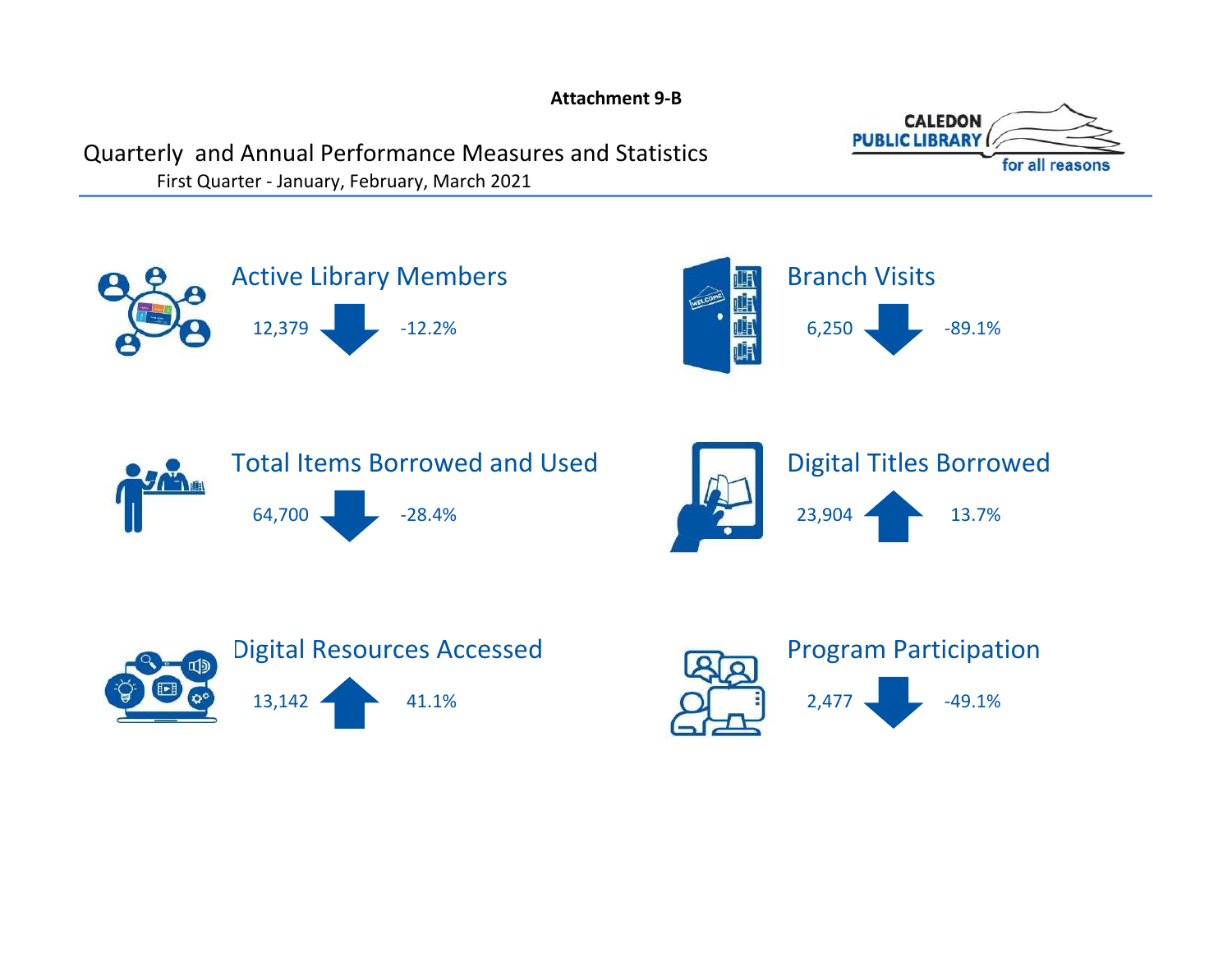**Attachment 9-B**

# Quarterly and Annual Performance Measures and Statistics

First Quarter - January, February, March 2021

CALEDON PUBLIC LIBRARY for all reasons

## Active Library Members

12,379 ↓ -12.2%

## Branch Visits

6,250 ↓ -89.1%

## Total Items Borrowed and Used

64,700 ↓ -28.4%

## Digital Titles Borrowed

23,904 ↑ 13.7%

## Digital Resources Accessed

13,142 ↑ 41.1%

## Program Participation

2,477 ↓ -49.1%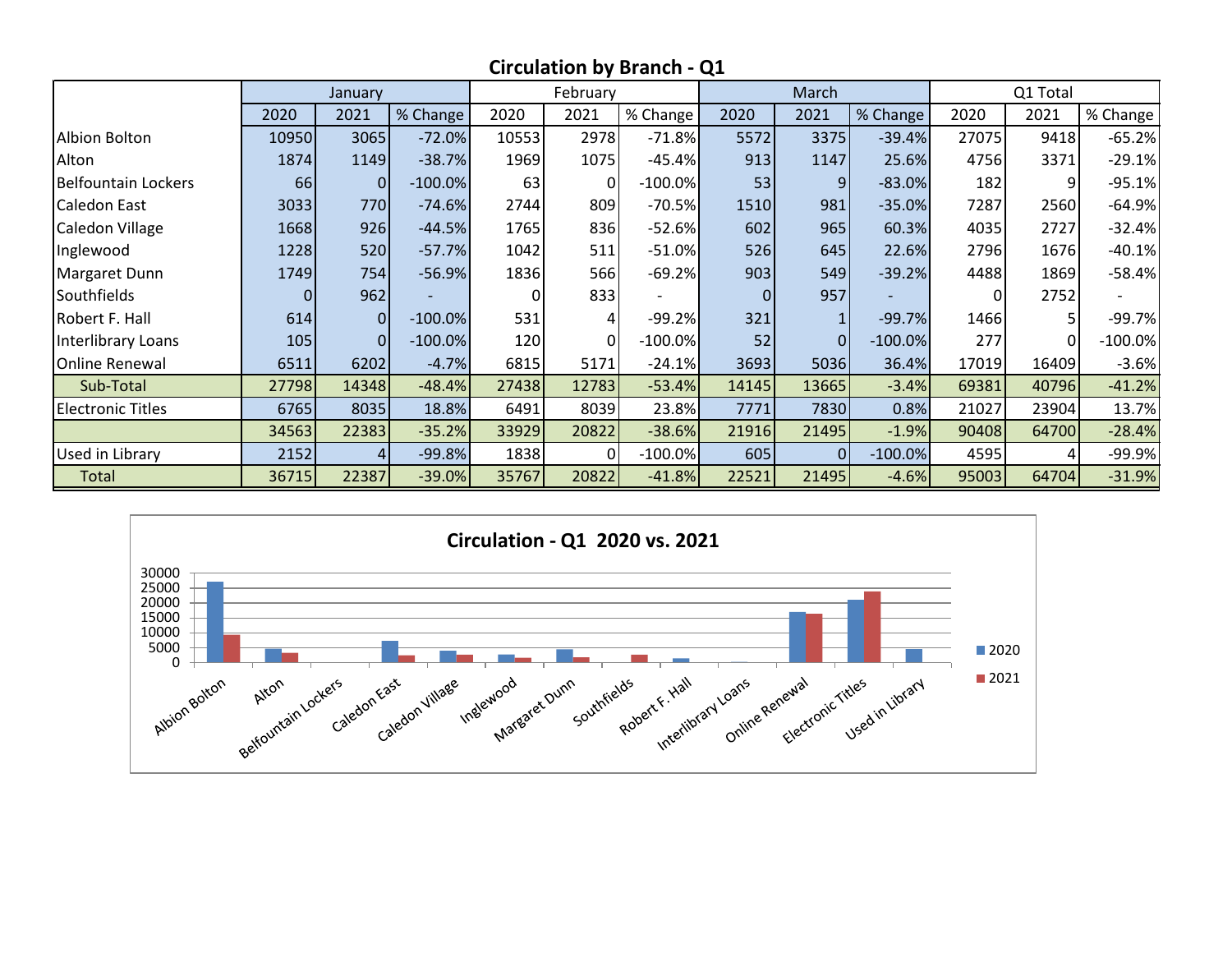## Circulation by Branch - Q1

| | January | | | February | | | March | | | Q1 Total | | |
|---|---|---|---|---|---|---|---|---|---|---|---|---|
| | 2020 | 2021 | % Change | 2020 | 2021 | % Change | 2020 | 2021 | % Change | 2020 | 2021 | % Change |
| Albion Bolton | 10950 | 3065 | -72.0% | 10553 | 2978 | -71.8% | 5572 | 3375 | -39.4% | 27075 | 9418 | -65.2% |
| Alton | 1874 | 1149 | -38.7% | 1969 | 1075 | -45.4% | 913 | 1147 | 25.6% | 4756 | 3371 | -29.1% |
| Belfountain Lockers | 66 | 0 | -100.0% | 63 | 0 | -100.0% | 53 | 9 | -83.0% | 182 | 9 | -95.1% |
| Caledon East | 3033 | 770 | -74.6% | 2744 | 809 | -70.5% | 1510 | 981 | -35.0% | 7287 | 2560 | -64.9% |
| Caledon Village | 1668 | 926 | -44.5% | 1765 | 836 | -52.6% | 602 | 965 | 60.3% | 4035 | 2727 | -32.4% |
| Inglewood | 1228 | 520 | -57.7% | 1042 | 511 | -51.0% | 526 | 645 | 22.6% | 2796 | 1676 | -40.1% |
| Margaret Dunn | 1749 | 754 | -56.9% | 1836 | 566 | -69.2% | 903 | 549 | -39.2% | 4488 | 1869 | -58.4% |
| Southfields | 0 | 962 | - | 0 | 833 | - | 0 | 957 | - | 0 | 2752 | - |
| Robert F. Hall | 614 | 0 | -100.0% | 531 | 4 | -99.2% | 321 | 1 | -99.7% | 1466 | 5 | -99.7% |
| Interlibrary Loans | 105 | 0 | -100.0% | 120 | 0 | -100.0% | 52 | 0 | -100.0% | 277 | 0 | -100.0% |
| Online Renewal | 6511 | 6202 | -4.7% | 6815 | 5171 | -24.1% | 3693 | 5036 | 36.4% | 17019 | 16409 | -3.6% |
| Sub-Total | 27798 | 14348 | -48.4% | 27438 | 12783 | -53.4% | 14145 | 13665 | -3.4% | 69381 | 40796 | -41.2% |
| Electronic Titles | 6765 | 8035 | 18.8% | 6491 | 8039 | 23.8% | 7771 | 7830 | 0.8% | 21027 | 23904 | 13.7% |
| | 34563 | 22383 | -35.2% | 33929 | 20822 | -38.6% | 21916 | 21495 | -1.9% | 90408 | 64700 | -28.4% |
| Used in Library | 2152 | 4 | -99.8% | 1838 | 0 | -100.0% | 605 | 0 | -100.0% | 4595 | 4 | -99.9% |
| Total | 36715 | 22387 | -39.0% | 35767 | 20822 | -41.8% | 22521 | 21495 | -4.6% | 95003 | 64704 | -31.9% |

### Circulation - Q1 2020 vs. 2021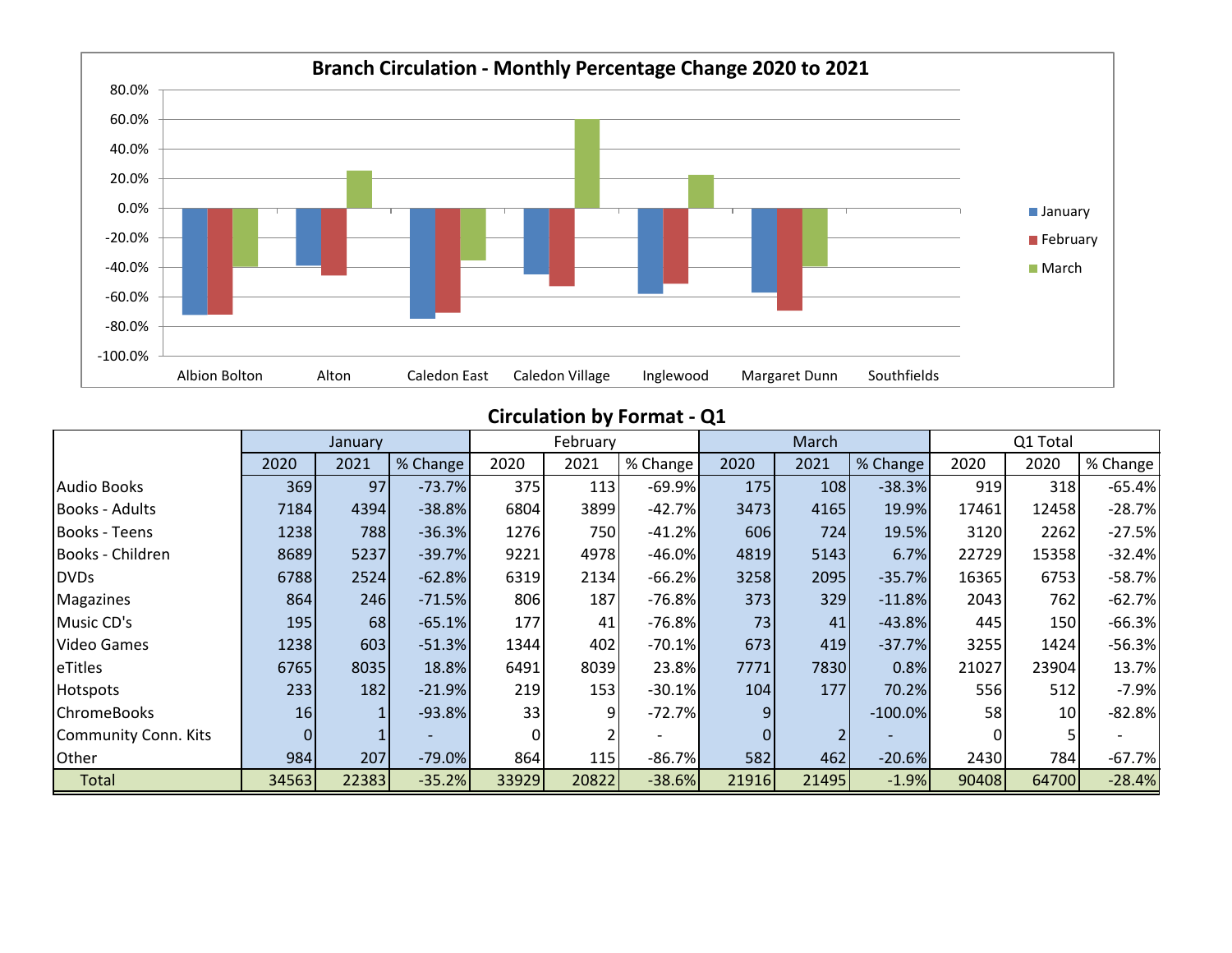## Branch Circulation - Monthly Percentage Change 2020 to 2021

| | January | February | March |
|---|---|---|---|
| Albion Bolton | | | |
| Alton | | | |
| Caledon East | | | |
| Caledon Village | | | |
| Inglewood | | | |
| Margaret Dunn | | | |
| Southfields | | | |

## Circulation by Format - Q1

| | January | | | February | | | March | | | Q1 Total | | |
|---|---|---|---|---|---|---|---|---|---|---|---|---|
| | 2020 | 2021 | % Change | 2020 | 2021 | % Change | 2020 | 2021 | % Change | 2020 | 2020 | % Change |
| Audio Books | 369 | 97 | -73.7% | 375 | 113 | -69.9% | 175 | 108 | -38.3% | 919 | 318 | -65.4% |
| Books - Adults | 7184 | 4394 | -38.8% | 6804 | 3899 | -42.7% | 3473 | 4165 | 19.9% | 17461 | 12458 | -28.7% |
| Books - Teens | 1238 | 788 | -36.3% | 1276 | 750 | -41.2% | 606 | 724 | 19.5% | 3120 | 2262 | -27.5% |
| Books - Children | 8689 | 5237 | -39.7% | 9221 | 4978 | -46.0% | 4819 | 5143 | 6.7% | 22729 | 15358 | -32.4% |
| DVDs | 6788 | 2524 | -62.8% | 6319 | 2134 | -66.2% | 3258 | 2095 | -35.7% | 16365 | 6753 | -58.7% |
| Magazines | 864 | 246 | -71.5% | 806 | 187 | -76.8% | 373 | 329 | -11.8% | 2043 | 762 | -62.7% |
| Music CD's | 195 | 68 | -65.1% | 177 | 41 | -76.8% | 73 | 41 | -43.8% | 445 | 150 | -66.3% |
| Video Games | 1238 | 603 | -51.3% | 1344 | 402 | -70.1% | 673 | 419 | -37.7% | 3255 | 1424 | -56.3% |
| eTitles | 6765 | 8035 | 18.8% | 6491 | 8039 | 23.8% | 7771 | 7830 | 0.8% | 21027 | 23904 | 13.7% |
| Hotspots | 233 | 182 | -21.9% | 219 | 153 | -30.1% | 104 | 177 | 70.2% | 556 | 512 | -7.9% |
| ChromeBooks | 16 | 1 | -93.8% | 33 | 9 | -72.7% | 9 | | -100.0% | 58 | 10 | -82.8% |
| Community Conn. Kits | 0 | 1 | - | 0 | 2 | - | 0 | 2 | - | 0 | 5 | - |
| Other | 984 | 207 | -79.0% | 864 | 115 | -86.7% | 582 | 462 | -20.6% | 2430 | 784 | -67.7% |
| Total | 34563 | 22383 | -35.2% | 33929 | 20822 | -38.6% | 21916 | 21495 | -1.9% | 90408 | 64700 | -28.4% |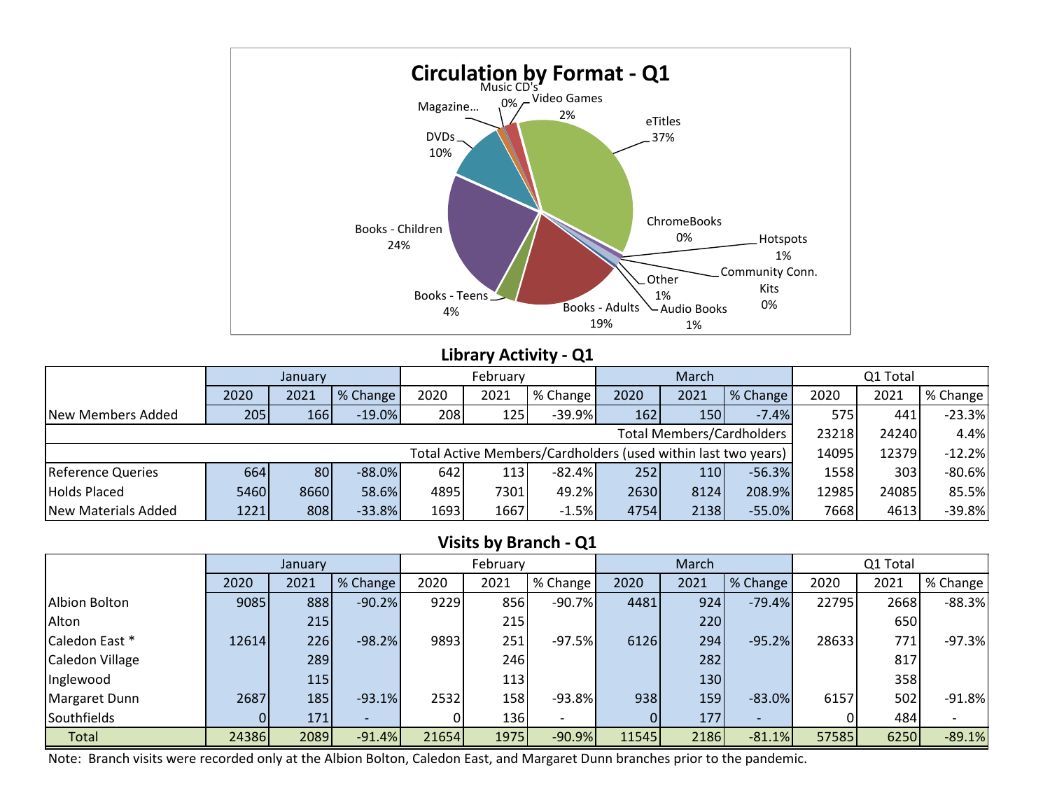## Circulation by Format - Q1

- Music CD's 0%
- Video Games 2%
- Magazine... 
- DVDs 10%
- eTitles 37%
- ChromeBooks 0%
- Hotspots 1%
- Community Conn. Kits 0%
- Other 1%
- Audio Books 1%
- Books - Adults 19%
- Books - Teens 4%
- Books - Children 24%

## Library Activity - Q1

| | January | | | February | | | March | | | Q1 Total | | |
|---|---|---|---|---|---|---|---|---|---|---|---|---|
| | 2020 | 2021 | % Change | 2020 | 2021 | % Change | 2020 | 2021 | % Change | 2020 | 2021 | % Change |
| New Members Added | 205 | 166 | -19.0% | 208 | 125 | -39.9% | 162 | 150 | -7.4% | 575 | 441 | -23.3% |
| Total Members/Cardholders | | | | | | | | | | 23218 | 24240 | 4.4% |
| Total Active Members/Cardholders (used within last two years) | | | | | | | | | | 14095 | 12379 | -12.2% |
| Reference Queries | 664 | 80 | -88.0% | 642 | 113 | -82.4% | 252 | 110 | -56.3% | 1558 | 303 | -80.6% |
| Holds Placed | 5460 | 8660 | 58.6% | 4895 | 7301 | 49.2% | 2630 | 8124 | 208.9% | 12985 | 24085 | 85.5% |
| New Materials Added | 1221 | 808 | -33.8% | 1693 | 1667 | -1.5% | 4754 | 2138 | -55.0% | 7668 | 4613 | -39.8% |

## Visits by Branch - Q1

| | January | | | February | | | March | | | Q1 Total | | |
|---|---|---|---|---|---|---|---|---|---|---|---|---|
| | 2020 | 2021 | % Change | 2020 | 2021 | % Change | 2020 | 2021 | % Change | 2020 | 2021 | % Change |
| Albion Bolton | 9085 | 888 | -90.2% | 9229 | 856 | -90.7% | 4481 | 924 | -79.4% | 22795 | 2668 | -88.3% |
| Alton | | 215 | | | 215 | | | 220 | | | 650 | |
| Caledon East * | 12614 | 226 | -98.2% | 9893 | 251 | -97.5% | 6126 | 294 | -95.2% | 28633 | 771 | -97.3% |
| Caledon Village | | 289 | | | 246 | | | 282 | | | 817 | |
| Inglewood | | 115 | | | 113 | | | 130 | | | 358 | |
| Margaret Dunn | 2687 | 185 | -93.1% | 2532 | 158 | -93.8% | 938 | 159 | -83.0% | 6157 | 502 | -91.8% |
| Southfields | 0 | 171 | - | 0 | 136 | - | 0 | 177 | - | 0 | 484 | - |
| Total | 24386 | 2089 | -91.4% | 21654 | 1975 | -90.9% | 11545 | 2186 | -81.1% | 57585 | 6250 | -89.1% |

Note: Branch visits were recorded only at the Albion Bolton, Caledon East, and Margaret Dunn branches prior to the pandemic.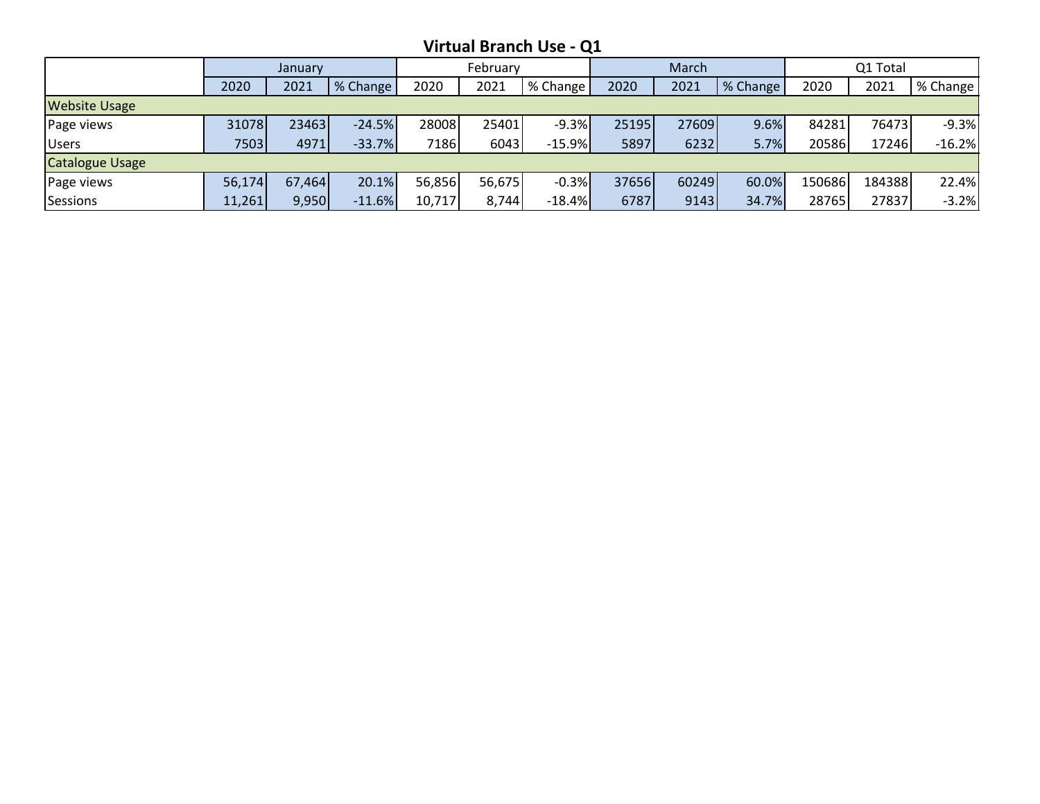## Virtual Branch Use - Q1

| | January | | | February | | | March | | | Q1 Total | | |
|---|---|---|---|---|---|---|---|---|---|---|---|---|
| | 2020 | 2021 | % Change | 2020 | 2021 | % Change | 2020 | 2021 | % Change | 2020 | 2021 | % Change |
| Website Usage | | | | | | | | | | | | |
| Page views | 31078 | 23463 | -24.5% | 28008 | 25401 | -9.3% | 25195 | 27609 | 9.6% | 84281 | 76473 | -9.3% |
| Users | 7503 | 4971 | -33.7% | 7186 | 6043 | -15.9% | 5897 | 6232 | 5.7% | 20586 | 17246 | -16.2% |
| Catalogue Usage | | | | | | | | | | | | |
| Page views | 56,174 | 67,464 | 20.1% | 56,856 | 56,675 | -0.3% | 37656 | 60249 | 60.0% | 150686 | 184388 | 22.4% |
| Sessions | 11,261 | 9,950 | -11.6% | 10,717 | 8,744 | -18.4% | 6787 | 9143 | 34.7% | 28765 | 27837 | -3.2% |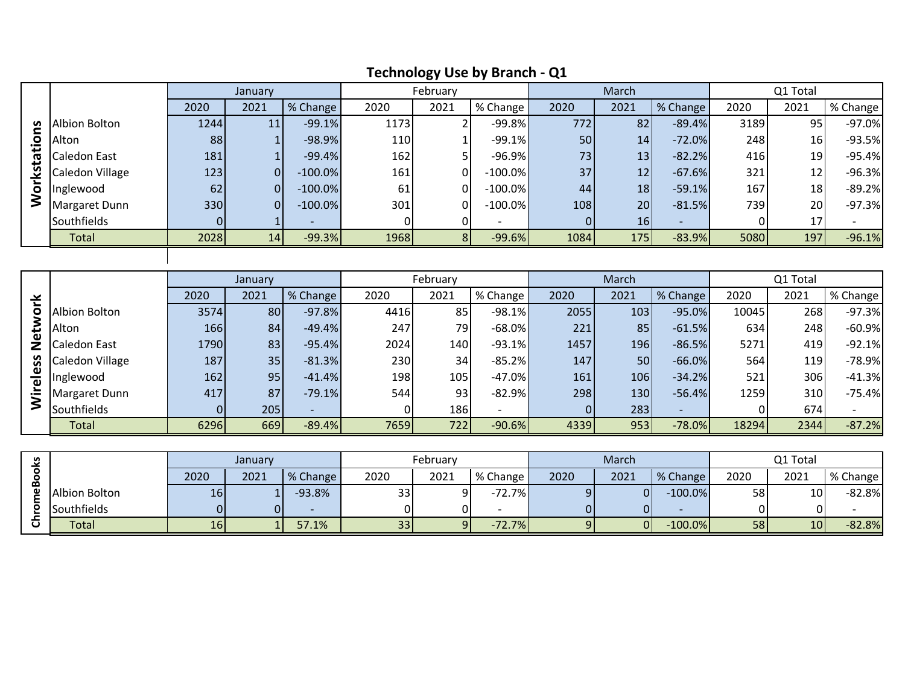## Technology Use by Branch - Q1

| Workstations | January | | | February | | | March | | | Q1 Total | | |
|---|---|---|---|---|---|---|---|---|---|---|---|---|
| | 2020 | 2021 | % Change | 2020 | 2021 | % Change | 2020 | 2021 | % Change | 2020 | 2021 | % Change |
| Albion Bolton | 1244 | 11 | -99.1% | 1173 | 2 | -99.8% | 772 | 82 | -89.4% | 3189 | 95 | -97.0% |
| Alton | 88 | 1 | -98.9% | 110 | 1 | -99.1% | 50 | 14 | -72.0% | 248 | 16 | -93.5% |
| Caledon East | 181 | 1 | -99.4% | 162 | 5 | -96.9% | 73 | 13 | -82.2% | 416 | 19 | -95.4% |
| Caledon Village | 123 | 0 | -100.0% | 161 | 0 | -100.0% | 37 | 12 | -67.6% | 321 | 12 | -96.3% |
| Inglewood | 62 | 0 | -100.0% | 61 | 0 | -100.0% | 44 | 18 | -59.1% | 167 | 18 | -89.2% |
| Margaret Dunn | 330 | 0 | -100.0% | 301 | 0 | -100.0% | 108 | 20 | -81.5% | 739 | 20 | -97.3% |
| Southfields | 0 | 1 | - | 0 | 0 | - | 0 | 16 | - | 0 | 17 | - |
| Total | 2028 | 14 | -99.3% | 1968 | 8 | -99.6% | 1084 | 175 | -83.9% | 5080 | 197 | -96.1% |

| Wireless Network | January | | | February | | | March | | | Q1 Total | | |
|---|---|---|---|---|---|---|---|---|---|---|---|---|
| | 2020 | 2021 | % Change | 2020 | 2021 | % Change | 2020 | 2021 | % Change | 2020 | 2021 | % Change |
| Albion Bolton | 3574 | 80 | -97.8% | 4416 | 85 | -98.1% | 2055 | 103 | -95.0% | 10045 | 268 | -97.3% |
| Alton | 166 | 84 | -49.4% | 247 | 79 | -68.0% | 221 | 85 | -61.5% | 634 | 248 | -60.9% |
| Caledon East | 1790 | 83 | -95.4% | 2024 | 140 | -93.1% | 1457 | 196 | -86.5% | 5271 | 419 | -92.1% |
| Caledon Village | 187 | 35 | -81.3% | 230 | 34 | -85.2% | 147 | 50 | -66.0% | 564 | 119 | -78.9% |
| Inglewood | 162 | 95 | -41.4% | 198 | 105 | -47.0% | 161 | 106 | -34.2% | 521 | 306 | -41.3% |
| Margaret Dunn | 417 | 87 | -79.1% | 544 | 93 | -82.9% | 298 | 130 | -56.4% | 1259 | 310 | -75.4% |
| Southfields | 0 | 205 | - | 0 | 186 | - | 0 | 283 | - | 0 | 674 | - |
| Total | 6296 | 669 | -89.4% | 7659 | 722 | -90.6% | 4339 | 953 | -78.0% | 18294 | 2344 | -87.2% |

| ChromeBooks | January | | | February | | | March | | | Q1 Total | | |
|---|---|---|---|---|---|---|---|---|---|---|---|---|
| | 2020 | 2021 | % Change | 2020 | 2021 | % Change | 2020 | 2021 | % Change | 2020 | 2021 | % Change |
| Albion Bolton | 16 | 1 | -93.8% | 33 | 9 | -72.7% | 9 | 0 | -100.0% | 58 | 10 | -82.8% |
| Southfields | 0 | 0 | - | 0 | 0 | - | 0 | 0 | - | 0 | 0 | - |
| Total | 16 | 1 | 57.1% | 33 | 9 | -72.7% | 9 | 0 | -100.0% | 58 | 10 | -82.8% |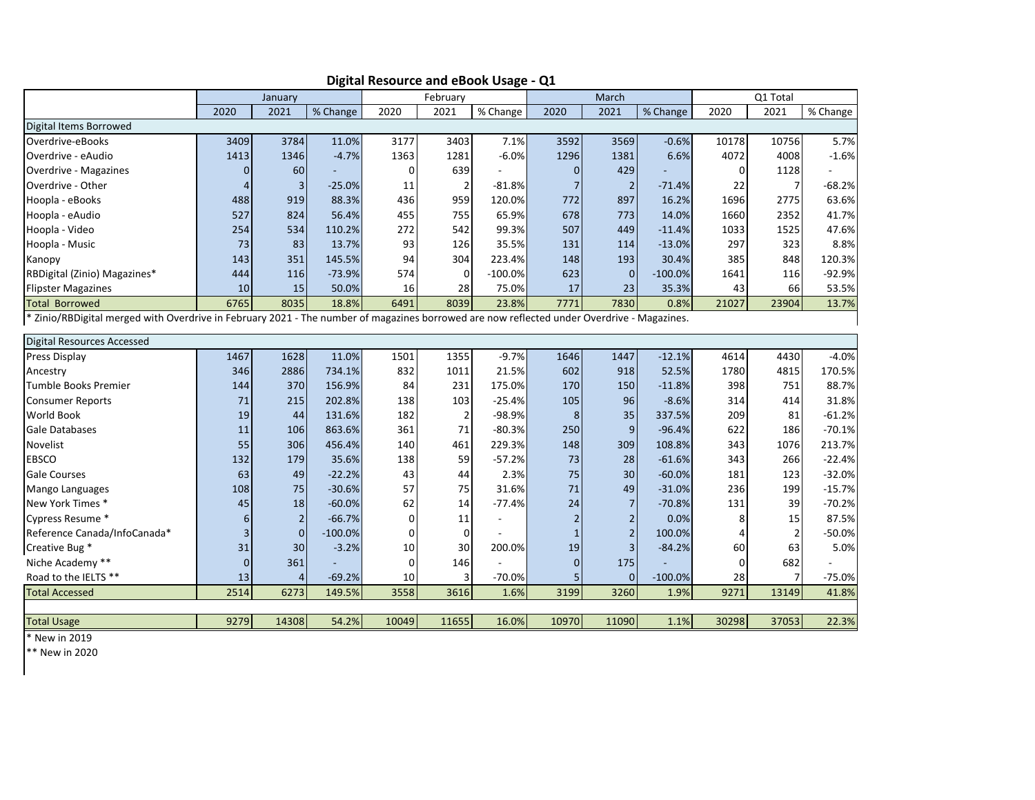## Digital Resource and eBook Usage - Q1

| | January | | | February | | | March | | | Q1 Total | | |
|---|---|---|---|---|---|---|---|---|---|---|---|---|
| | 2020 | 2021 | % Change | 2020 | 2021 | % Change | 2020 | 2021 | % Change | 2020 | 2021 | % Change |
| **Digital Items Borrowed** | | | | | | | | | | | | |
| Overdrive-eBooks | 3409 | 3784 | 11.0% | 3177 | 3403 | 7.1% | 3592 | 3569 | -0.6% | 10178 | 10756 | 5.7% |
| Overdrive - eAudio | 1413 | 1346 | -4.7% | 1363 | 1281 | -6.0% | 1296 | 1381 | 6.6% | 4072 | 4008 | -1.6% |
| Overdrive - Magazines | 0 | 60 | - | 0 | 639 | - | 0 | 429 | - | 0 | 1128 | - |
| Overdrive - Other | 4 | 3 | -25.0% | 11 | 2 | -81.8% | 7 | 2 | -71.4% | 22 | 7 | -68.2% |
| Hoopla - eBooks | 488 | 919 | 88.3% | 436 | 959 | 120.0% | 772 | 897 | 16.2% | 1696 | 2775 | 63.6% |
| Hoopla - eAudio | 527 | 824 | 56.4% | 455 | 755 | 65.9% | 678 | 773 | 14.0% | 1660 | 2352 | 41.7% |
| Hoopla - Video | 254 | 534 | 110.2% | 272 | 542 | 99.3% | 507 | 449 | -11.4% | 1033 | 1525 | 47.6% |
| Hoopla - Music | 73 | 83 | 13.7% | 93 | 126 | 35.5% | 131 | 114 | -13.0% | 297 | 323 | 8.8% |
| Kanopy | 143 | 351 | 145.5% | 94 | 304 | 223.4% | 148 | 193 | 30.4% | 385 | 848 | 120.3% |
| RBDigital (Zinio) Magazines* | 444 | 116 | -73.9% | 574 | 0 | -100.0% | 623 | 0 | -100.0% | 1641 | 116 | -92.9% |
| Flipster Magazines | 10 | 15 | 50.0% | 16 | 28 | 75.0% | 17 | 23 | 35.3% | 43 | 66 | 53.5% |
| **Total Borrowed** | 6765 | 8035 | 18.8% | 6491 | 8039 | 23.8% | 7771 | 7830 | 0.8% | 21027 | 23904 | 13.7% |

* Zinio/RBDigital merged with Overdrive in February 2021 - The number of magazines borrowed are now reflected under Overdrive - Magazines.

| | January | | | February | | | March | | | Q1 Total | | |
|---|---|---|---|---|---|---|---|---|---|---|---|---|
| | 2020 | 2021 | % Change | 2020 | 2021 | % Change | 2020 | 2021 | % Change | 2020 | 2021 | % Change |
| **Digital Resources Accessed** | | | | | | | | | | | | |
| Press Display | 1467 | 1628 | 11.0% | 1501 | 1355 | -9.7% | 1646 | 1447 | -12.1% | 4614 | 4430 | -4.0% |
| Ancestry | 346 | 2886 | 734.1% | 832 | 1011 | 21.5% | 602 | 918 | 52.5% | 1780 | 4815 | 170.5% |
| Tumble Books Premier | 144 | 370 | 156.9% | 84 | 231 | 175.0% | 170 | 150 | -11.8% | 398 | 751 | 88.7% |
| Consumer Reports | 71 | 215 | 202.8% | 138 | 103 | -25.4% | 105 | 96 | -8.6% | 314 | 414 | 31.8% |
| World Book | 19 | 44 | 131.6% | 182 | 2 | -98.9% | 8 | 35 | 337.5% | 209 | 81 | -61.2% |
| Gale Databases | 11 | 106 | 863.6% | 361 | 71 | -80.3% | 250 | 9 | -96.4% | 622 | 186 | -70.1% |
| Novelist | 55 | 306 | 456.4% | 140 | 461 | 229.3% | 148 | 309 | 108.8% | 343 | 1076 | 213.7% |
| EBSCO | 132 | 179 | 35.6% | 138 | 59 | -57.2% | 73 | 28 | -61.6% | 343 | 266 | -22.4% |
| Gale Courses | 63 | 49 | -22.2% | 43 | 44 | 2.3% | 75 | 30 | -60.0% | 181 | 123 | -32.0% |
| Mango Languages | 108 | 75 | -30.6% | 57 | 75 | 31.6% | 71 | 49 | -31.0% | 236 | 199 | -15.7% |
| New York Times * | 45 | 18 | -60.0% | 62 | 14 | -77.4% | 24 | 7 | -70.8% | 131 | 39 | -70.2% |
| Cypress Resume * | 6 | 2 | -66.7% | 0 | 11 | - | 2 | 2 | 0.0% | 8 | 15 | 87.5% |
| Reference Canada/InfoCanada* | 3 | 0 | -100.0% | 0 | 0 | - | 1 | 2 | 100.0% | 4 | 2 | -50.0% |
| Creative Bug * | 31 | 30 | -3.2% | 10 | 30 | 200.0% | 19 | 3 | -84.2% | 60 | 63 | 5.0% |
| Niche Academy ** | 0 | 361 | - | 0 | 146 | - | 0 | 175 | - | 0 | 682 | - |
| Road to the IELTS ** | 13 | 4 | -69.2% | 10 | 3 | -70.0% | 5 | 0 | -100.0% | 28 | 7 | -75.0% |
| **Total Accessed** | 2514 | 6273 | 149.5% | 3558 | 3616 | 1.6% | 3199 | 3260 | 1.9% | 9271 | 13149 | 41.8% |
| | | | | | | | | | | | | |
| **Total Usage** | 9279 | 14308 | 54.2% | 10049 | 11655 | 16.0% | 10970 | 11090 | 1.1% | 30298 | 37053 | 22.3% |

* New in 2019

** New in 2020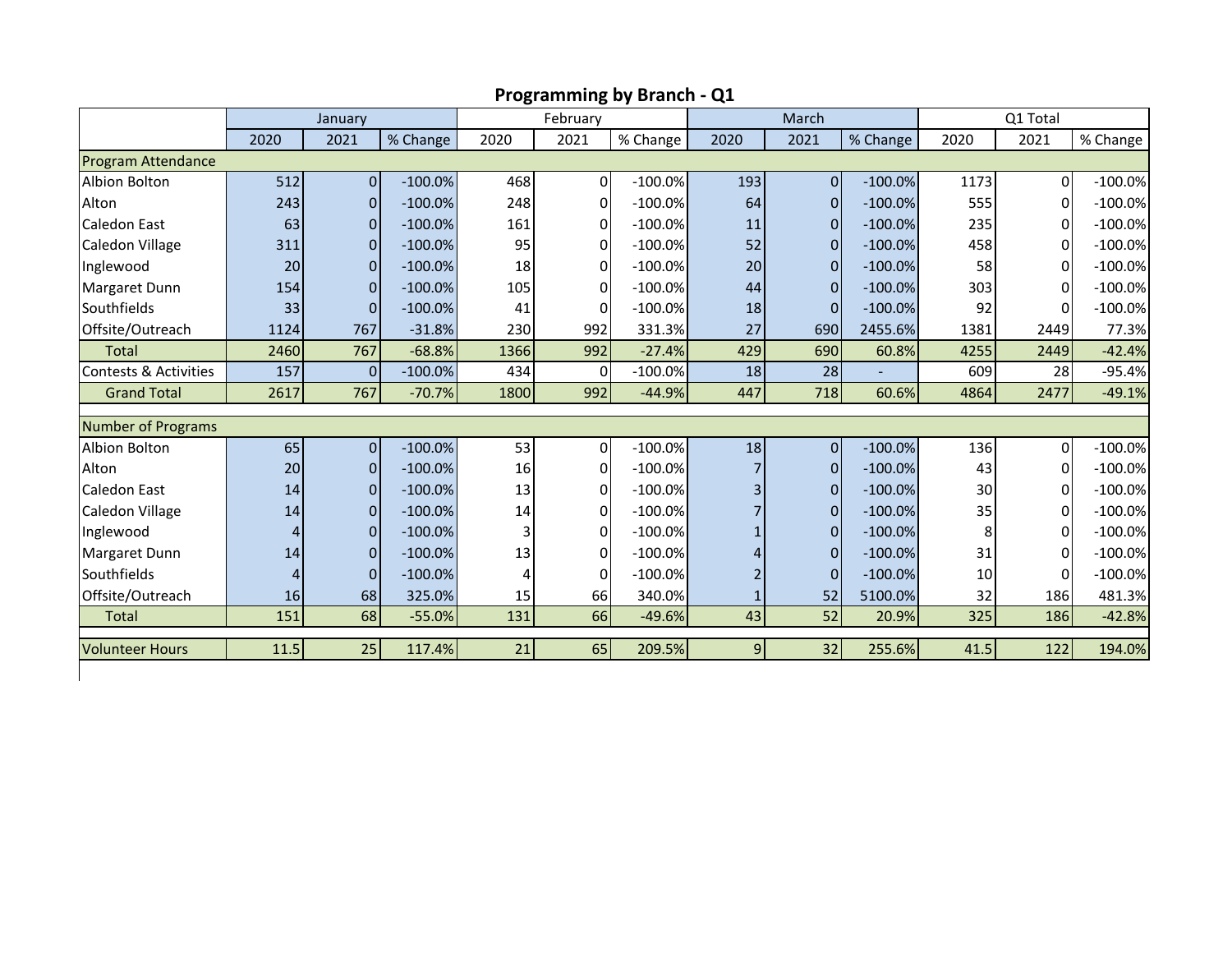# Programming by Branch - Q1

| | January | | | February | | | March | | | Q1 Total | | |
|---|---|---|---|---|---|---|---|---|---|---|---|---|
| | 2020 | 2021 | % Change | 2020 | 2021 | % Change | 2020 | 2021 | % Change | 2020 | 2021 | % Change |
| Program Attendance | | | | | | | | | | | | |
| Albion Bolton | 512 | 0 | -100.0% | 468 | 0 | -100.0% | 193 | 0 | -100.0% | 1173 | 0 | -100.0% |
| Alton | 243 | 0 | -100.0% | 248 | 0 | -100.0% | 64 | 0 | -100.0% | 555 | 0 | -100.0% |
| Caledon East | 63 | 0 | -100.0% | 161 | 0 | -100.0% | 11 | 0 | -100.0% | 235 | 0 | -100.0% |
| Caledon Village | 311 | 0 | -100.0% | 95 | 0 | -100.0% | 52 | 0 | -100.0% | 458 | 0 | -100.0% |
| Inglewood | 20 | 0 | -100.0% | 18 | 0 | -100.0% | 20 | 0 | -100.0% | 58 | 0 | -100.0% |
| Margaret Dunn | 154 | 0 | -100.0% | 105 | 0 | -100.0% | 44 | 0 | -100.0% | 303 | 0 | -100.0% |
| Southfields | 33 | 0 | -100.0% | 41 | 0 | -100.0% | 18 | 0 | -100.0% | 92 | 0 | -100.0% |
| Offsite/Outreach | 1124 | 767 | -31.8% | 230 | 992 | 331.3% | 27 | 690 | 2455.6% | 1381 | 2449 | 77.3% |
| Total | 2460 | 767 | -68.8% | 1366 | 992 | -27.4% | 429 | 690 | 60.8% | 4255 | 2449 | -42.4% |
| Contests & Activities | 157 | 0 | -100.0% | 434 | 0 | -100.0% | 18 | 28 | - | 609 | 28 | -95.4% |
| Grand Total | 2617 | 767 | -70.7% | 1800 | 992 | -44.9% | 447 | 718 | 60.6% | 4864 | 2477 | -49.1% |
| Number of Programs | | | | | | | | | | | | |
| Albion Bolton | 65 | 0 | -100.0% | 53 | 0 | -100.0% | 18 | 0 | -100.0% | 136 | 0 | -100.0% |
| Alton | 20 | 0 | -100.0% | 16 | 0 | -100.0% | 7 | 0 | -100.0% | 43 | 0 | -100.0% |
| Caledon East | 14 | 0 | -100.0% | 13 | 0 | -100.0% | 3 | 0 | -100.0% | 30 | 0 | -100.0% |
| Caledon Village | 14 | 0 | -100.0% | 14 | 0 | -100.0% | 7 | 0 | -100.0% | 35 | 0 | -100.0% |
| Inglewood | 4 | 0 | -100.0% | 3 | 0 | -100.0% | 1 | 0 | -100.0% | 8 | 0 | -100.0% |
| Margaret Dunn | 14 | 0 | -100.0% | 13 | 0 | -100.0% | 4 | 0 | -100.0% | 31 | 0 | -100.0% |
| Southfields | 4 | 0 | -100.0% | 4 | 0 | -100.0% | 2 | 0 | -100.0% | 10 | 0 | -100.0% |
| Offsite/Outreach | 16 | 68 | 325.0% | 15 | 66 | 340.0% | 1 | 52 | 5100.0% | 32 | 186 | 481.3% |
| Total | 151 | 68 | -55.0% | 131 | 66 | -49.6% | 43 | 52 | 20.9% | 325 | 186 | -42.8% |
| Volunteer Hours | 11.5 | 25 | 117.4% | 21 | 65 | 209.5% | 9 | 32 | 255.6% | 41.5 | 122 | 194.0% |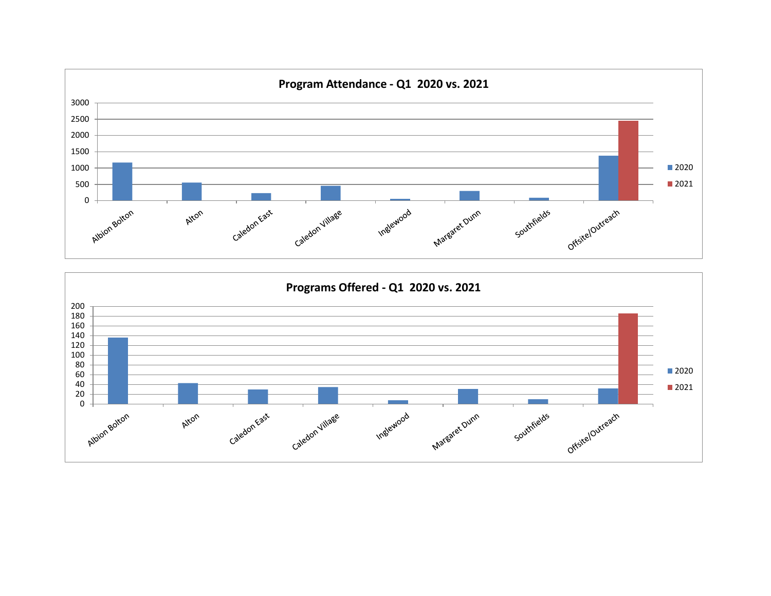## Program Attendance - Q1 2020 vs. 2021

3000
2500
2000
1500
1000
500
0

Albion Bolton, Alton, Caledon East, Caledon Village, Inglewood, Margaret Dunn, Southfields, Offsite/Outreach

■ 2020
■ 2021

## Programs Offered - Q1 2020 vs. 2021

200
180
160
140
120
100
80
60
40
20
0

Albion Bolton, Alton, Caledon East, Caledon Village, Inglewood, Margaret Dunn, Southfields, Offsite/Outreach

■ 2020
■ 2021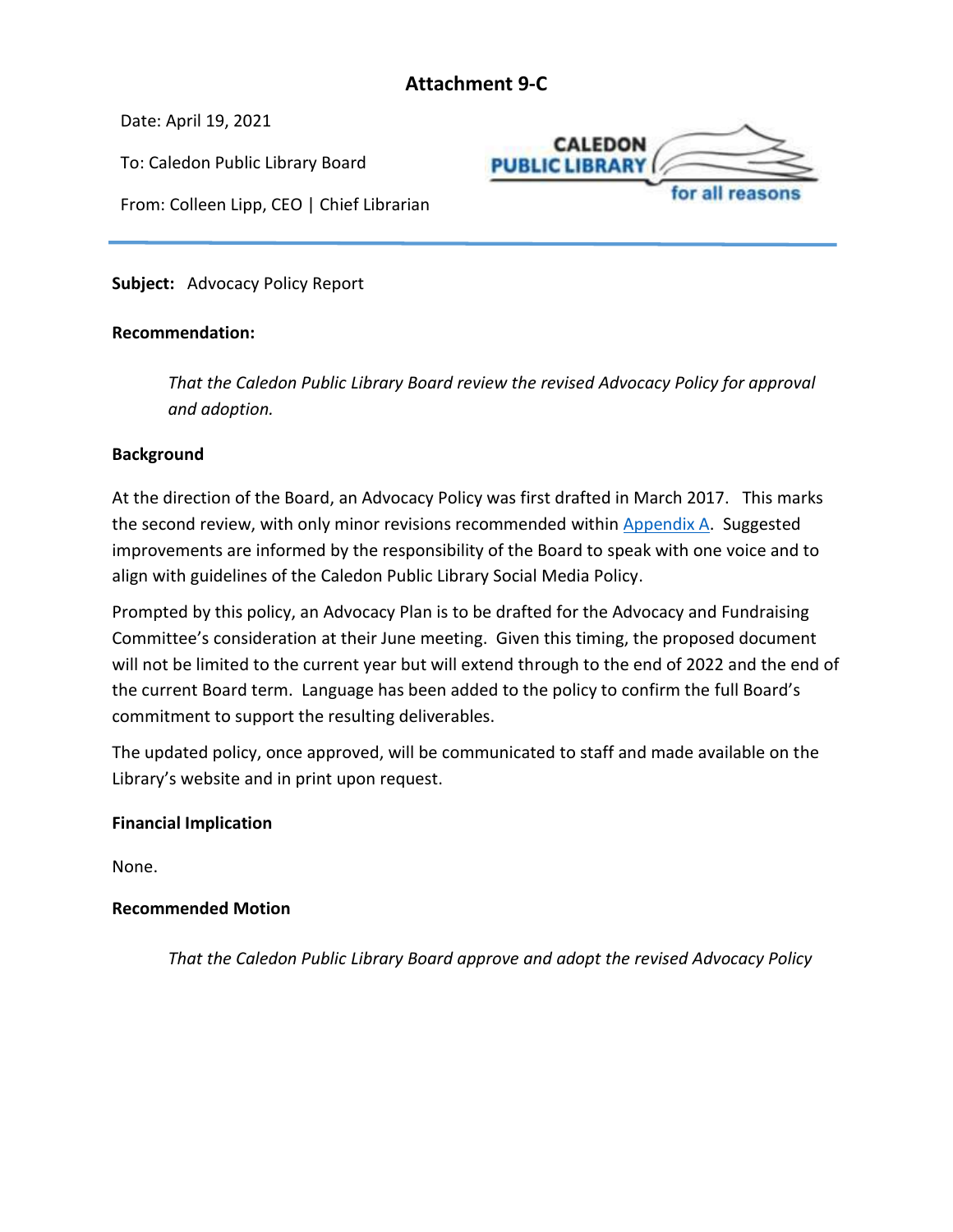# Attachment 9-C

Date: April 19, 2021

To: Caledon Public Library Board

From: Colleen Lipp, CEO | Chief Librarian

**Subject:** Advocacy Policy Report

**Recommendation:**

> *That the Caledon Public Library Board review the revised Advocacy Policy for approval and adoption.*

**Background**

At the direction of the Board, an Advocacy Policy was first drafted in March 2017. This marks the second review, with only minor revisions recommended within Appendix A. Suggested improvements are informed by the responsibility of the Board to speak with one voice and to align with guidelines of the Caledon Public Library Social Media Policy.

Prompted by this policy, an Advocacy Plan is to be drafted for the Advocacy and Fundraising Committee's consideration at their June meeting. Given this timing, the proposed document will not be limited to the current year but will extend through to the end of 2022 and the end of the current Board term. Language has been added to the policy to confirm the full Board's commitment to support the resulting deliverables.

The updated policy, once approved, will be communicated to staff and made available on the Library's website and in print upon request.

**Financial Implication**

None.

**Recommended Motion**

> *That the Caledon Public Library Board approve and adopt the revised Advocacy Policy*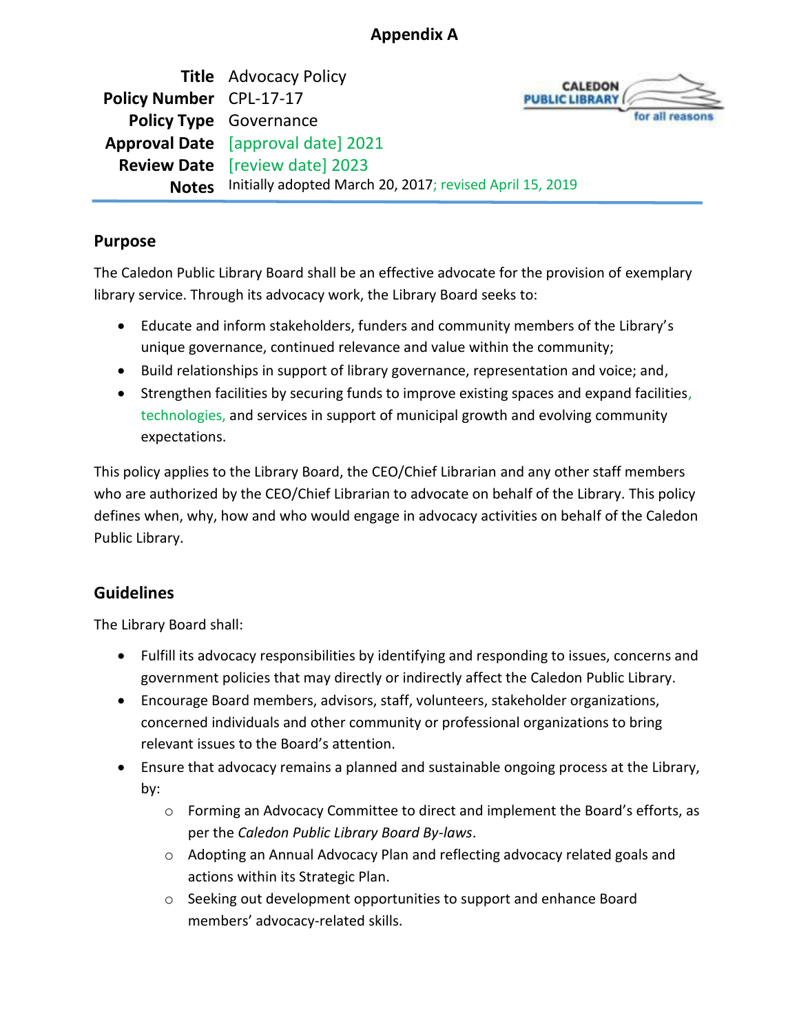**Appendix A**

| | |
|---|---|
| **Title** | Advocacy Policy |
| **Policy Number** | CPL-17-17 |
| **Policy Type** | Governance |
| **Approval Date** | [approval date] 2021 |
| **Review Date** | [review date] 2023 |
| **Notes** | Initially adopted March 20, 2017; revised April 15, 2019 |

## Purpose

The Caledon Public Library Board shall be an effective advocate for the provision of exemplary library service. Through its advocacy work, the Library Board seeks to:

- Educate and inform stakeholders, funders and community members of the Library's unique governance, continued relevance and value within the community;
- Build relationships in support of library governance, representation and voice; and,
- Strengthen facilities by securing funds to improve existing spaces and expand facilities, technologies, and services in support of municipal growth and evolving community expectations.

This policy applies to the Library Board, the CEO/Chief Librarian and any other staff members who are authorized by the CEO/Chief Librarian to advocate on behalf of the Library. This policy defines when, why, how and who would engage in advocacy activities on behalf of the Caledon Public Library.

## Guidelines

The Library Board shall:

- Fulfill its advocacy responsibilities by identifying and responding to issues, concerns and government policies that may directly or indirectly affect the Caledon Public Library.
- Encourage Board members, advisors, staff, volunteers, stakeholder organizations, concerned individuals and other community or professional organizations to bring relevant issues to the Board's attention.
- Ensure that advocacy remains a planned and sustainable ongoing process at the Library, by:
  - Forming an Advocacy Committee to direct and implement the Board's efforts, as per the *Caledon Public Library Board By-laws*.
  - Adopting an Annual Advocacy Plan and reflecting advocacy related goals and actions within its Strategic Plan.
  - Seeking out development opportunities to support and enhance Board members' advocacy-related skills.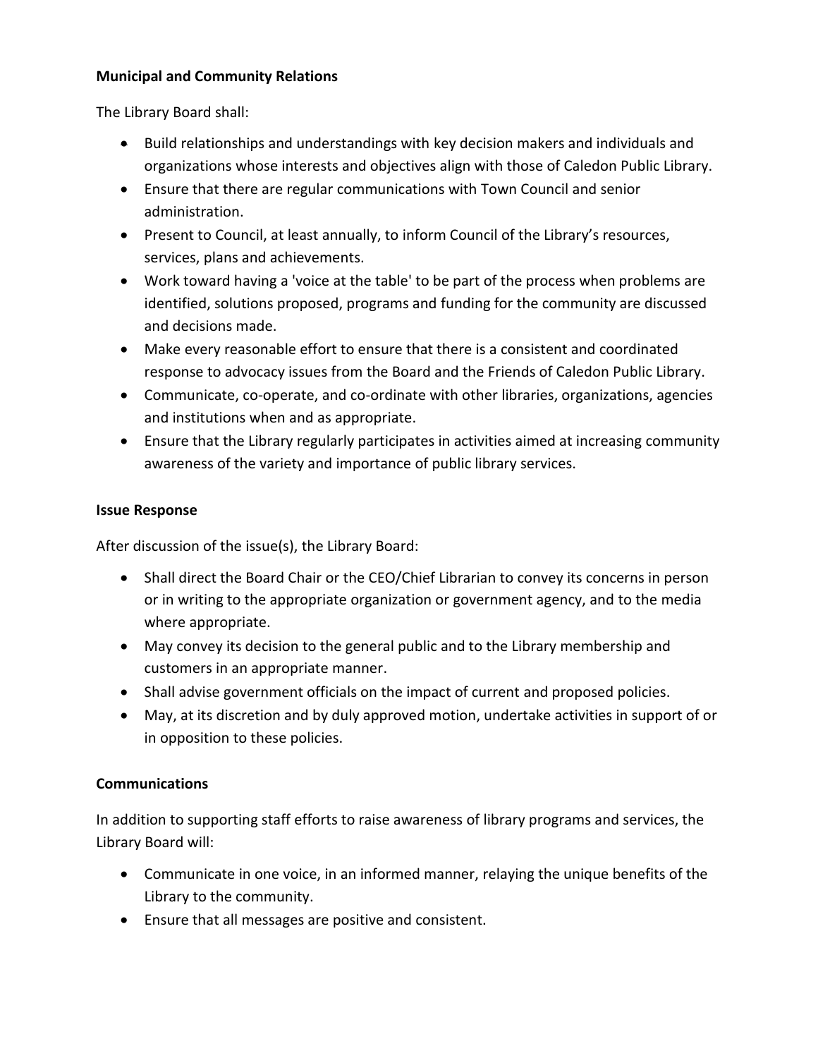**Municipal and Community Relations**

The Library Board shall:

- Build relationships and understandings with key decision makers and individuals and organizations whose interests and objectives align with those of Caledon Public Library.
- Ensure that there are regular communications with Town Council and senior administration.
- Present to Council, at least annually, to inform Council of the Library's resources, services, plans and achievements.
- Work toward having a 'voice at the table' to be part of the process when problems are identified, solutions proposed, programs and funding for the community are discussed and decisions made.
- Make every reasonable effort to ensure that there is a consistent and coordinated response to advocacy issues from the Board and the Friends of Caledon Public Library.
- Communicate, co-operate, and co-ordinate with other libraries, organizations, agencies and institutions when and as appropriate.
- Ensure that the Library regularly participates in activities aimed at increasing community awareness of the variety and importance of public library services.

**Issue Response**

After discussion of the issue(s), the Library Board:

- Shall direct the Board Chair or the CEO/Chief Librarian to convey its concerns in person or in writing to the appropriate organization or government agency, and to the media where appropriate.
- May convey its decision to the general public and to the Library membership and customers in an appropriate manner.
- Shall advise government officials on the impact of current and proposed policies.
- May, at its discretion and by duly approved motion, undertake activities in support of or in opposition to these policies.

**Communications**

In addition to supporting staff efforts to raise awareness of library programs and services, the Library Board will:

- Communicate in one voice, in an informed manner, relaying the unique benefits of the Library to the community.
- Ensure that all messages are positive and consistent.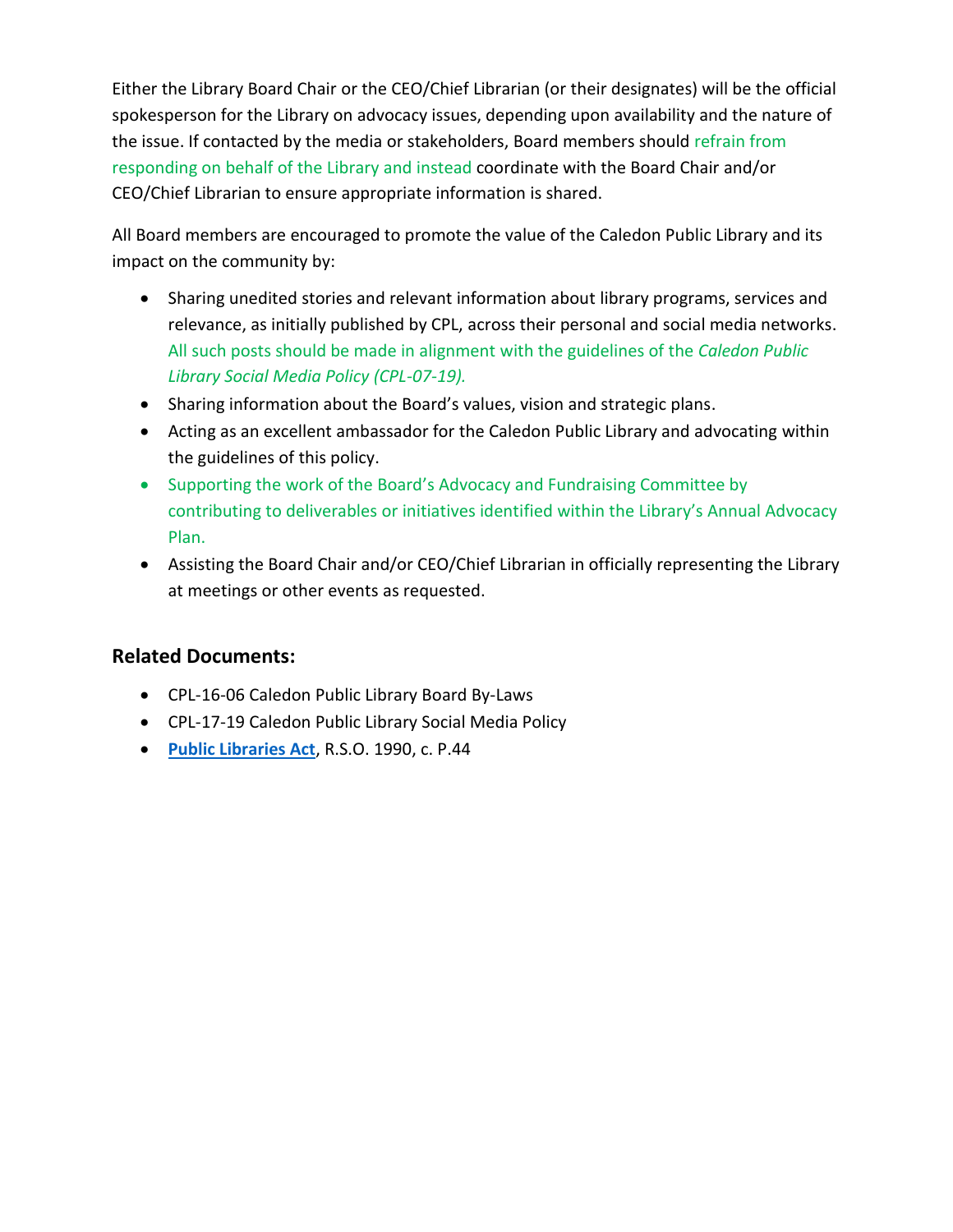Either the Library Board Chair or the CEO/Chief Librarian (or their designates) will be the official spokesperson for the Library on advocacy issues, depending upon availability and the nature of the issue. If contacted by the media or stakeholders, Board members should refrain from responding on behalf of the Library and instead coordinate with the Board Chair and/or CEO/Chief Librarian to ensure appropriate information is shared.

All Board members are encouraged to promote the value of the Caledon Public Library and its impact on the community by:

- Sharing unedited stories and relevant information about library programs, services and relevance, as initially published by CPL, across their personal and social media networks. All such posts should be made in alignment with the guidelines of the *Caledon Public Library Social Media Policy (CPL-07-19).*
- Sharing information about the Board's values, vision and strategic plans.
- Acting as an excellent ambassador for the Caledon Public Library and advocating within the guidelines of this policy.
- Supporting the work of the Board's Advocacy and Fundraising Committee by contributing to deliverables or initiatives identified within the Library's Annual Advocacy Plan.
- Assisting the Board Chair and/or CEO/Chief Librarian in officially representing the Library at meetings or other events as requested.

## Related Documents:

- CPL-16-06 Caledon Public Library Board By-Laws
- CPL-17-19 Caledon Public Library Social Media Policy
- **Public Libraries Act**, R.S.O. 1990, c. P.44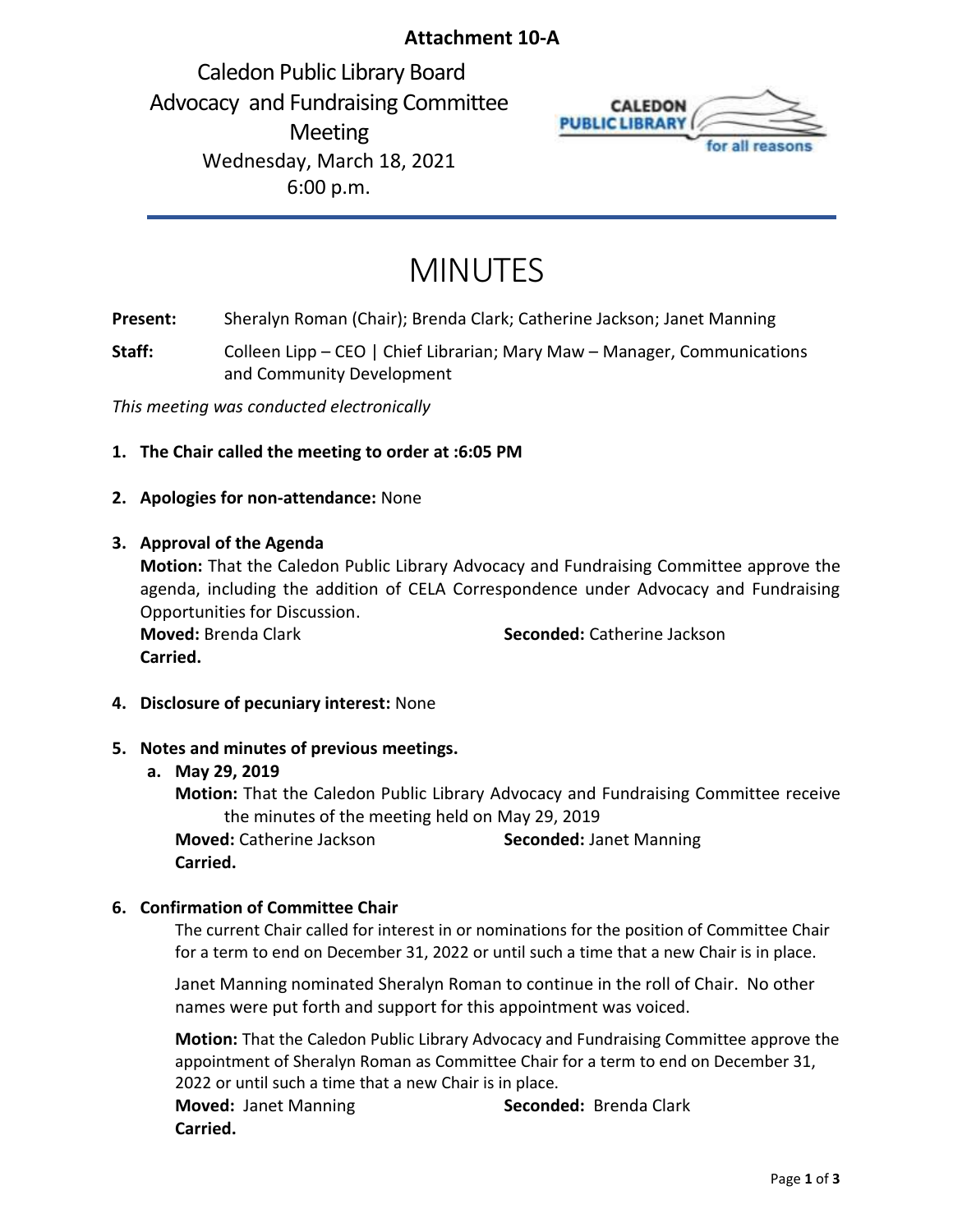**Attachment 10-A**

Caledon Public Library Board
Advocacy and Fundraising Committee
Meeting
Wednesday, March 18, 2021
6:00 p.m.

# MINUTES

**Present:** Sheralyn Roman (Chair); Brenda Clark; Catherine Jackson; Janet Manning

**Staff:** Colleen Lipp – CEO | Chief Librarian; Mary Maw – Manager, Communications and Community Development

*This meeting was conducted electronically*

1. **The Chair called the meeting to order at :6:05 PM**

2. **Apologies for non-attendance:** None

3. **Approval of the Agenda**

   **Motion:** That the Caledon Public Library Advocacy and Fundraising Committee approve the agenda, including the addition of CELA Correspondence under Advocacy and Fundraising Opportunities for Discussion.
   **Moved:** Brenda Clark **Seconded:** Catherine Jackson
   **Carried.**

4. **Disclosure of pecuniary interest:** None

5. **Notes and minutes of previous meetings.**

   a. **May 29, 2019**

      **Motion:** That the Caledon Public Library Advocacy and Fundraising Committee receive the minutes of the meeting held on May 29, 2019
      **Moved:** Catherine Jackson **Seconded:** Janet Manning
      **Carried.**

6. **Confirmation of Committee Chair**

   The current Chair called for interest in or nominations for the position of Committee Chair for a term to end on December 31, 2022 or until such a time that a new Chair is in place.

   Janet Manning nominated Sheralyn Roman to continue in the roll of Chair. No other names were put forth and support for this appointment was voiced.

   **Motion:** That the Caledon Public Library Advocacy and Fundraising Committee approve the appointment of Sheralyn Roman as Committee Chair for a term to end on December 31, 2022 or until such a time that a new Chair is in place.
   **Moved:** Janet Manning **Seconded:** Brenda Clark
   **Carried.**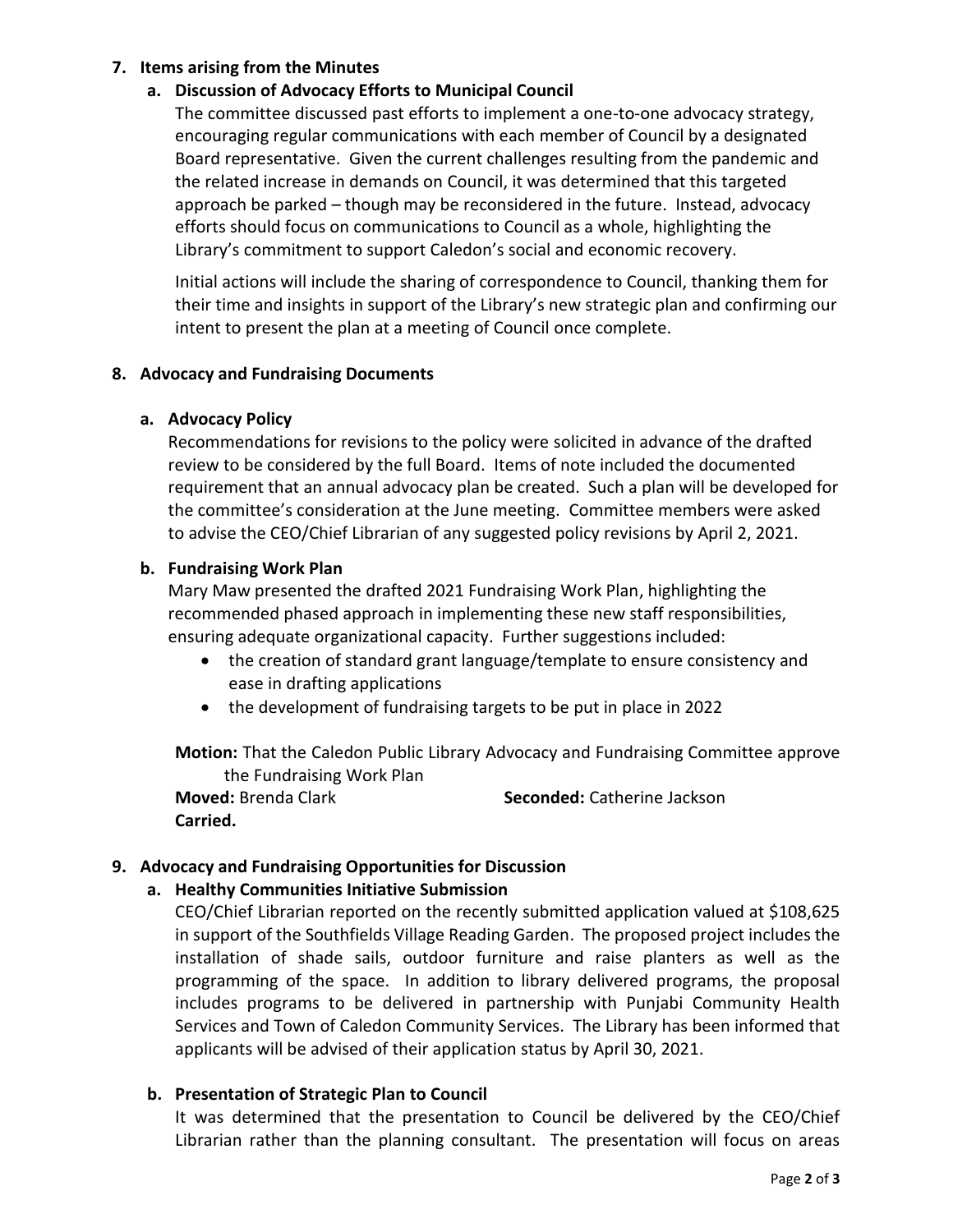## 7. Items arising from the Minutes

### a. Discussion of Advocacy Efforts to Municipal Council

The committee discussed past efforts to implement a one-to-one advocacy strategy, encouraging regular communications with each member of Council by a designated Board representative. Given the current challenges resulting from the pandemic and the related increase in demands on Council, it was determined that this targeted approach be parked – though may be reconsidered in the future. Instead, advocacy efforts should focus on communications to Council as a whole, highlighting the Library's commitment to support Caledon's social and economic recovery.

Initial actions will include the sharing of correspondence to Council, thanking them for their time and insights in support of the Library's new strategic plan and confirming our intent to present the plan at a meeting of Council once complete.

## 8. Advocacy and Fundraising Documents

### a. Advocacy Policy

Recommendations for revisions to the policy were solicited in advance of the drafted review to be considered by the full Board. Items of note included the documented requirement that an annual advocacy plan be created. Such a plan will be developed for the committee's consideration at the June meeting. Committee members were asked to advise the CEO/Chief Librarian of any suggested policy revisions by April 2, 2021.

### b. Fundraising Work Plan

Mary Maw presented the drafted 2021 Fundraising Work Plan, highlighting the recommended phased approach in implementing these new staff responsibilities, ensuring adequate organizational capacity. Further suggestions included:

- the creation of standard grant language/template to ensure consistency and ease in drafting applications
- the development of fundraising targets to be put in place in 2022

**Motion:** That the Caledon Public Library Advocacy and Fundraising Committee approve the Fundraising Work Plan

**Moved:** Brenda Clark **Seconded:** Catherine Jackson

**Carried.**

## 9. Advocacy and Fundraising Opportunities for Discussion

### a. Healthy Communities Initiative Submission

CEO/Chief Librarian reported on the recently submitted application valued at $108,625 in support of the Southfields Village Reading Garden. The proposed project includes the installation of shade sails, outdoor furniture and raise planters as well as the programming of the space. In addition to library delivered programs, the proposal includes programs to be delivered in partnership with Punjabi Community Health Services and Town of Caledon Community Services. The Library has been informed that applicants will be advised of their application status by April 30, 2021.

### b. Presentation of Strategic Plan to Council

It was determined that the presentation to Council be delivered by the CEO/Chief Librarian rather than the planning consultant. The presentation will focus on areas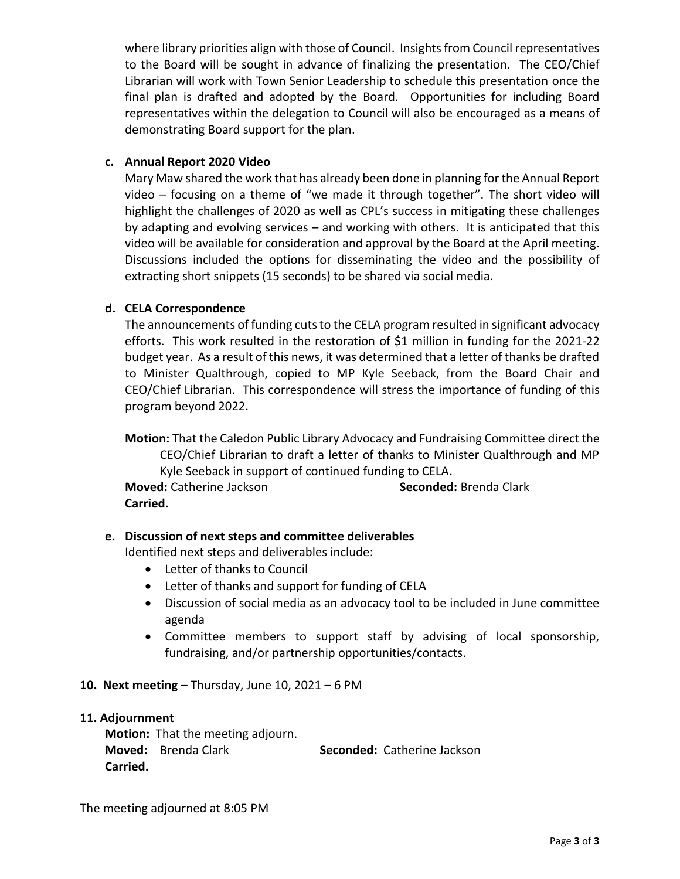where library priorities align with those of Council. Insights from Council representatives to the Board will be sought in advance of finalizing the presentation. The CEO/Chief Librarian will work with Town Senior Leadership to schedule this presentation once the final plan is drafted and adopted by the Board. Opportunities for including Board representatives within the delegation to Council will also be encouraged as a means of demonstrating Board support for the plan.

**c. Annual Report 2020 Video**

Mary Maw shared the work that has already been done in planning for the Annual Report video – focusing on a theme of "we made it through together". The short video will highlight the challenges of 2020 as well as CPL's success in mitigating these challenges by adapting and evolving services – and working with others. It is anticipated that this video will be available for consideration and approval by the Board at the April meeting. Discussions included the options for disseminating the video and the possibility of extracting short snippets (15 seconds) to be shared via social media.

**d. CELA Correspondence**

The announcements of funding cuts to the CELA program resulted in significant advocacy efforts. This work resulted in the restoration of $1 million in funding for the 2021-22 budget year. As a result of this news, it was determined that a letter of thanks be drafted to Minister Qualthrough, copied to MP Kyle Seeback, from the Board Chair and CEO/Chief Librarian. This correspondence will stress the importance of funding of this program beyond 2022.

**Motion:** That the Caledon Public Library Advocacy and Fundraising Committee direct the CEO/Chief Librarian to draft a letter of thanks to Minister Qualthrough and MP Kyle Seeback in support of continued funding to CELA.

**Moved:** Catherine Jackson **Seconded:** Brenda Clark

**Carried.**

**e. Discussion of next steps and committee deliverables**

Identified next steps and deliverables include:

- Letter of thanks to Council
- Letter of thanks and support for funding of CELA
- Discussion of social media as an advocacy tool to be included in June committee agenda
- Committee members to support staff by advising of local sponsorship, fundraising, and/or partnership opportunities/contacts.

**10. Next meeting** – Thursday, June 10, 2021 – 6 PM

**11. Adjournment**

**Motion:** That the meeting adjourn.

**Moved:** Brenda Clark **Seconded:** Catherine Jackson

**Carried.**

The meeting adjourned at 8:05 PM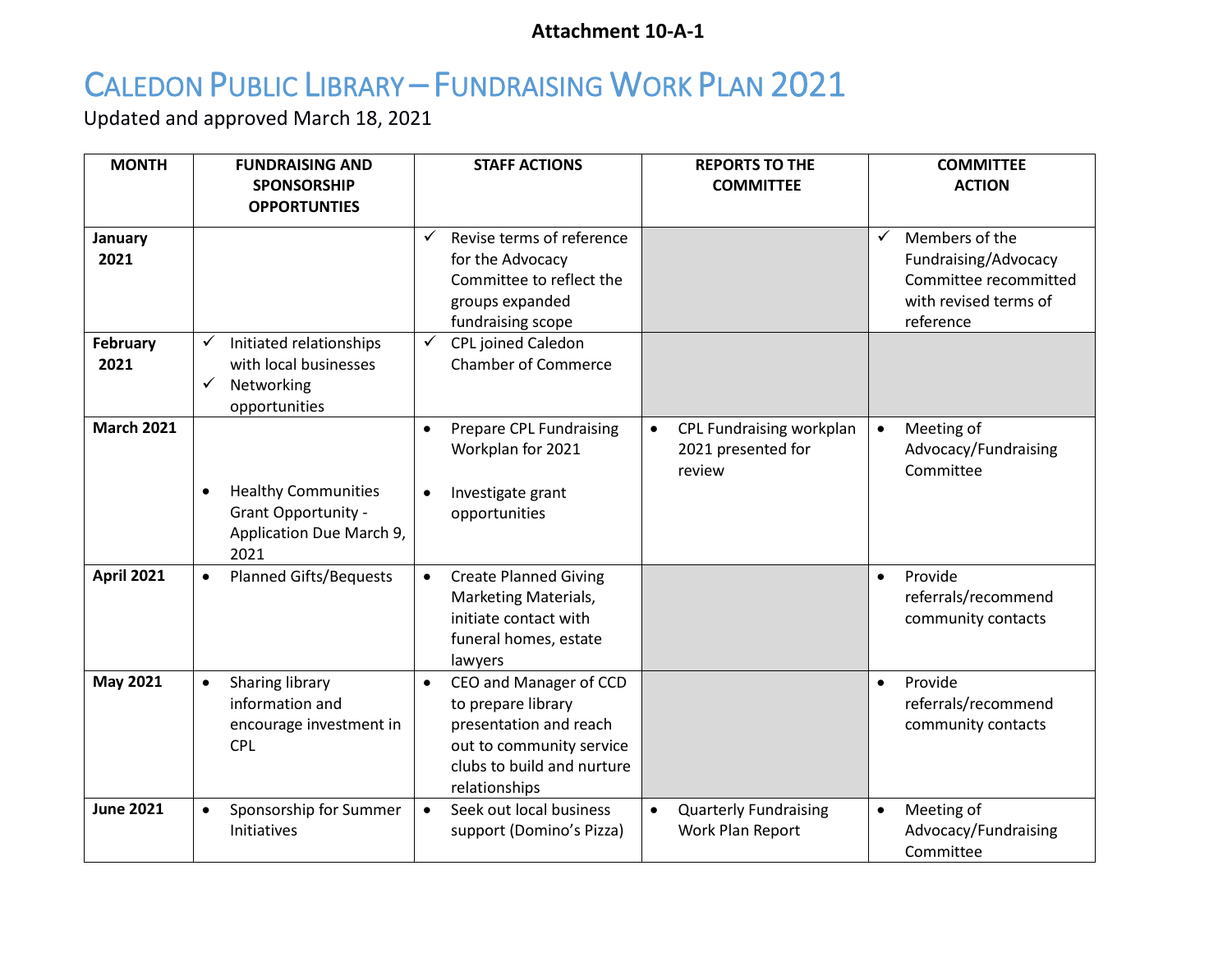**Attachment 10-A-1**

# Caledon Public Library – Fundraising Work Plan 2021

Updated and approved March 18, 2021

| MONTH | FUNDRAISING AND SPONSORSHIP OPPORTUNTIES | STAFF ACTIONS | REPORTS TO THE COMMITTEE | COMMITTEE ACTION |
|---|---|---|---|---|
| **January 2021** | | ✓ Revise terms of reference for the Advocacy Committee to reflect the groups expanded fundraising scope | | ✓ Members of the Fundraising/Advocacy Committee recommitted with revised terms of reference |
| **February 2021** | ✓ Initiated relationships with local businesses<br>✓ Networking opportunities | ✓ CPL joined Caledon Chamber of Commerce | | |
| **March 2021** | • Healthy Communities Grant Opportunity - Application Due March 9, 2021 | • Prepare CPL Fundraising Workplan for 2021<br>• Investigate grant opportunities | • CPL Fundraising workplan 2021 presented for review | • Meeting of Advocacy/Fundraising Committee |
| **April 2021** | • Planned Gifts/Bequests | • Create Planned Giving Marketing Materials, initiate contact with funeral homes, estate lawyers | | • Provide referrals/recommend community contacts |
| **May 2021** | • Sharing library information and encourage investment in CPL | • CEO and Manager of CCD to prepare library presentation and reach out to community service clubs to build and nurture relationships | | • Provide referrals/recommend community contacts |
| **June 2021** | • Sponsorship for Summer Initiatives | • Seek out local business support (Domino's Pizza) | • Quarterly Fundraising Work Plan Report | • Meeting of Advocacy/Fundraising Committee |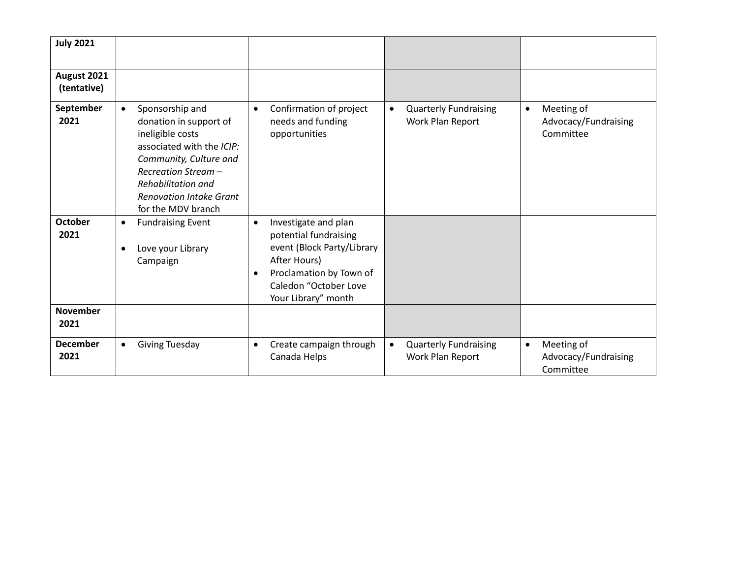| July 2021 | | | | |
|---|---|---|---|---|
| **August 2021 (tentative)** | | | | |
| **September 2021** | • Sponsorship and donation in support of ineligible costs associated with the *ICIP: Community, Culture and Recreation Stream – Rehabilitation and Renovation Intake Grant* for the MDV branch | • Confirmation of project needs and funding opportunities | • Quarterly Fundraising Work Plan Report | • Meeting of Advocacy/Fundraising Committee |
| **October 2021** | • Fundraising Event<br>• Love your Library Campaign | • Investigate and plan potential fundraising event (Block Party/Library After Hours)<br>• Proclamation by Town of Caledon "October Love Your Library" month | | |
| **November 2021** | | | | |
| **December 2021** | • Giving Tuesday | • Create campaign through Canada Helps | • Quarterly Fundraising Work Plan Report | • Meeting of Advocacy/Fundraising Committee |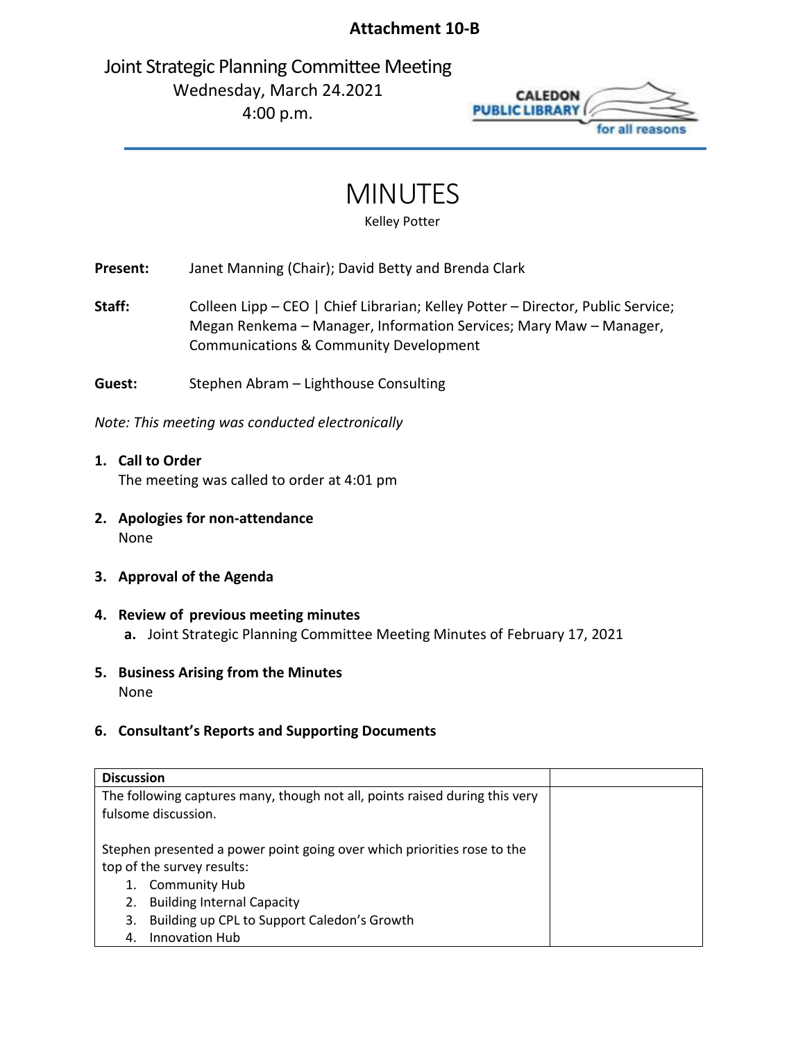**Attachment 10-B**

Joint Strategic Planning Committee Meeting
Wednesday, March 24.2021
4:00 p.m.

CALEDON PUBLIC LIBRARY for all reasons

# MINUTES

Kelley Potter

**Present:** Janet Manning (Chair); David Betty and Brenda Clark

**Staff:** Colleen Lipp – CEO | Chief Librarian; Kelley Potter – Director, Public Service; Megan Renkema – Manager, Information Services; Mary Maw – Manager, Communications & Community Development

**Guest:** Stephen Abram – Lighthouse Consulting

*Note: This meeting was conducted electronically*

1. **Call to Order**
   The meeting was called to order at 4:01 pm

2. **Apologies for non-attendance**
   None

3. **Approval of the Agenda**

4. **Review of previous meeting minutes**
   a. Joint Strategic Planning Committee Meeting Minutes of February 17, 2021

5. **Business Arising from the Minutes**
   None

6. **Consultant's Reports and Supporting Documents**

| **Discussion** | |
|---|---|
| The following captures many, though not all, points raised during this very fulsome discussion.<br><br>Stephen presented a power point going over which priorities rose to the top of the survey results:<br>1. Community Hub<br>2. Building Internal Capacity<br>3. Building up CPL to Support Caledon's Growth<br>4. Innovation Hub | |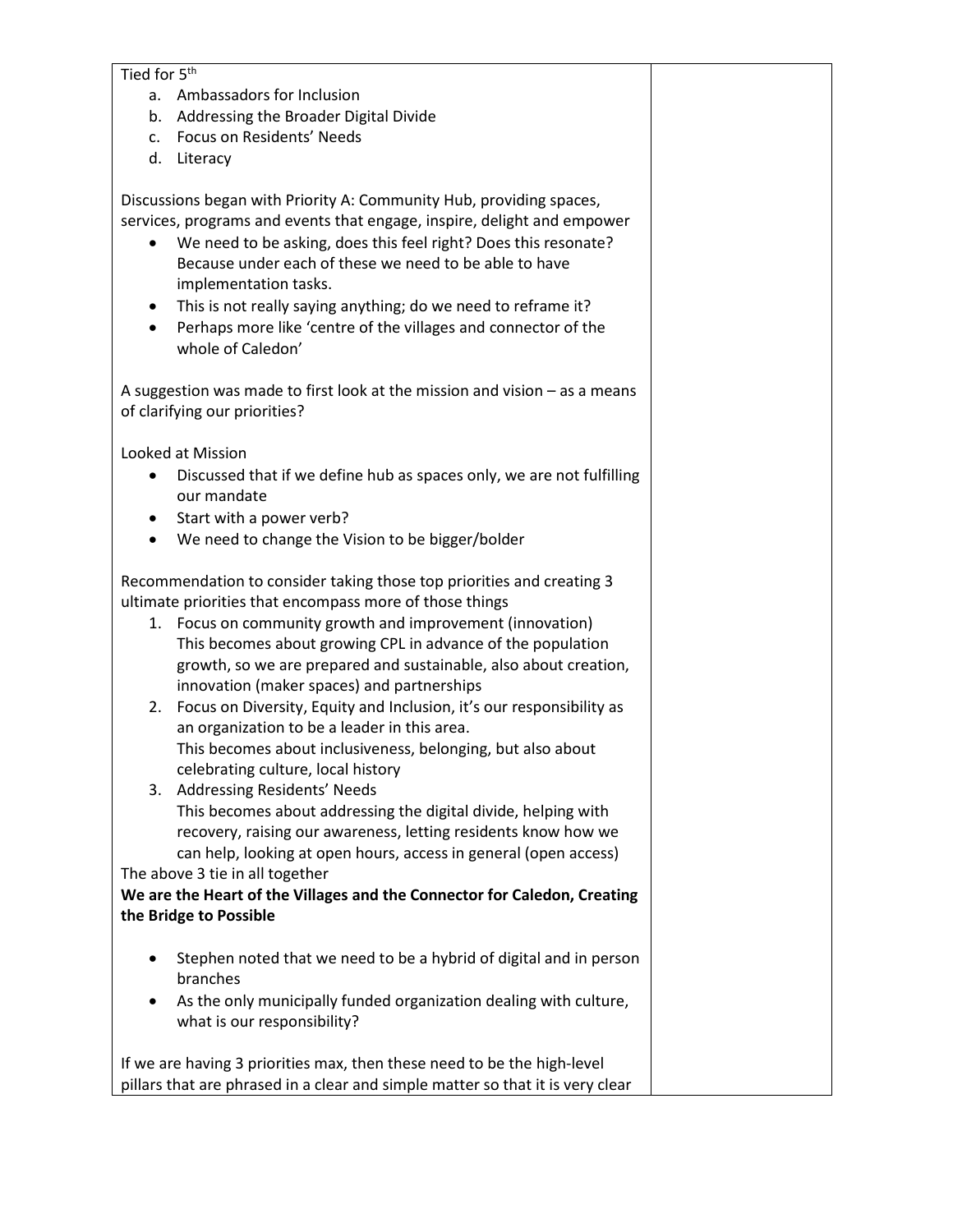| | |
|---|---|
| Tied for 5th<br>a. Ambassadors for Inclusion<br>b. Addressing the Broader Digital Divide<br>c. Focus on Residents' Needs<br>d. Literacy<br><br>Discussions began with Priority A: Community Hub, providing spaces, services, programs and events that engage, inspire, delight and empower<br>• We need to be asking, does this feel right? Does this resonate? Because under each of these we need to be able to have implementation tasks.<br>• This is not really saying anything; do we need to reframe it?<br>• Perhaps more like 'centre of the villages and connector of the whole of Caledon'<br><br>A suggestion was made to first look at the mission and vision – as a means of clarifying our priorities?<br><br>Looked at Mission<br>• Discussed that if we define hub as spaces only, we are not fulfilling our mandate<br>• Start with a power verb?<br>• We need to change the Vision to be bigger/bolder<br><br>Recommendation to consider taking those top priorities and creating 3 ultimate priorities that encompass more of those things<br>1. Focus on community growth and improvement (innovation) This becomes about growing CPL in advance of the population growth, so we are prepared and sustainable, also about creation, innovation (maker spaces) and partnerships<br>2. Focus on Diversity, Equity and Inclusion, it's our responsibility as an organization to be a leader in this area. This becomes about inclusiveness, belonging, but also about celebrating culture, local history<br>3. Addressing Residents' Needs This becomes about addressing the digital divide, helping with recovery, raising our awareness, letting residents know how we can help, looking at open hours, access in general (open access)<br><br>The above 3 tie in all together<br>**We are the Heart of the Villages and the Connector for Caledon, Creating the Bridge to Possible**<br><br>• Stephen noted that we need to be a hybrid of digital and in person branches<br>• As the only municipally funded organization dealing with culture, what is our responsibility?<br><br>If we are having 3 priorities max, then these need to be the high-level pillars that are phrased in a clear and simple matter so that it is very clear | |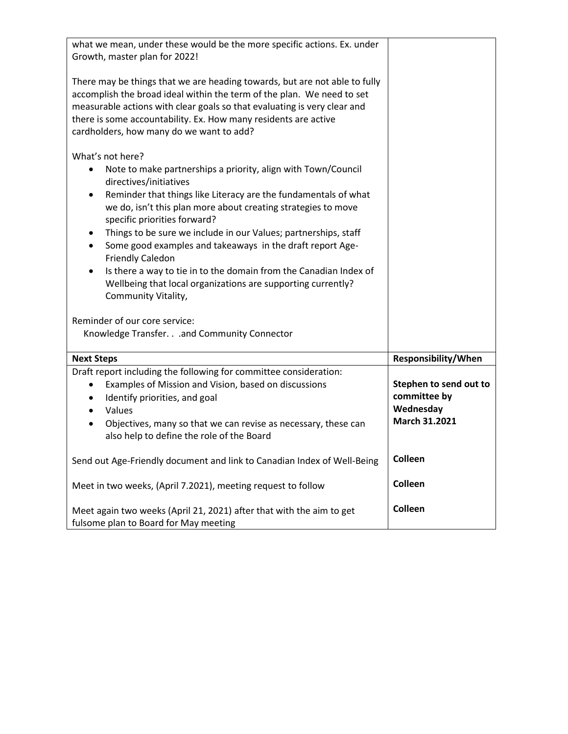| | |
|---|---|
| what we mean, under these would be the more specific actions. Ex. under Growth, master plan for 2022!<br><br>There may be things that we are heading towards, but are not able to fully accomplish the broad ideal within the term of the plan. We need to set measurable actions with clear goals so that evaluating is very clear and there is some accountability. Ex. How many residents are active cardholders, how many do we want to add?<br><br>What's not here?<br>• Note to make partnerships a priority, align with Town/Council directives/initiatives<br>• Reminder that things like Literacy are the fundamentals of what we do, isn't this plan more about creating strategies to move specific priorities forward?<br>• Things to be sure we include in our Values; partnerships, staff<br>• Some good examples and takeaways in the draft report Age-Friendly Caledon<br>• Is there a way to tie in to the domain from the Canadian Index of Wellbeing that local organizations are supporting currently? Community Vitality,<br><br>Reminder of our core service:<br>Knowledge Transfer. . .and Community Connector | |
| **Next Steps** | **Responsibility/When** |
| Draft report including the following for committee consideration:<br>• Examples of Mission and Vision, based on discussions<br>• Identify priorities, and goal<br>• Values<br>• Objectives, many so that we can revise as necessary, these can also help to define the role of the Board | **Stephen to send out to committee by Wednesday March 31.2021** |
| Send out Age-Friendly document and link to Canadian Index of Well-Being | **Colleen** |
| Meet in two weeks, (April 7.2021), meeting request to follow | **Colleen** |
| Meet again two weeks (April 21, 2021) after that with the aim to get fulsome plan to Board for May meeting | **Colleen** |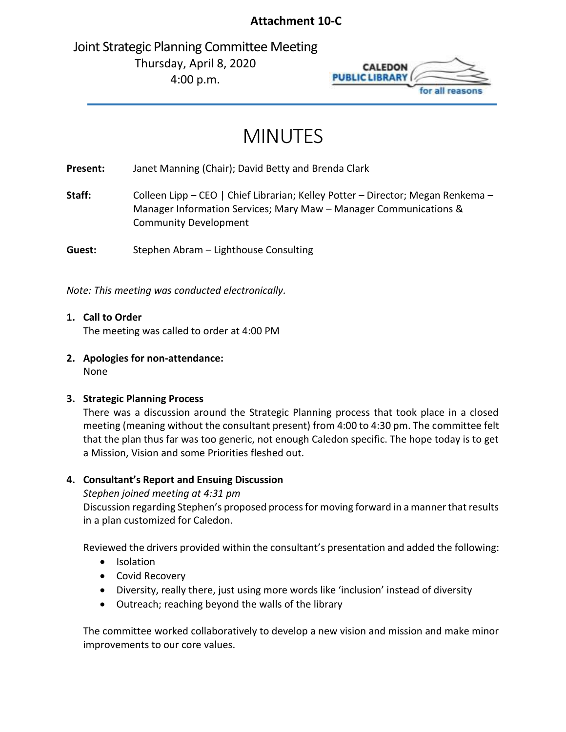**Attachment 10-C**

Joint Strategic Planning Committee Meeting
Thursday, April 8, 2020
4:00 p.m.

# MINUTES

**Present:** Janet Manning (Chair); David Betty and Brenda Clark

**Staff:** Colleen Lipp – CEO | Chief Librarian; Kelley Potter – Director; Megan Renkema – Manager Information Services; Mary Maw – Manager Communications & Community Development

**Guest:** Stephen Abram – Lighthouse Consulting

*Note: This meeting was conducted electronically.*

1. **Call to Order**
   The meeting was called to order at 4:00 PM

2. **Apologies for non-attendance:**
   None

3. **Strategic Planning Process**
   There was a discussion around the Strategic Planning process that took place in a closed meeting (meaning without the consultant present) from 4:00 to 4:30 pm. The committee felt that the plan thus far was too generic, not enough Caledon specific. The hope today is to get a Mission, Vision and some Priorities fleshed out.

4. **Consultant's Report and Ensuing Discussion**
   *Stephen joined meeting at 4:31 pm*
   Discussion regarding Stephen's proposed process for moving forward in a manner that results in a plan customized for Caledon.

   Reviewed the drivers provided within the consultant's presentation and added the following:
   - Isolation
   - Covid Recovery
   - Diversity, really there, just using more words like 'inclusion' instead of diversity
   - Outreach; reaching beyond the walls of the library

   The committee worked collaboratively to develop a new vision and mission and make minor improvements to our core values.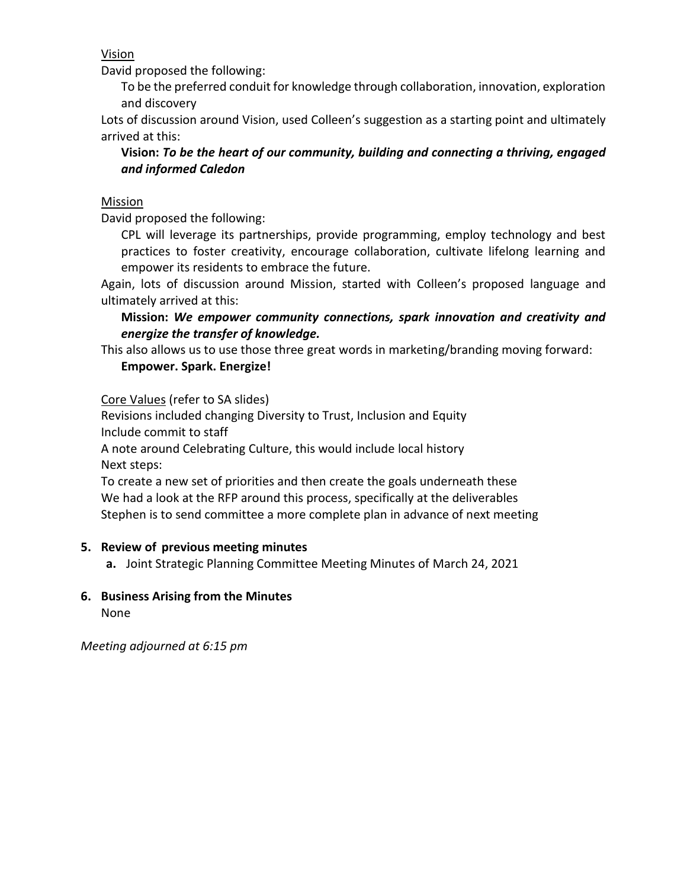Vision

David proposed the following:

> To be the preferred conduit for knowledge through collaboration, innovation, exploration and discovery

Lots of discussion around Vision, used Colleen's suggestion as a starting point and ultimately arrived at this:

> **Vision:** ***To be the heart of our community, building and connecting a thriving, engaged and informed Caledon***

Mission

David proposed the following:

> CPL will leverage its partnerships, provide programming, employ technology and best practices to foster creativity, encourage collaboration, cultivate lifelong learning and empower its residents to embrace the future.

Again, lots of discussion around Mission, started with Colleen's proposed language and ultimately arrived at this:

> **Mission:** ***We empower community connections, spark innovation and creativity and energize the transfer of knowledge.***

This also allows us to use those three great words in marketing/branding moving forward:

> **Empower. Spark. Energize!**

Core Values (refer to SA slides)

Revisions included changing Diversity to Trust, Inclusion and Equity

Include commit to staff

A note around Celebrating Culture, this would include local history

Next steps:

To create a new set of priorities and then create the goals underneath these

We had a look at the RFP around this process, specifically at the deliverables

Stephen is to send committee a more complete plan in advance of next meeting

**5. Review of previous meeting minutes**

**a.** Joint Strategic Planning Committee Meeting Minutes of March 24, 2021

**6. Business Arising from the Minutes**

None

*Meeting adjourned at 6:15 pm*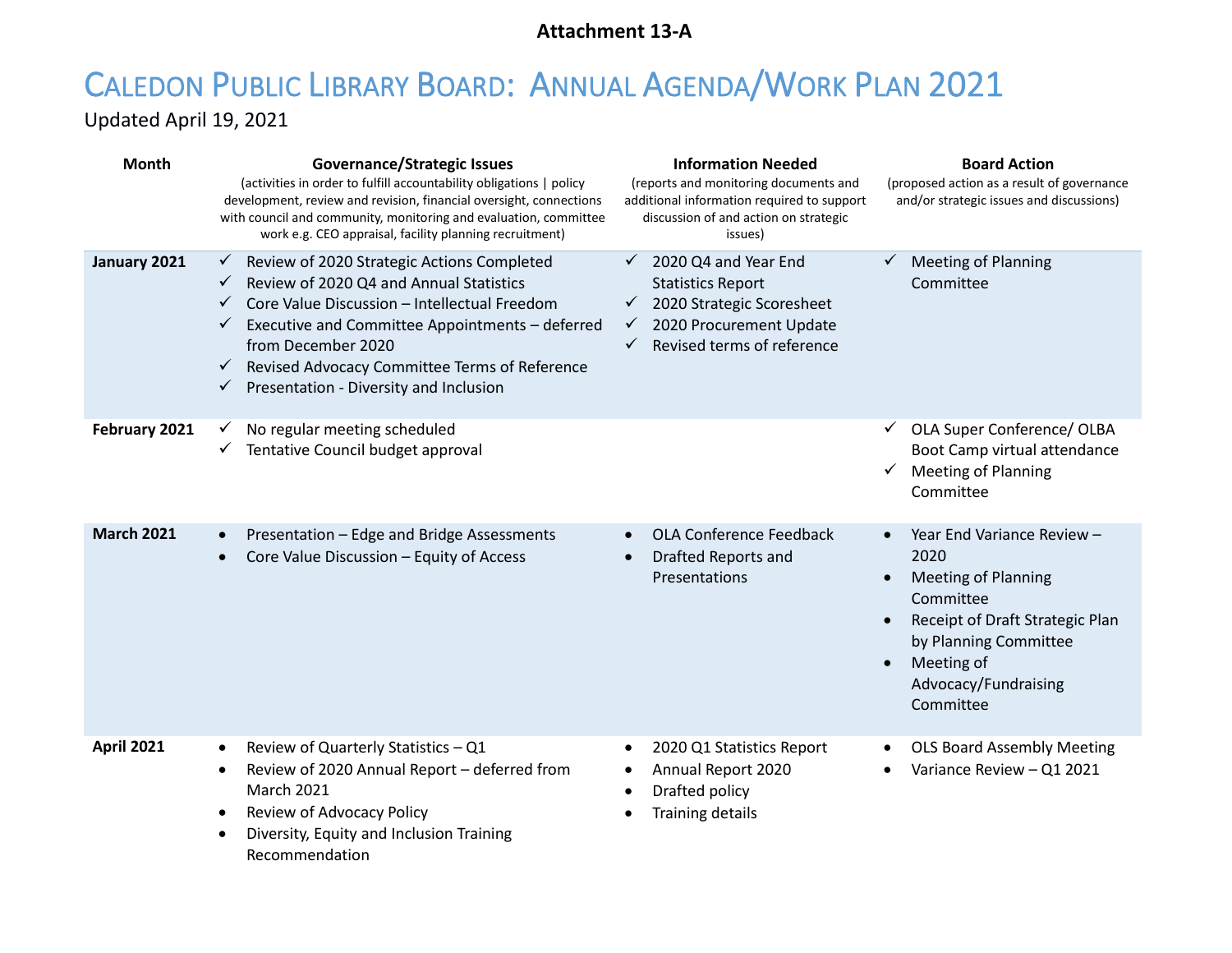**Attachment 13-A**

# Caledon Public Library Board: Annual Agenda/Work Plan 2021

Updated April 19, 2021

| Month | Governance/Strategic Issues (activities in order to fulfill accountability obligations \| policy development, review and revision, financial oversight, connections with council and community, monitoring and evaluation, committee work e.g. CEO appraisal, facility planning recruitment) | Information Needed (reports and monitoring documents and additional information required to support discussion of and action on strategic issues) | Board Action (proposed action as a result of governance and/or strategic issues and discussions) |
|---|---|---|---|
| **January 2021** | ✓ Review of 2020 Strategic Actions Completed<br>✓ Review of 2020 Q4 and Annual Statistics<br>✓ Core Value Discussion – Intellectual Freedom<br>✓ Executive and Committee Appointments – deferred from December 2020<br>✓ Revised Advocacy Committee Terms of Reference<br>✓ Presentation - Diversity and Inclusion | ✓ 2020 Q4 and Year End Statistics Report<br>✓ 2020 Strategic Scoresheet<br>✓ 2020 Procurement Update<br>✓ Revised terms of reference | ✓ Meeting of Planning Committee |
| **February 2021** | ✓ No regular meeting scheduled<br>✓ Tentative Council budget approval | | ✓ OLA Super Conference/ OLBA Boot Camp virtual attendance<br>✓ Meeting of Planning Committee |
| **March 2021** | • Presentation – Edge and Bridge Assessments<br>• Core Value Discussion – Equity of Access | • OLA Conference Feedback<br>• Drafted Reports and Presentations | • Year End Variance Review – 2020<br>• Meeting of Planning Committee<br>• Receipt of Draft Strategic Plan by Planning Committee<br>• Meeting of Advocacy/Fundraising Committee |
| **April 2021** | • Review of Quarterly Statistics – Q1<br>• Review of 2020 Annual Report – deferred from March 2021<br>• Review of Advocacy Policy<br>• Diversity, Equity and Inclusion Training Recommendation | • 2020 Q1 Statistics Report<br>• Annual Report 2020<br>• Drafted policy<br>• Training details | • OLS Board Assembly Meeting<br>• Variance Review – Q1 2021 |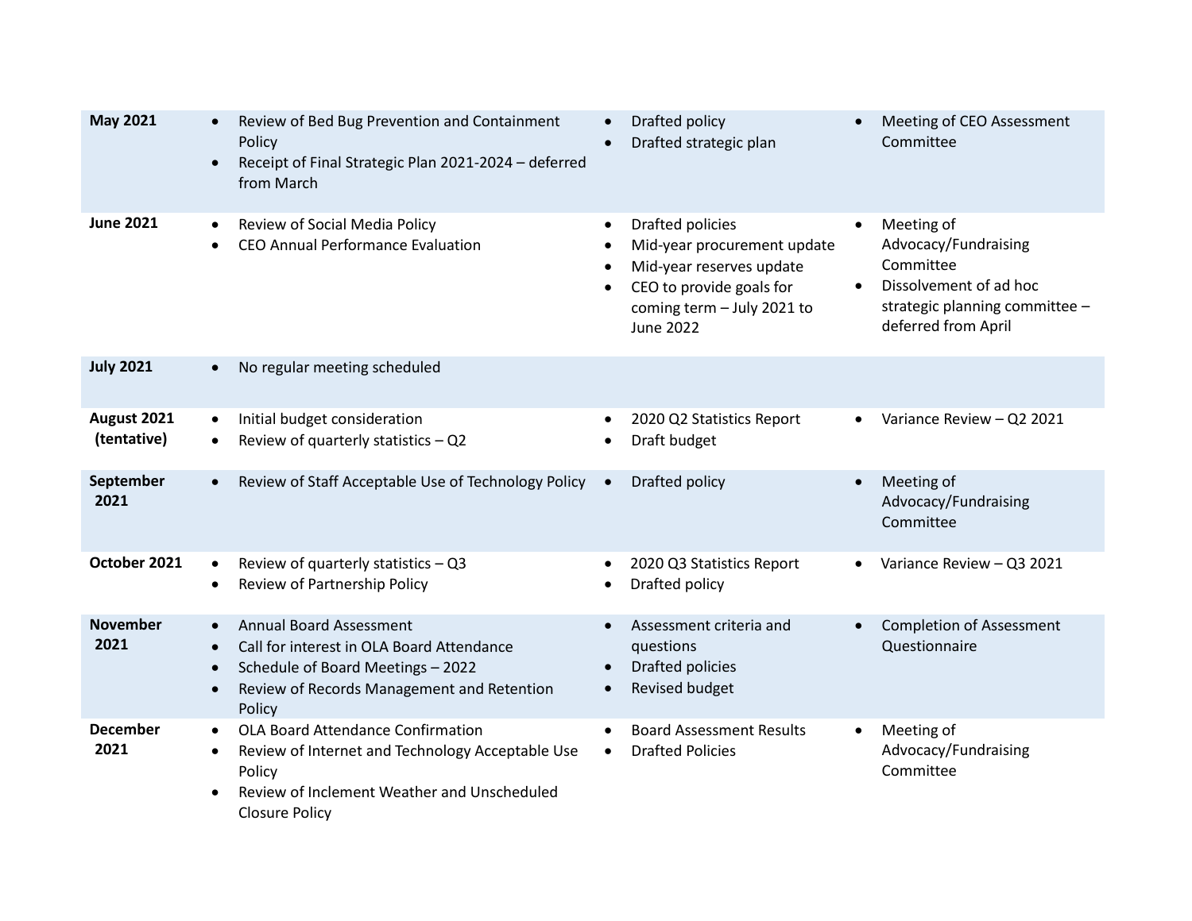| | | | |
|---|---|---|---|
| **May 2021** | • Review of Bed Bug Prevention and Containment Policy<br>• Receipt of Final Strategic Plan 2021-2024 – deferred from March | • Drafted policy<br>• Drafted strategic plan | • Meeting of CEO Assessment Committee |
| **June 2021** | • Review of Social Media Policy<br>• CEO Annual Performance Evaluation | • Drafted policies<br>• Mid-year procurement update<br>• Mid-year reserves update<br>• CEO to provide goals for coming term – July 2021 to June 2022 | • Meeting of Advocacy/Fundraising Committee<br>• Dissolvement of ad hoc strategic planning committee – deferred from April |
| **July 2021** | • No regular meeting scheduled | | |
| **August 2021 (tentative)** | • Initial budget consideration<br>• Review of quarterly statistics – Q2 | • 2020 Q2 Statistics Report<br>• Draft budget | • Variance Review – Q2 2021 |
| **September 2021** | • Review of Staff Acceptable Use of Technology Policy | • Drafted policy | • Meeting of Advocacy/Fundraising Committee |
| **October 2021** | • Review of quarterly statistics – Q3<br>• Review of Partnership Policy | • 2020 Q3 Statistics Report<br>• Drafted policy | • Variance Review – Q3 2021 |
| **November 2021** | • Annual Board Assessment<br>• Call for interest in OLA Board Attendance<br>• Schedule of Board Meetings – 2022<br>• Review of Records Management and Retention Policy | • Assessment criteria and questions<br>• Drafted policies<br>• Revised budget | • Completion of Assessment Questionnaire |
| **December 2021** | • OLA Board Attendance Confirmation<br>• Review of Internet and Technology Acceptable Use Policy<br>• Review of Inclement Weather and Unscheduled Closure Policy | • Board Assessment Results<br>• Drafted Policies | • Meeting of Advocacy/Fundraising Committee |